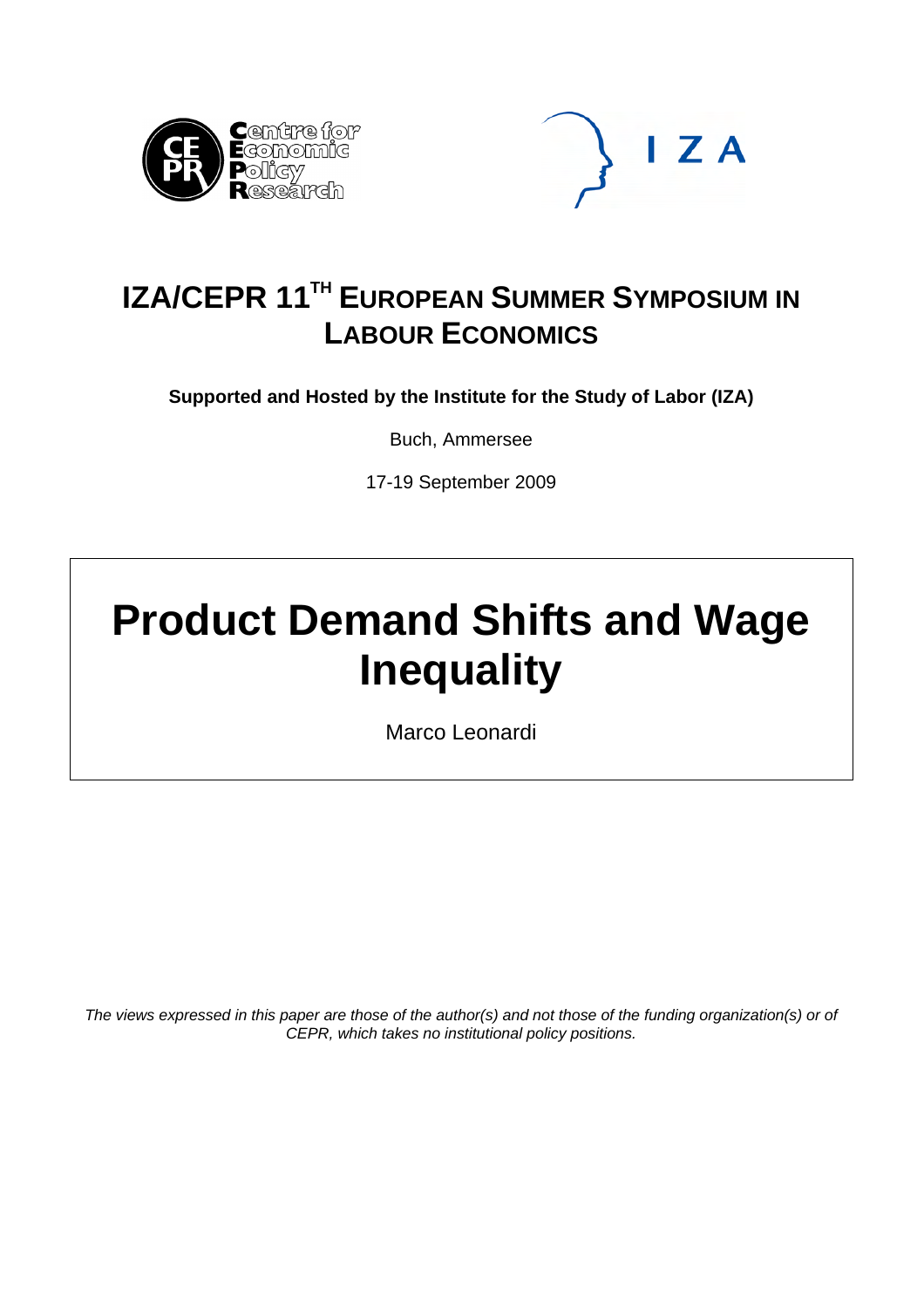# IZA/CEPR 11[TH] European Summer Symposium in Labour Economics

**Supported and Hosted by the Institute for the Study of Labor (IZA)**

Buch, Ammersee

17-19 September 2009

# Product Demand Shifts and Wage Inequality

Marco Leonardi

*The views expressed in this paper are those of the author(s) and not those of the funding organization(s) or of CEPR, which takes no institutional policy positions.*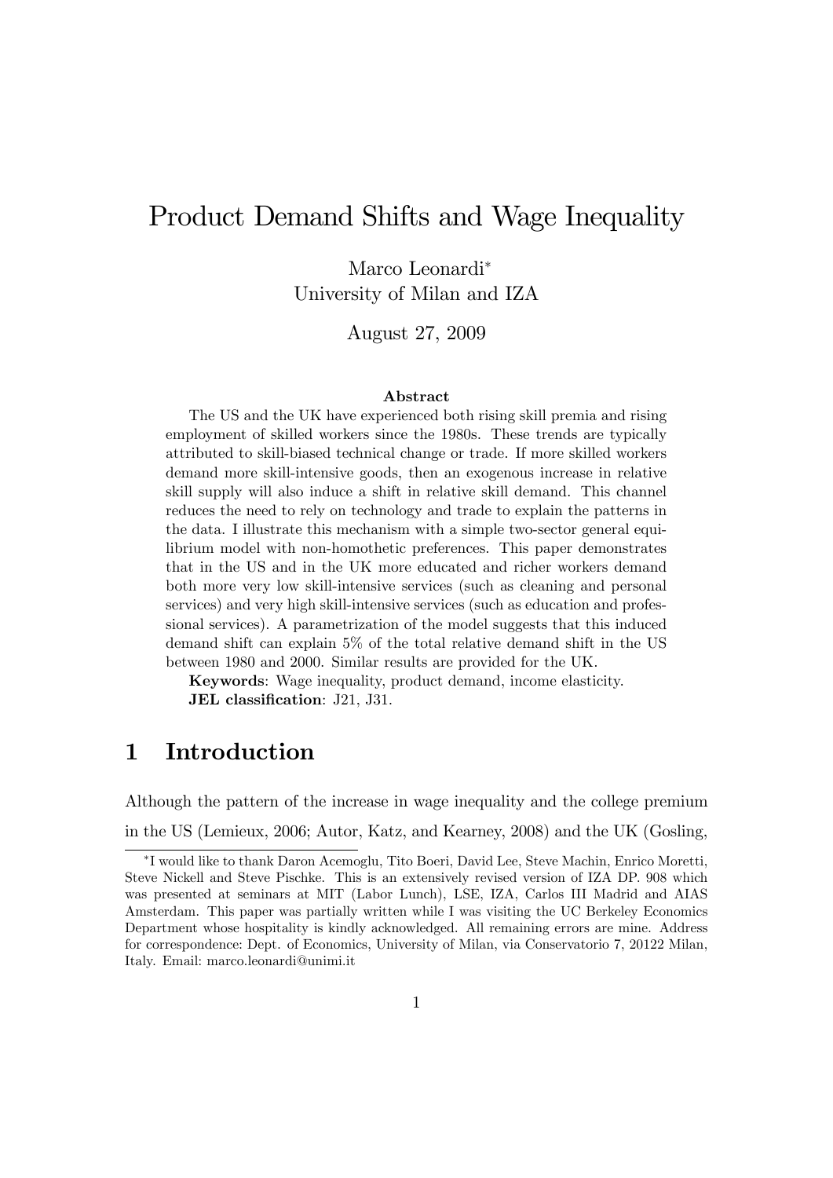# Product Demand Shifts and Wage Inequality

Marco Leonardi*
University of Milan and IZA

August 27, 2009

**Abstract**

The US and the UK have experienced both rising skill premia and rising employment of skilled workers since the 1980s. These trends are typically attributed to skill-biased technical change or trade. If more skilled workers demand more skill-intensive goods, then an exogenous increase in relative skill supply will also induce a shift in relative skill demand. This channel reduces the need to rely on technology and trade to explain the patterns in the data. I illustrate this mechanism with a simple two-sector general equilibrium model with non-homothetic preferences. This paper demonstrates that in the US and in the UK more educated and richer workers demand both more very low skill-intensive services (such as cleaning and personal services) and very high skill-intensive services (such as education and professional services). A parametrization of the model suggests that this induced demand shift can explain 5% of the total relative demand shift in the US between 1980 and 2000. Similar results are provided for the UK.

**Keywords**: Wage inequality, product demand, income elasticity.

**JEL classification**: J21, J31.

## 1 Introduction

Although the pattern of the increase in wage inequality and the college premium in the US (Lemieux, 2006; Autor, Katz, and Kearney, 2008) and the UK (Gosling,

*I would like to thank Daron Acemoglu, Tito Boeri, David Lee, Steve Machin, Enrico Moretti, Steve Nickell and Steve Pischke. This is an extensively revised version of IZA DP. 908 which was presented at seminars at MIT (Labor Lunch), LSE, IZA, Carlos III Madrid and AIAS Amsterdam. This paper was partially written while I was visiting the UC Berkeley Economics Department whose hospitality is kindly acknowledged. All remaining errors are mine. Address for correspondence: Dept. of Economics, University of Milan, via Conservatorio 7, 20122 Milan, Italy. Email: marco.leonardi@unimi.it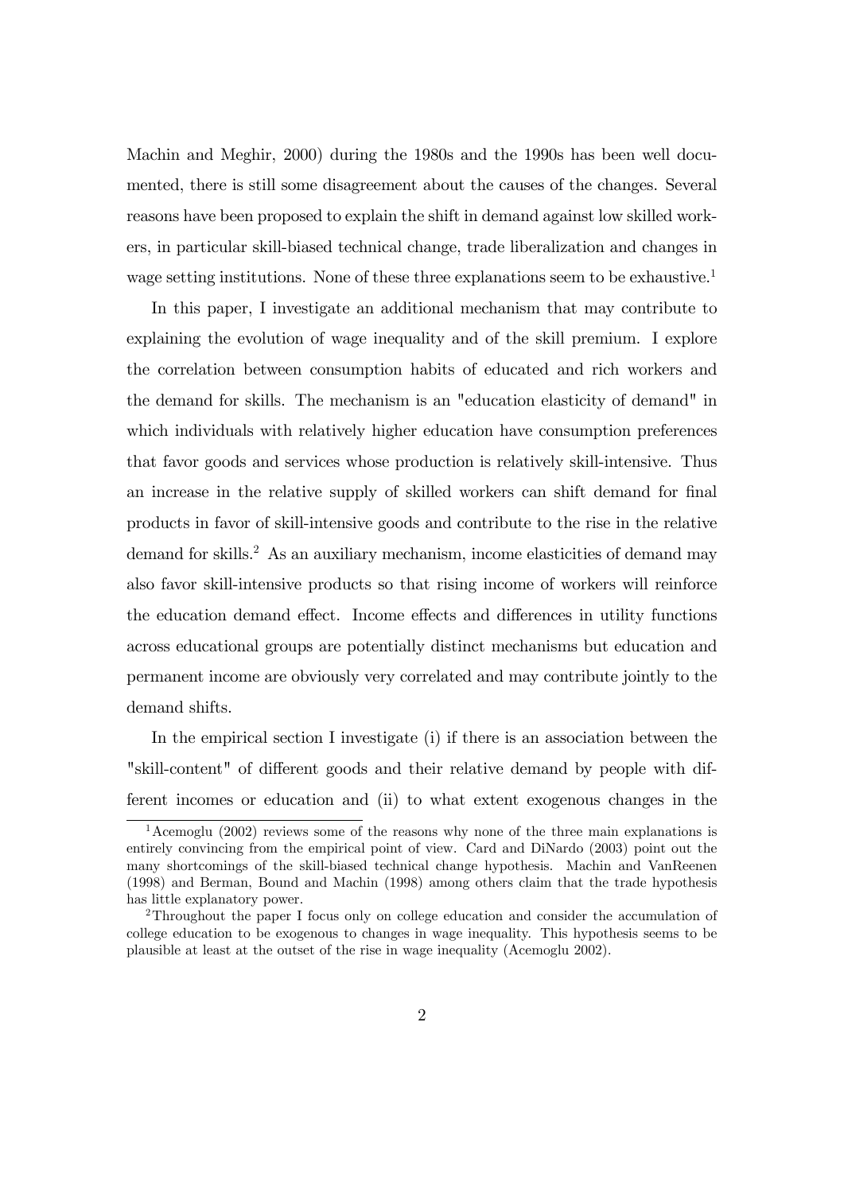Machin and Meghir, 2000) during the 1980s and the 1990s has been well documented, there is still some disagreement about the causes of the changes. Several reasons have been proposed to explain the shift in demand against low skilled workers, in particular skill-biased technical change, trade liberalization and changes in wage setting institutions. None of these three explanations seem to be exhaustive.[1]

In this paper, I investigate an additional mechanism that may contribute to explaining the evolution of wage inequality and of the skill premium. I explore the correlation between consumption habits of educated and rich workers and the demand for skills. The mechanism is an "education elasticity of demand" in which individuals with relatively higher education have consumption preferences that favor goods and services whose production is relatively skill-intensive. Thus an increase in the relative supply of skilled workers can shift demand for final products in favor of skill-intensive goods and contribute to the rise in the relative demand for skills.[2] As an auxiliary mechanism, income elasticities of demand may also favor skill-intensive products so that rising income of workers will reinforce the education demand effect. Income effects and differences in utility functions across educational groups are potentially distinct mechanisms but education and permanent income are obviously very correlated and may contribute jointly to the demand shifts.

In the empirical section I investigate (i) if there is an association between the "skill-content" of different goods and their relative demand by people with different incomes or education and (ii) to what extent exogenous changes in the

[1] Acemoglu (2002) reviews some of the reasons why none of the three main explanations is entirely convincing from the empirical point of view. Card and DiNardo (2003) point out the many shortcomings of the skill-biased technical change hypothesis. Machin and VanReenen (1998) and Berman, Bound and Machin (1998) among others claim that the trade hypothesis has little explanatory power.

[2] Throughout the paper I focus only on college education and consider the accumulation of college education to be exogenous to changes in wage inequality. This hypothesis seems to be plausible at least at the outset of the rise in wage inequality (Acemoglu 2002).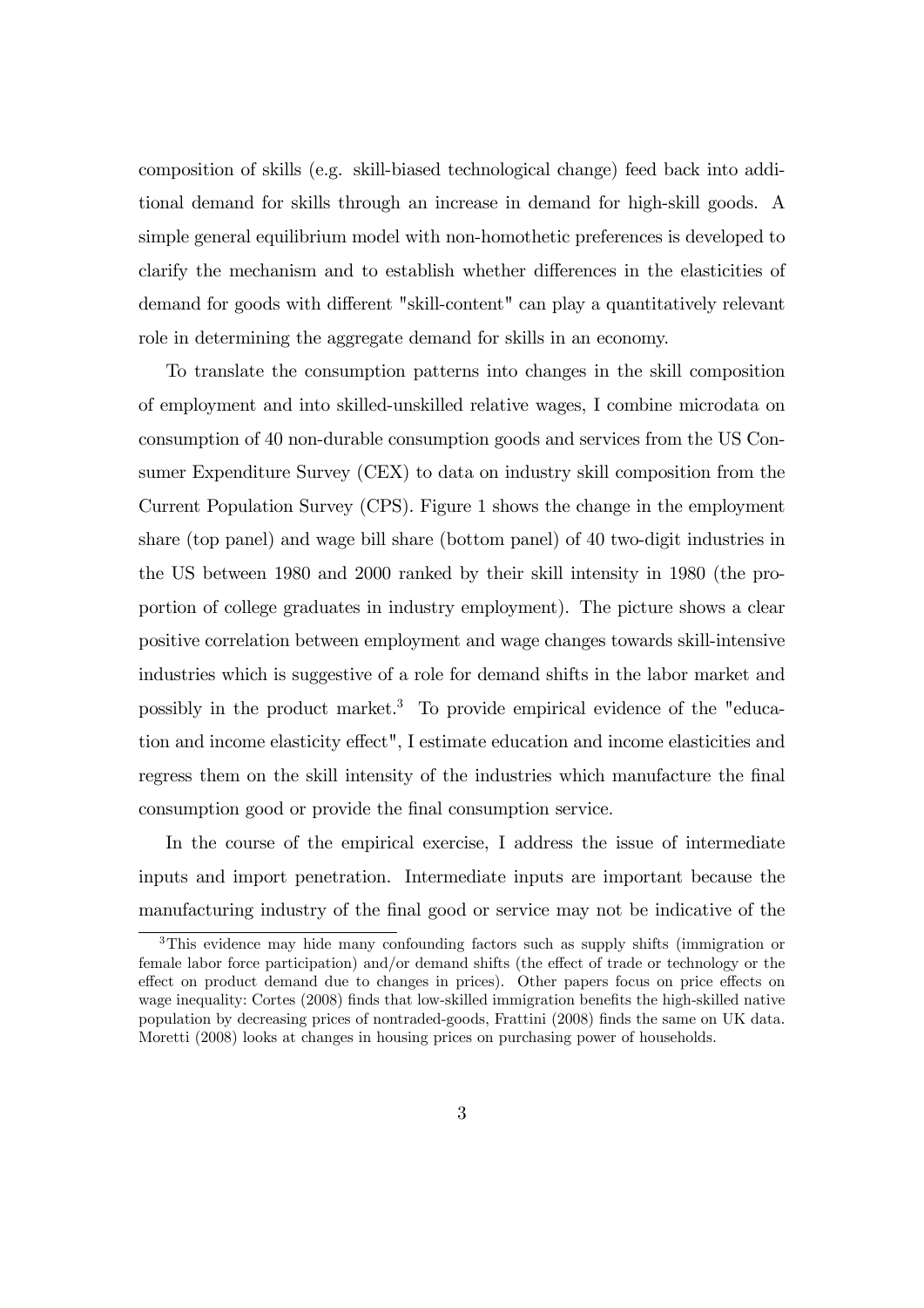composition of skills (e.g. skill-biased technological change) feed back into additional demand for skills through an increase in demand for high-skill goods. A simple general equilibrium model with non-homothetic preferences is developed to clarify the mechanism and to establish whether differences in the elasticities of demand for goods with different "skill-content" can play a quantitatively relevant role in determining the aggregate demand for skills in an economy.

To translate the consumption patterns into changes in the skill composition of employment and into skilled-unskilled relative wages, I combine microdata on consumption of 40 non-durable consumption goods and services from the US Consumer Expenditure Survey (CEX) to data on industry skill composition from the Current Population Survey (CPS). Figure 1 shows the change in the employment share (top panel) and wage bill share (bottom panel) of 40 two-digit industries in the US between 1980 and 2000 ranked by their skill intensity in 1980 (the proportion of college graduates in industry employment). The picture shows a clear positive correlation between employment and wage changes towards skill-intensive industries which is suggestive of a role for demand shifts in the labor market and possibly in the product market.[3] To provide empirical evidence of the "education and income elasticity effect", I estimate education and income elasticities and regress them on the skill intensity of the industries which manufacture the final consumption good or provide the final consumption service.

In the course of the empirical exercise, I address the issue of intermediate inputs and import penetration. Intermediate inputs are important because the manufacturing industry of the final good or service may not be indicative of the

[3] This evidence may hide many confounding factors such as supply shifts (immigration or female labor force participation) and/or demand shifts (the effect of trade or technology or the effect on product demand due to changes in prices). Other papers focus on price effects on wage inequality: Cortes (2008) finds that low-skilled immigration benefits the high-skilled native population by decreasing prices of nontraded-goods, Frattini (2008) finds the same on UK data. Moretti (2008) looks at changes in housing prices on purchasing power of households.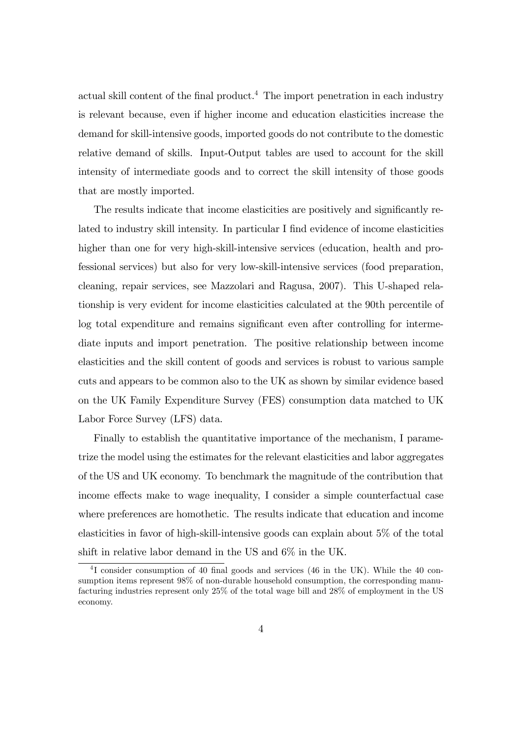actual skill content of the final product.[4] The import penetration in each industry is relevant because, even if higher income and education elasticities increase the demand for skill-intensive goods, imported goods do not contribute to the domestic relative demand of skills. Input-Output tables are used to account for the skill intensity of intermediate goods and to correct the skill intensity of those goods that are mostly imported.

The results indicate that income elasticities are positively and significantly related to industry skill intensity. In particular I find evidence of income elasticities higher than one for very high-skill-intensive services (education, health and professional services) but also for very low-skill-intensive services (food preparation, cleaning, repair services, see Mazzolari and Ragusa, 2007). This U-shaped relationship is very evident for income elasticities calculated at the 90th percentile of log total expenditure and remains significant even after controlling for intermediate inputs and import penetration. The positive relationship between income elasticities and the skill content of goods and services is robust to various sample cuts and appears to be common also to the UK as shown by similar evidence based on the UK Family Expenditure Survey (FES) consumption data matched to UK Labor Force Survey (LFS) data.

Finally to establish the quantitative importance of the mechanism, I parametrize the model using the estimates for the relevant elasticities and labor aggregates of the US and UK economy. To benchmark the magnitude of the contribution that income effects make to wage inequality, I consider a simple counterfactual case where preferences are homothetic. The results indicate that education and income elasticities in favor of high-skill-intensive goods can explain about 5% of the total shift in relative labor demand in the US and 6% in the UK.

[4] I consider consumption of 40 final goods and services (46 in the UK). While the 40 consumption items represent 98% of non-durable household consumption, the corresponding manufacturing industries represent only 25% of the total wage bill and 28% of employment in the US economy.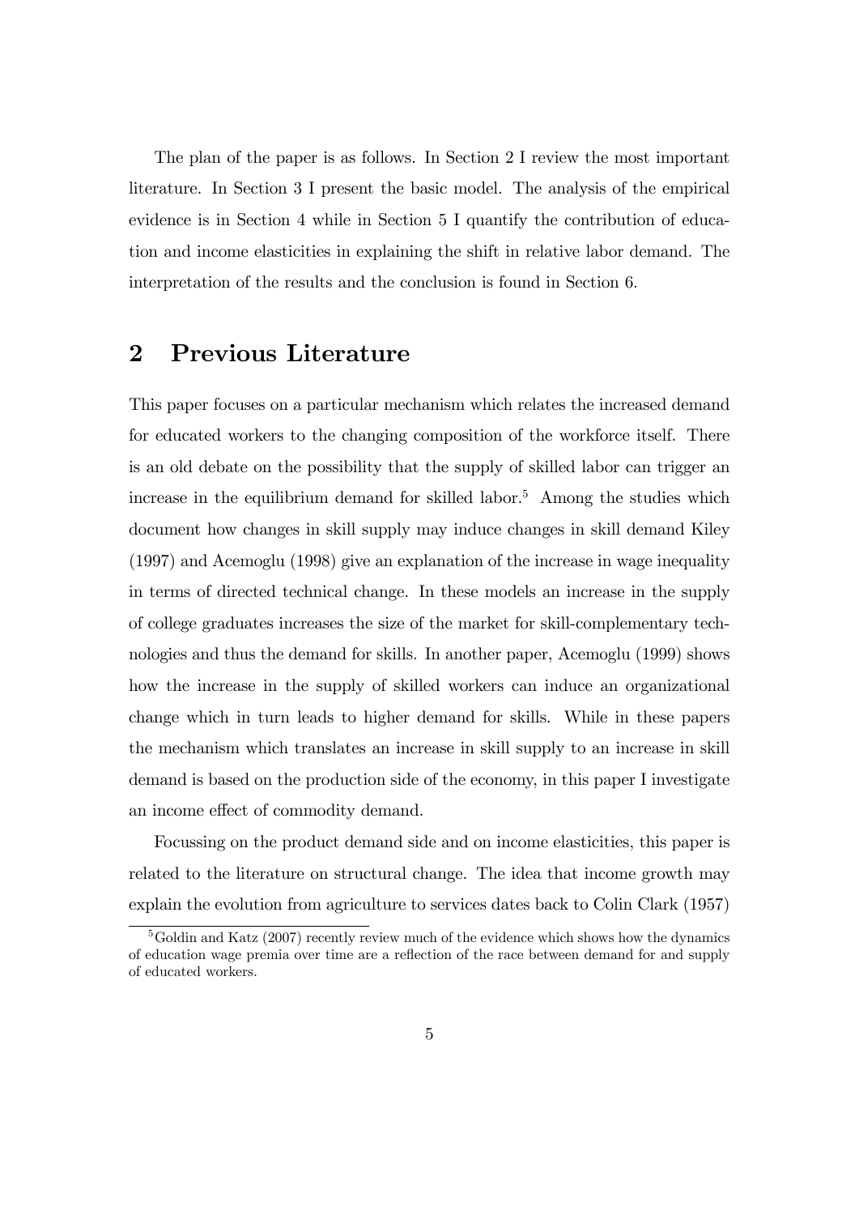The plan of the paper is as follows. In Section 2 I review the most important literature. In Section 3 I present the basic model. The analysis of the empirical evidence is in Section 4 while in Section 5 I quantify the contribution of education and income elasticities in explaining the shift in relative labor demand. The interpretation of the results and the conclusion is found in Section 6.

## 2 Previous Literature

This paper focuses on a particular mechanism which relates the increased demand for educated workers to the changing composition of the workforce itself. There is an old debate on the possibility that the supply of skilled labor can trigger an increase in the equilibrium demand for skilled labor.[5] Among the studies which document how changes in skill supply may induce changes in skill demand Kiley (1997) and Acemoglu (1998) give an explanation of the increase in wage inequality in terms of directed technical change. In these models an increase in the supply of college graduates increases the size of the market for skill-complementary technologies and thus the demand for skills. In another paper, Acemoglu (1999) shows how the increase in the supply of skilled workers can induce an organizational change which in turn leads to higher demand for skills. While in these papers the mechanism which translates an increase in skill supply to an increase in skill demand is based on the production side of the economy, in this paper I investigate an income effect of commodity demand.

Focussing on the product demand side and on income elasticities, this paper is related to the literature on structural change. The idea that income growth may explain the evolution from agriculture to services dates back to Colin Clark (1957)

[5] Goldin and Katz (2007) recently review much of the evidence which shows how the dynamics of education wage premia over time are a reflection of the race between demand for and supply of educated workers.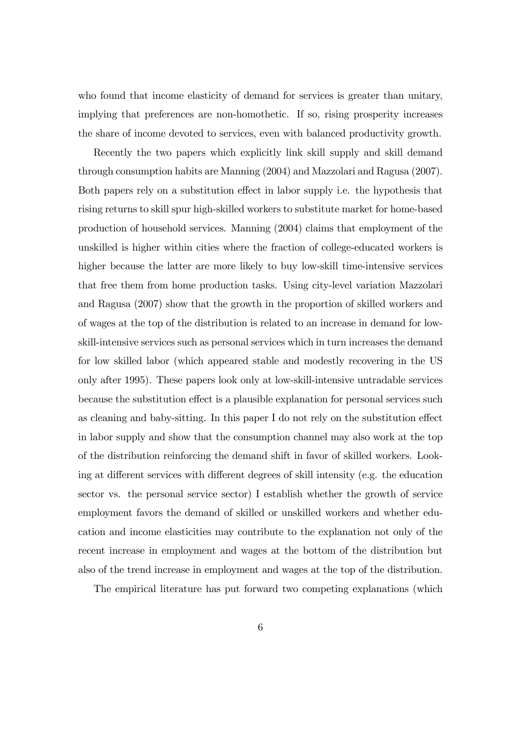who found that income elasticity of demand for services is greater than unitary, implying that preferences are non-homothetic. If so, rising prosperity increases the share of income devoted to services, even with balanced productivity growth.

Recently the two papers which explicitly link skill supply and skill demand through consumption habits are Manning (2004) and Mazzolari and Ragusa (2007). Both papers rely on a substitution effect in labor supply i.e. the hypothesis that rising returns to skill spur high-skilled workers to substitute market for home-based production of household services. Manning (2004) claims that employment of the unskilled is higher within cities where the fraction of college-educated workers is higher because the latter are more likely to buy low-skill time-intensive services that free them from home production tasks. Using city-level variation Mazzolari and Ragusa (2007) show that the growth in the proportion of skilled workers and of wages at the top of the distribution is related to an increase in demand for low-skill-intensive services such as personal services which in turn increases the demand for low skilled labor (which appeared stable and modestly recovering in the US only after 1995). These papers look only at low-skill-intensive untradable services because the substitution effect is a plausible explanation for personal services such as cleaning and baby-sitting. In this paper I do not rely on the substitution effect in labor supply and show that the consumption channel may also work at the top of the distribution reinforcing the demand shift in favor of skilled workers. Looking at different services with different degrees of skill intensity (e.g. the education sector vs. the personal service sector) I establish whether the growth of service employment favors the demand of skilled or unskilled workers and whether education and income elasticities may contribute to the explanation not only of the recent increase in employment and wages at the bottom of the distribution but also of the trend increase in employment and wages at the top of the distribution.

The empirical literature has put forward two competing explanations (which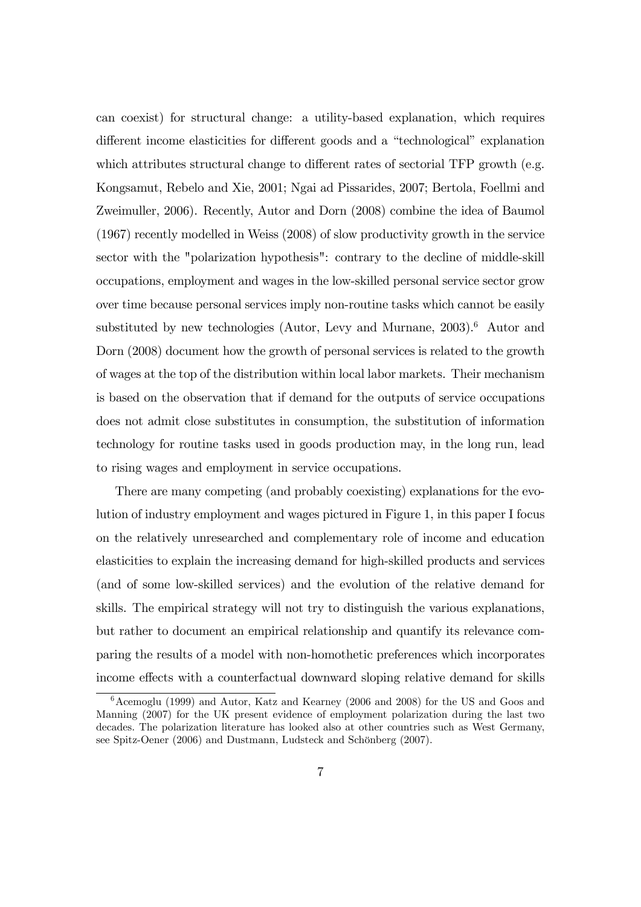can coexist) for structural change: a utility-based explanation, which requires different income elasticities for different goods and a "technological" explanation which attributes structural change to different rates of sectorial TFP growth (e.g. Kongsamut, Rebelo and Xie, 2001; Ngai ad Pissarides, 2007; Bertola, Foellmi and Zweimuller, 2006). Recently, Autor and Dorn (2008) combine the idea of Baumol (1967) recently modelled in Weiss (2008) of slow productivity growth in the service sector with the "polarization hypothesis": contrary to the decline of middle-skill occupations, employment and wages in the low-skilled personal service sector grow over time because personal services imply non-routine tasks which cannot be easily substituted by new technologies (Autor, Levy and Murnane, 2003).[6] Autor and Dorn (2008) document how the growth of personal services is related to the growth of wages at the top of the distribution within local labor markets. Their mechanism is based on the observation that if demand for the outputs of service occupations does not admit close substitutes in consumption, the substitution of information technology for routine tasks used in goods production may, in the long run, lead to rising wages and employment in service occupations.

There are many competing (and probably coexisting) explanations for the evolution of industry employment and wages pictured in Figure 1, in this paper I focus on the relatively unresearched and complementary role of income and education elasticities to explain the increasing demand for high-skilled products and services (and of some low-skilled services) and the evolution of the relative demand for skills. The empirical strategy will not try to distinguish the various explanations, but rather to document an empirical relationship and quantify its relevance comparing the results of a model with non-homothetic preferences which incorporates income effects with a counterfactual downward sloping relative demand for skills

[6] Acemoglu (1999) and Autor, Katz and Kearney (2006 and 2008) for the US and Goos and Manning (2007) for the UK present evidence of employment polarization during the last two decades. The polarization literature has looked also at other countries such as West Germany, see Spitz-Oener (2006) and Dustmann, Ludsteck and Schönberg (2007).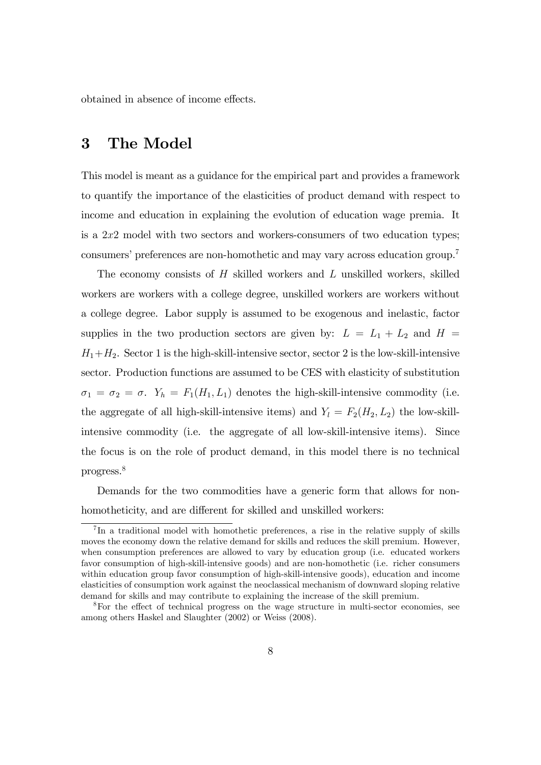obtained in absence of income effects.

# 3 The Model

This model is meant as a guidance for the empirical part and provides a framework to quantify the importance of the elasticities of product demand with respect to income and education in explaining the evolution of education wage premia. It is a $2x2$ model with two sectors and workers-consumers of two education types; consumers' preferences are non-homothetic and may vary across education group.[7]

The economy consists of $H$ skilled workers and $L$ unskilled workers, skilled workers are workers with a college degree, unskilled workers are workers without a college degree. Labor supply is assumed to be exogenous and inelastic, factor supplies in the two production sectors are given by: $L = L_1 + L_2$ and $H = H_1 + H_2$. Sector 1 is the high-skill-intensive sector, sector 2 is the low-skill-intensive sector. Production functions are assumed to be CES with elasticity of substitution $\sigma_1 = \sigma_2 = \sigma$. $Y_h = F_1(H_1, L_1)$ denotes the high-skill-intensive commodity (i.e. the aggregate of all high-skill-intensive items) and $Y_l = F_2(H_2, L_2)$ the low-skill-intensive commodity (i.e. the aggregate of all low-skill-intensive items). Since the focus is on the role of product demand, in this model there is no technical progress.[8]

Demands for the two commodities have a generic form that allows for non-homotheticity, and are different for skilled and unskilled workers:

[7] In a traditional model with homothetic preferences, a rise in the relative supply of skills moves the economy down the relative demand for skills and reduces the skill premium. However, when consumption preferences are allowed to vary by education group (i.e. educated workers favor consumption of high-skill-intensive goods) and are non-homothetic (i.e. richer consumers within education group favor consumption of high-skill-intensive goods), education and income elasticities of consumption work against the neoclassical mechanism of downward sloping relative demand for skills and may contribute to explaining the increase of the skill premium.

[8] For the effect of technical progress on the wage structure in multi-sector economies, see among others Haskel and Slaughter (2002) or Weiss (2008).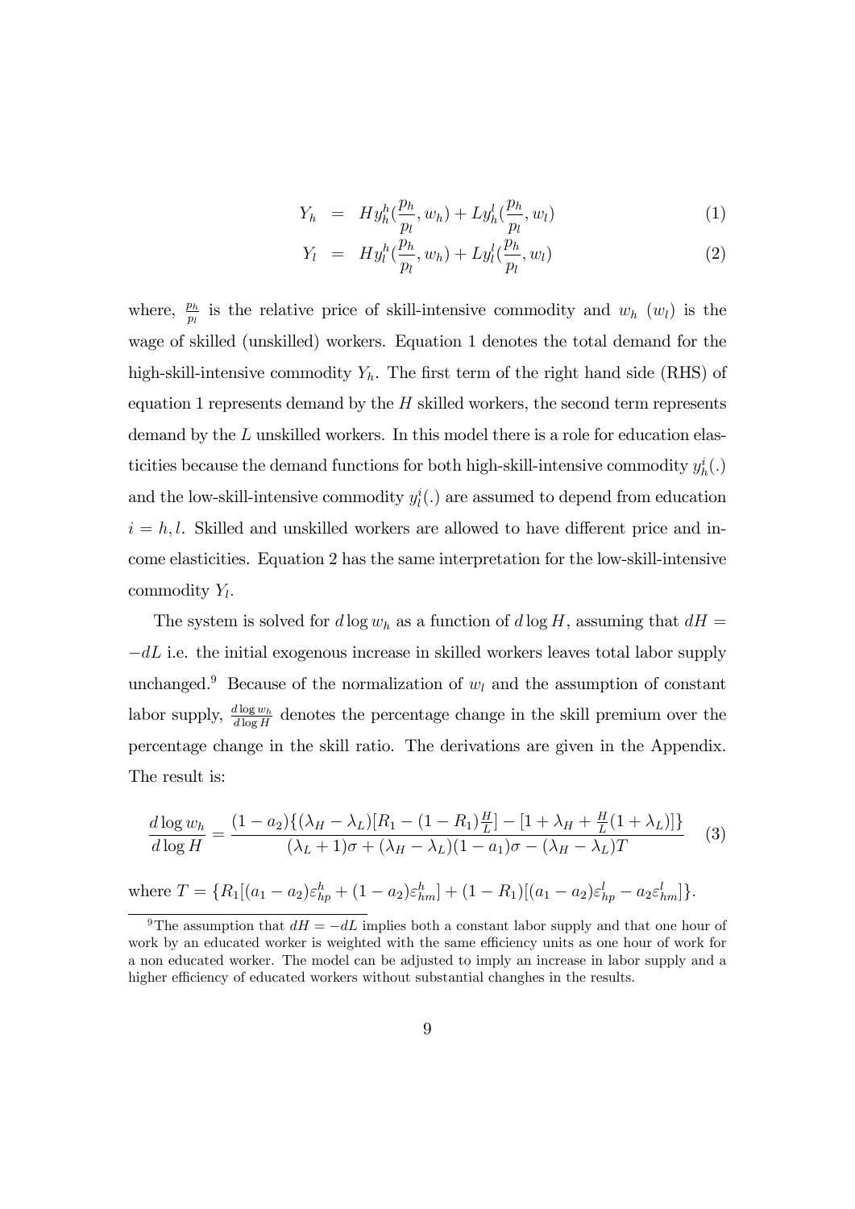$$Y_h = Hy_h^h(\frac{p_h}{p_l}, w_h) + Ly_h^l(\frac{p_h}{p_l}, w_l) \quad (1)$$

$$Y_l = Hy_l^h(\frac{p_h}{p_l}, w_h) + Ly_l^l(\frac{p_h}{p_l}, w_l) \quad (2)$$

where, $\frac{p_h}{p_l}$ is the relative price of skill-intensive commodity and $w_h$ ($w_l$) is the wage of skilled (unskilled) workers. Equation 1 denotes the total demand for the high-skill-intensive commodity $Y_h$. The first term of the right hand side (RHS) of equation 1 represents demand by the $H$ skilled workers, the second term represents demand by the $L$ unskilled workers. In this model there is a role for education elasticities because the demand functions for both high-skill-intensive commodity $y_h^i(.)$ and the low-skill-intensive commodity $y_l^i(.)$ are assumed to depend from education $i = h, l$. Skilled and unskilled workers are allowed to have different price and income elasticities. Equation 2 has the same interpretation for the low-skill-intensive commodity $Y_l$.

The system is solved for $d \log w_h$ as a function of $d \log H$, assuming that $dH = -dL$ i.e. the initial exogenous increase in skilled workers leaves total labor supply unchanged.[9] Because of the normalization of $w_l$ and the assumption of constant labor supply, $\frac{d \log w_h}{d \log H}$ denotes the percentage change in the skill premium over the percentage change in the skill ratio. The derivations are given in the Appendix. The result is:

$$\frac{d \log w_h}{d \log H} = \frac{(1-a_2)\{(\lambda_H - \lambda_L)[R_1 - (1-R_1)\frac{H}{L}] - [1 + \lambda_H + \frac{H}{L}(1+\lambda_L)]\}}{(\lambda_L + 1)\sigma + (\lambda_H - \lambda_L)(1-a_1)\sigma - (\lambda_H - \lambda_L)T} \quad (3)$$

where $T = \{R_1[(a_1 - a_2)\varepsilon_{hp}^h + (1-a_2)\varepsilon_{hm}^h] + (1-R_1)[(a_1 - a_2)\varepsilon_{hp}^l - a_2\varepsilon_{hm}^l]\}$.

[9] The assumption that $dH = -dL$ implies both a constant labor supply and that one hour of work by an educated worker is weighted with the same efficiency units as one hour of work for a non educated worker. The model can be adjusted to imply an increase in labor supply and a higher efficiency of educated workers without substantial chanqhes in the results.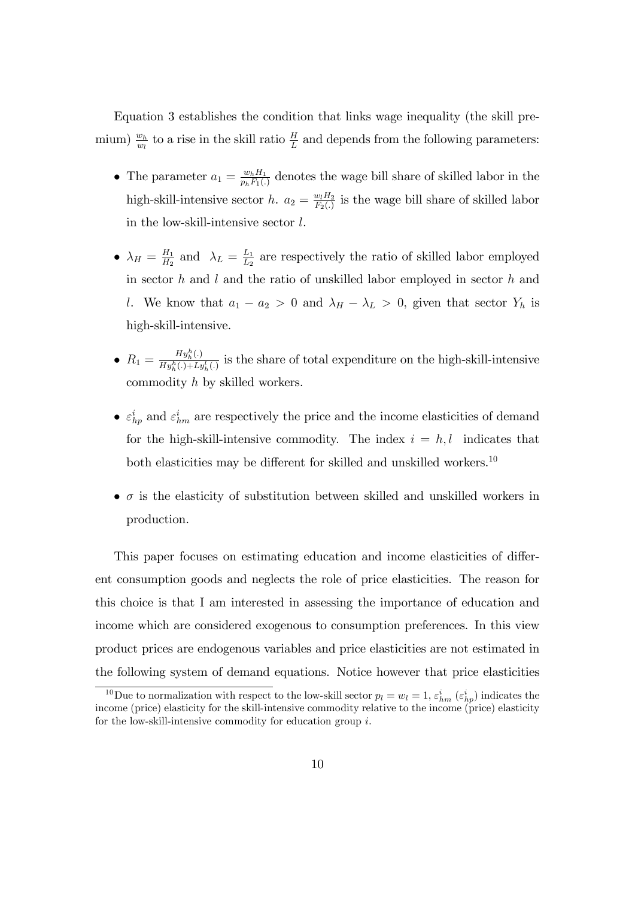Equation 3 establishes the condition that links wage inequality (the skill premium) $\frac{w_h}{w_l}$ to a rise in the skill ratio $\frac{H}{L}$ and depends from the following parameters:

- The parameter $a_1 = \frac{w_h H_1}{p_h F_1(.)}$ denotes the wage bill share of skilled labor in the high-skill-intensive sector $h$. $a_2 = \frac{w_l H_2}{F_2(.)}$ is the wage bill share of skilled labor in the low-skill-intensive sector $l$.

- $\lambda_H = \frac{H_1}{H_2}$ and $\lambda_L = \frac{L_1}{L_2}$ are respectively the ratio of skilled labor employed in sector $h$ and $l$ and the ratio of unskilled labor employed in sector $h$ and $l$. We know that $a_1 - a_2 > 0$ and $\lambda_H - \lambda_L > 0$, given that sector $Y_h$ is high-skill-intensive.

- $R_1 = \frac{H y_h^h(.)}{H y_h^h(.) + L y_h^l(.)}$ is the share of total expenditure on the high-skill-intensive commodity $h$ by skilled workers.

- $\varepsilon_{hp}^i$ and $\varepsilon_{hm}^i$ are respectively the price and the income elasticities of demand for the high-skill-intensive commodity. The index $i = h, l$ indicates that both elasticities may be different for skilled and unskilled workers.[10]

- $\sigma$ is the elasticity of substitution between skilled and unskilled workers in production.

This paper focuses on estimating education and income elasticities of different consumption goods and neglects the role of price elasticities. The reason for this choice is that I am interested in assessing the importance of education and income which are considered exogenous to consumption preferences. In this view product prices are endogenous variables and price elasticities are not estimated in the following system of demand equations. Notice however that price elasticities

[10] Due to normalization with respect to the low-skill sector $p_l = w_l = 1$, $\varepsilon_{hm}^i$ ($\varepsilon_{hp}^i$) indicates the income (price) elasticity for the skill-intensive commodity relative to the income (price) elasticity for the low-skill-intensive commodity for education group $i$.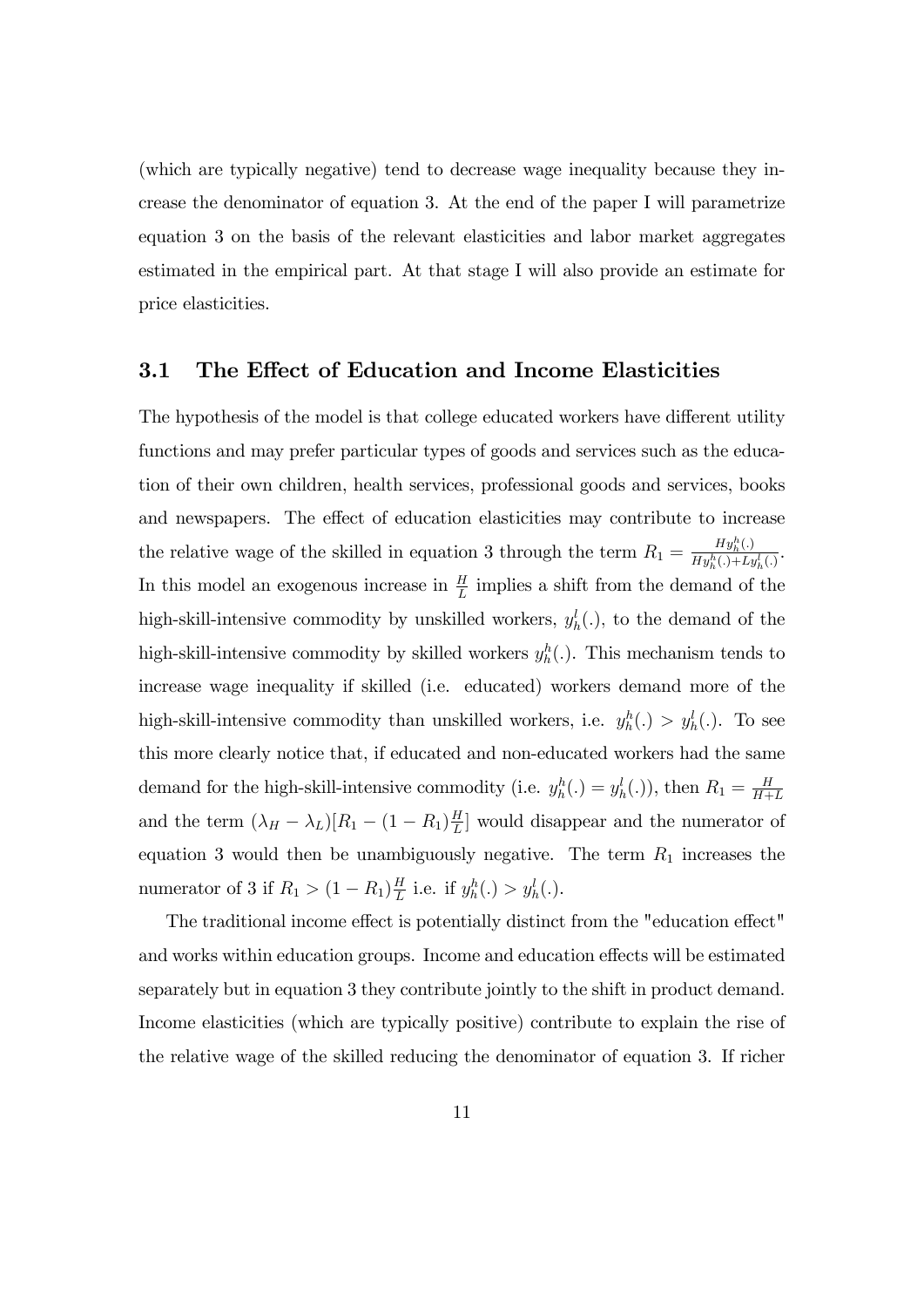(which are typically negative) tend to decrease wage inequality because they increase the denominator of equation 3. At the end of the paper I will parametrize equation 3 on the basis of the relevant elasticities and labor market aggregates estimated in the empirical part. At that stage I will also provide an estimate for price elasticities.

### 3.1 The Effect of Education and Income Elasticities

The hypothesis of the model is that college educated workers have different utility functions and may prefer particular types of goods and services such as the education of their own children, health services, professional goods and services, books and newspapers. The effect of education elasticities may contribute to increase the relative wage of the skilled in equation 3 through the term $R_1 = \frac{Hy_h^h(.)}{Hy_h^h(.)+Ly_h^l(.)}$. In this model an exogenous increase in $\frac{H}{L}$ implies a shift from the demand of the high-skill-intensive commodity by unskilled workers, $y_h^l(.)$, to the demand of the high-skill-intensive commodity by skilled workers $y_h^h(.)$. This mechanism tends to increase wage inequality if skilled (i.e. educated) workers demand more of the high-skill-intensive commodity than unskilled workers, i.e. $y_h^h(.) > y_h^l(.)$. To see this more clearly notice that, if educated and non-educated workers had the same demand for the high-skill-intensive commodity (i.e. $y_h^h(.) = y_h^l(.)$), then $R_1 = \frac{H}{H+L}$ and the term $(\lambda_H - \lambda_L)[R_1 - (1 - R_1)\frac{H}{L}]$ would disappear and the numerator of equation 3 would then be unambiguously negative. The term $R_1$ increases the numerator of 3 if $R_1 > (1 - R_1)\frac{H}{L}$ i.e. if $y_h^h(.) > y_h^l(.)$.

The traditional income effect is potentially distinct from the "education effect" and works within education groups. Income and education effects will be estimated separately but in equation 3 they contribute jointly to the shift in product demand. Income elasticities (which are typically positive) contribute to explain the rise of the relative wage of the skilled reducing the denominator of equation 3. If richer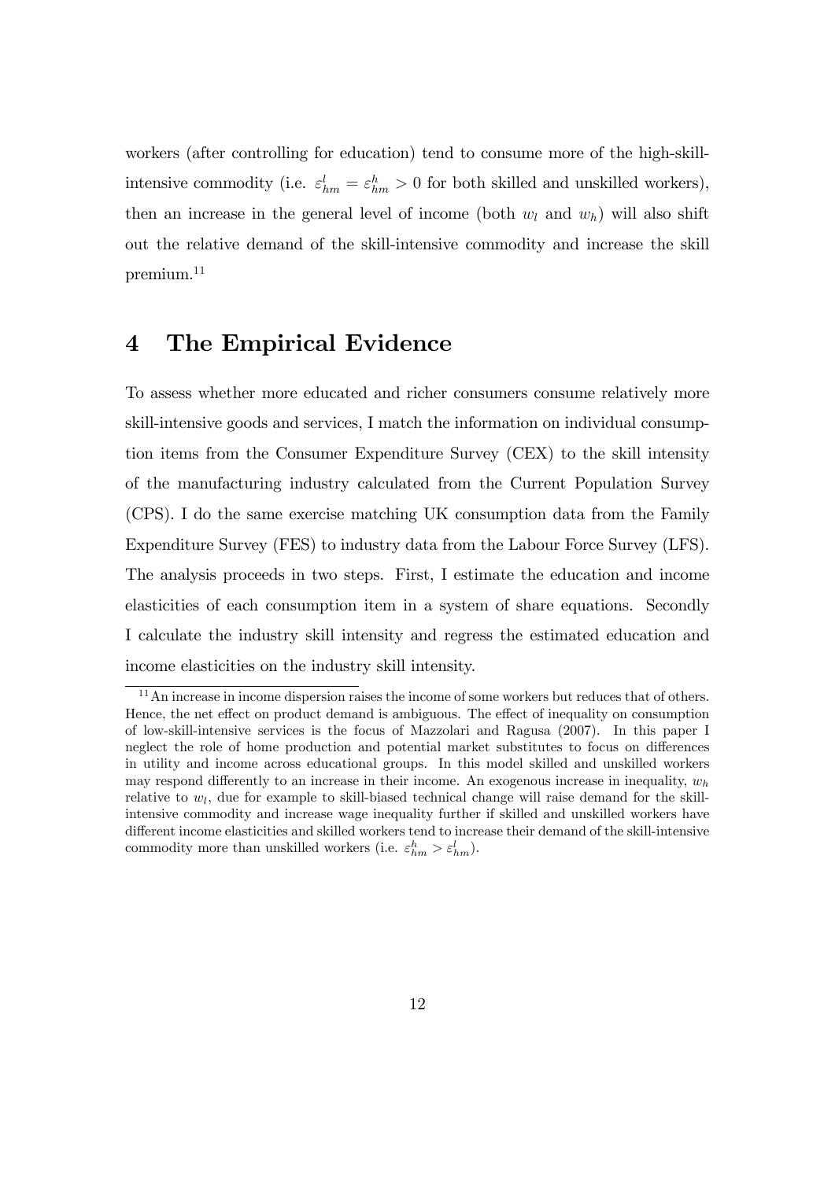workers (after controlling for education) tend to consume more of the high-skill-intensive commodity (i.e. $\varepsilon^{l}_{hm} = \varepsilon^{h}_{hm} > 0$ for both skilled and unskilled workers), then an increase in the general level of income (both $w_l$ and $w_h$) will also shift out the relative demand of the skill-intensive commodity and increase the skill premium.[11]

# 4 The Empirical Evidence

To assess whether more educated and richer consumers consume relatively more skill-intensive goods and services, I match the information on individual consumption items from the Consumer Expenditure Survey (CEX) to the skill intensity of the manufacturing industry calculated from the Current Population Survey (CPS). I do the same exercise matching UK consumption data from the Family Expenditure Survey (FES) to industry data from the Labour Force Survey (LFS). The analysis proceeds in two steps. First, I estimate the education and income elasticities of each consumption item in a system of share equations. Secondly I calculate the industry skill intensity and regress the estimated education and income elasticities on the industry skill intensity.

[11] An increase in income dispersion raises the income of some workers but reduces that of others. Hence, the net effect on product demand is ambiguous. The effect of inequality on consumption of low-skill-intensive services is the focus of Mazzolari and Ragusa (2007). In this paper I neglect the role of home production and potential market substitutes to focus on differences in utility and income across educational groups. In this model skilled and unskilled workers may respond differently to an increase in their income. An exogenous increase in inequality, $w_h$ relative to $w_l$, due for example to skill-biased technical change will raise demand for the skill-intensive commodity and increase wage inequality further if skilled and unskilled workers have different income elasticities and skilled workers tend to increase their demand of the skill-intensive commodity more than unskilled workers (i.e. $\varepsilon^{h}_{hm} > \varepsilon^{l}_{hm}$).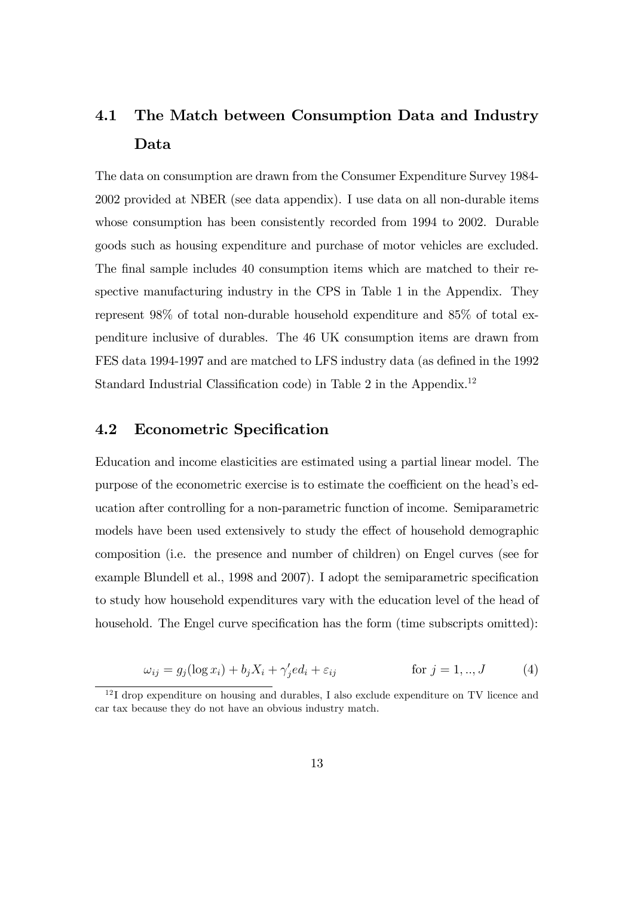## 4.1 The Match between Consumption Data and Industry Data

The data on consumption are drawn from the Consumer Expenditure Survey 1984-2002 provided at NBER (see data appendix). I use data on all non-durable items whose consumption has been consistently recorded from 1994 to 2002. Durable goods such as housing expenditure and purchase of motor vehicles are excluded. The final sample includes 40 consumption items which are matched to their respective manufacturing industry in the CPS in Table 1 in the Appendix. They represent 98% of total non-durable household expenditure and 85% of total expenditure inclusive of durables. The 46 UK consumption items are drawn from FES data 1994-1997 and are matched to LFS industry data (as defined in the 1992 Standard Industrial Classification code) in Table 2 in the Appendix.[12]

## 4.2 Econometric Specification

Education and income elasticities are estimated using a partial linear model. The purpose of the econometric exercise is to estimate the coefficient on the head's education after controlling for a non-parametric function of income. Semiparametric models have been used extensively to study the effect of household demographic composition (i.e. the presence and number of children) on Engel curves (see for example Blundell et al., 1998 and 2007). I adopt the semiparametric specification to study how household expenditures vary with the education level of the head of household. The Engel curve specification has the form (time subscripts omitted):

$$\omega_{ij} = g_j(\log x_i) + b_j X_i + \gamma_j' ed_i + \varepsilon_{ij} \qquad \text{for } j = 1, .., J \tag{4}$$

[12] I drop expenditure on housing and durables, I also exclude expenditure on TV licence and car tax because they do not have an obvious industry match.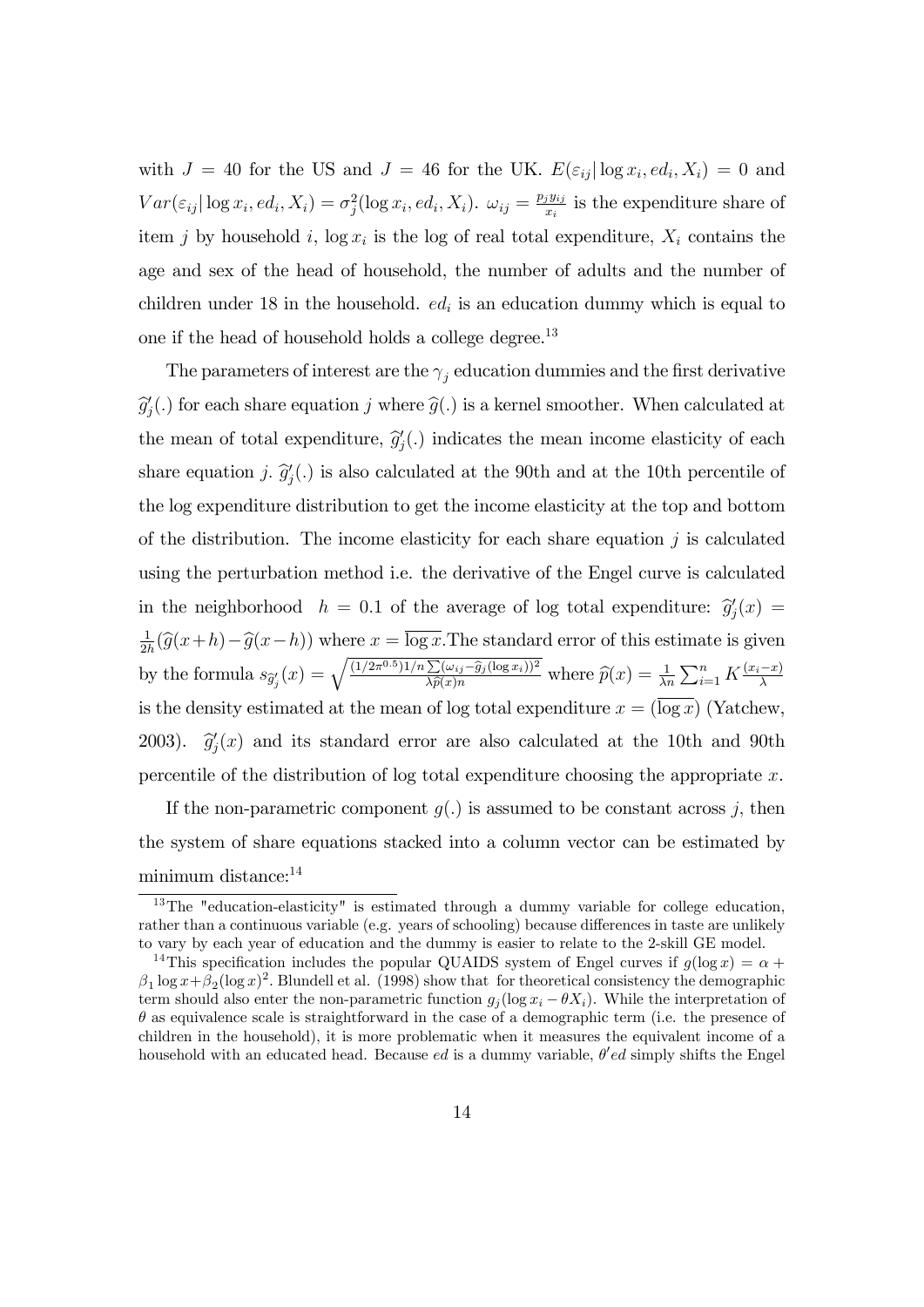with $J = 40$ for the US and $J = 46$ for the UK. $E(\varepsilon_{ij}|\log x_i, ed_i, X_i) = 0$ and $Var(\varepsilon_{ij}|\log x_i, ed_i, X_i) = \sigma_j^2(\log x_i, ed_i, X_i)$. $\omega_{ij} = \frac{p_j y_{ij}}{x_i}$ is the expenditure share of item $j$ by household $i$, $\log x_i$ is the log of real total expenditure, $X_i$ contains the age and sex of the head of household, the number of adults and the number of children under 18 in the household. $ed_i$ is an education dummy which is equal to one if the head of household holds a college degree.[13]

The parameters of interest are the $\gamma_j$ education dummies and the first derivative $\widehat{g}'_j(.)$ for each share equation $j$ where $\widehat{g}(.)$ is a kernel smoother. When calculated at the mean of total expenditure, $\widehat{g}'_j(.)$ indicates the mean income elasticity of each share equation $j$. $\widehat{g}'_j(.)$ is also calculated at the 90th and at the 10th percentile of the log expenditure distribution to get the income elasticity at the top and bottom of the distribution. The income elasticity for each share equation $j$ is calculated using the perturbation method i.e. the derivative of the Engel curve is calculated in the neighborhood $h = 0.1$ of the average of log total expenditure: $\widehat{g}'_j(x) = \frac{1}{2h}(\widehat{g}(x+h) - \widehat{g}(x-h))$ where $x = \overline{\log x}$.The standard error of this estimate is given by the formula $s_{\widehat{g}'_j}(x) = \sqrt{\frac{(1/2\pi^{0.5})1/n\sum(\omega_{ij}-\widehat{g}_j(\log x_i))^2}{\lambda\widehat{p}(x)n}}$ where $\widehat{p}(x) = \frac{1}{\lambda n}\sum_{i=1}^{n} K\frac{(x_i - x)}{\lambda}$ is the density estimated at the mean of log total expenditure $x = (\overline{\log x})$ (Yatchew, 2003). $\widehat{g}'_j(x)$ and its standard error are also calculated at the 10th and 90th percentile of the distribution of log total expenditure choosing the appropriate $x$.

If the non-parametric component $g(.)$ is assumed to be constant across $j$, then the system of share equations stacked into a column vector can be estimated by minimum distance:[14]

---

[13] The "education-elasticity" is estimated through a dummy variable for college education, rather than a continuous variable (e.g. years of schooling) because differences in taste are unlikely to vary by each year of education and the dummy is easier to relate to the 2-skill GE model.

[14] This specification includes the popular QUAIDS system of Engel curves if $g(\log x) = \alpha + \beta_1 \log x + \beta_2(\log x)^2$. Blundell et al. (1998) show that for theoretical consistency the demographic term should also enter the non-parametric function $g_j(\log x_i - \theta X_i)$. While the interpretation of $\theta$ as equivalence scale is straightforward in the case of a demographic term (i.e. the presence of children in the household), it is more problematic when it measures the equivalent income of a household with an educated head. Because $ed$ is a dummy variable, $\theta' ed$ simply shifts the Engel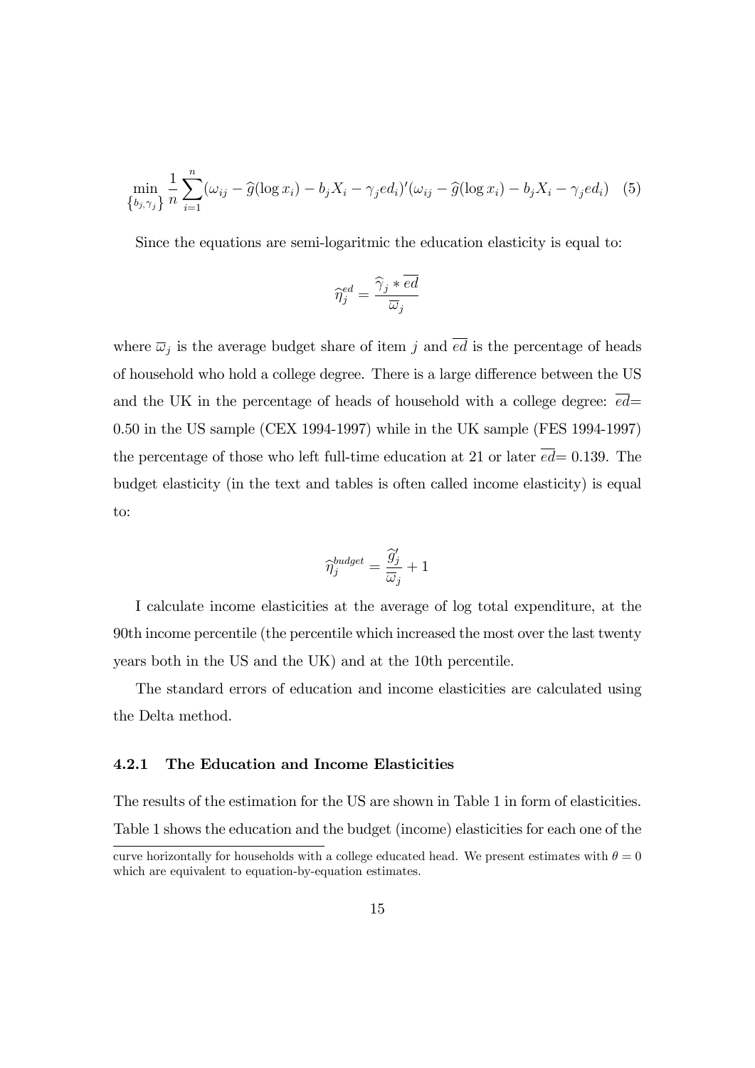$$\min_{\{b_j,\gamma_j\}} \frac{1}{n}\sum_{i=1}^{n}(\omega_{ij}-\widehat{g}(\log x_i)-b_jX_i-\gamma_j ed_i)'(\omega_{ij}-\widehat{g}(\log x_i)-b_jX_i-\gamma_j ed_i) \quad (5)$$

Since the equations are semi-logaritmic the education elasticity is equal to:

$$\widehat{\eta}_j^{ed} = \frac{\widehat{\gamma}_j * \overline{ed}}{\overline{\omega}_j}$$

where $\overline{\omega}_j$ is the average budget share of item $j$ and $\overline{ed}$ is the percentage of heads of household who hold a college degree. There is a large difference between the US and the UK in the percentage of heads of household with a college degree: $\overline{ed}$= 0.50 in the US sample (CEX 1994-1997) while in the UK sample (FES 1994-1997) the percentage of those who left full-time education at 21 or later $\overline{ed}$= 0.139. The budget elasticity (in the text and tables is often called income elasticity) is equal to:

$$\widehat{\eta}_j^{budget} = \frac{\widehat{g}_j'}{\overline{\omega}_j} + 1$$

I calculate income elasticities at the average of log total expenditure, at the 90th income percentile (the percentile which increased the most over the last twenty years both in the US and the UK) and at the 10th percentile.

The standard errors of education and income elasticities are calculated using the Delta method.

### 4.2.1 The Education and Income Elasticities

The results of the estimation for the US are shown in Table 1 in form of elasticities. Table 1 shows the education and the budget (income) elasticities for each one of the

curve horizontally for households with a college educated head. We present estimates with $\theta = 0$ which are equivalent to equation-by-equation estimates.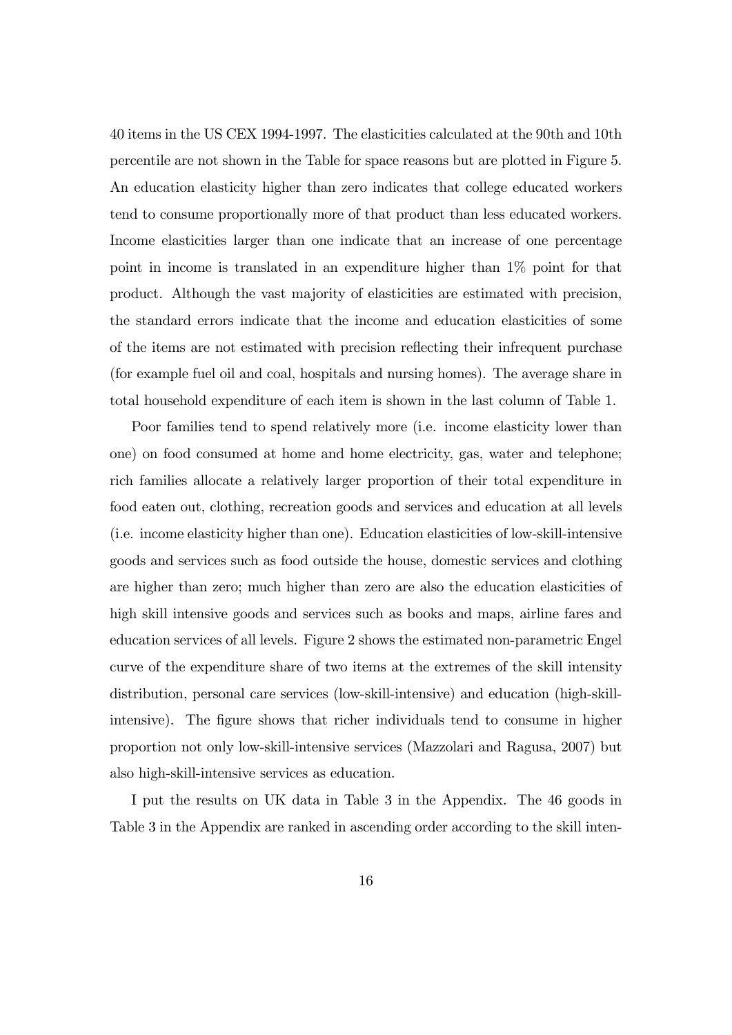40 items in the US CEX 1994-1997. The elasticities calculated at the 90th and 10th percentile are not shown in the Table for space reasons but are plotted in Figure 5. An education elasticity higher than zero indicates that college educated workers tend to consume proportionally more of that product than less educated workers. Income elasticities larger than one indicate that an increase of one percentage point in income is translated in an expenditure higher than 1% point for that product. Although the vast majority of elasticities are estimated with precision, the standard errors indicate that the income and education elasticities of some of the items are not estimated with precision reflecting their infrequent purchase (for example fuel oil and coal, hospitals and nursing homes). The average share in total household expenditure of each item is shown in the last column of Table 1.

Poor families tend to spend relatively more (i.e. income elasticity lower than one) on food consumed at home and home electricity, gas, water and telephone; rich families allocate a relatively larger proportion of their total expenditure in food eaten out, clothing, recreation goods and services and education at all levels (i.e. income elasticity higher than one). Education elasticities of low-skill-intensive goods and services such as food outside the house, domestic services and clothing are higher than zero; much higher than zero are also the education elasticities of high skill intensive goods and services such as books and maps, airline fares and education services of all levels. Figure 2 shows the estimated non-parametric Engel curve of the expenditure share of two items at the extremes of the skill intensity distribution, personal care services (low-skill-intensive) and education (high-skill-intensive). The figure shows that richer individuals tend to consume in higher proportion not only low-skill-intensive services (Mazzolari and Ragusa, 2007) but also high-skill-intensive services as education.

I put the results on UK data in Table 3 in the Appendix. The 46 goods in Table 3 in the Appendix are ranked in ascending order according to the skill inten-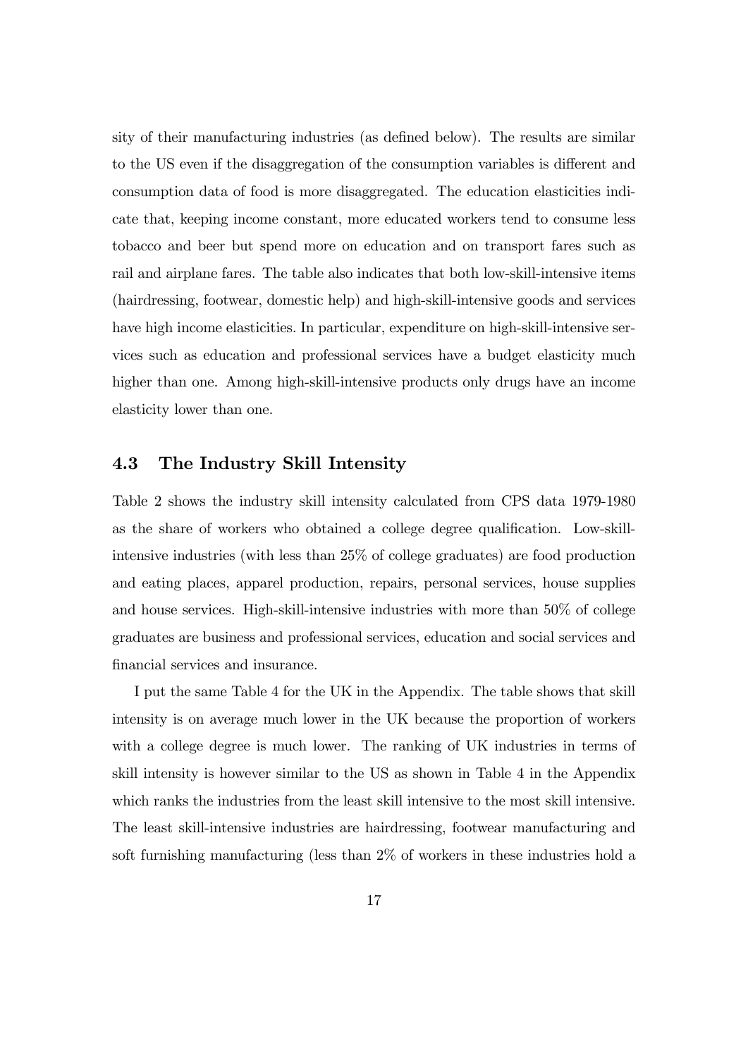sity of their manufacturing industries (as defined below). The results are similar to the US even if the disaggregation of the consumption variables is different and consumption data of food is more disaggregated. The education elasticities indicate that, keeping income constant, more educated workers tend to consume less tobacco and beer but spend more on education and on transport fares such as rail and airplane fares. The table also indicates that both low-skill-intensive items (hairdressing, footwear, domestic help) and high-skill-intensive goods and services have high income elasticities. In particular, expenditure on high-skill-intensive services such as education and professional services have a budget elasticity much higher than one. Among high-skill-intensive products only drugs have an income elasticity lower than one.

### 4.3 The Industry Skill Intensity

Table 2 shows the industry skill intensity calculated from CPS data 1979-1980 as the share of workers who obtained a college degree qualification. Low-skill-intensive industries (with less than 25% of college graduates) are food production and eating places, apparel production, repairs, personal services, house supplies and house services. High-skill-intensive industries with more than 50% of college graduates are business and professional services, education and social services and financial services and insurance.

I put the same Table 4 for the UK in the Appendix. The table shows that skill intensity is on average much lower in the UK because the proportion of workers with a college degree is much lower. The ranking of UK industries in terms of skill intensity is however similar to the US as shown in Table 4 in the Appendix which ranks the industries from the least skill intensive to the most skill intensive. The least skill-intensive industries are hairdressing, footwear manufacturing and soft furnishing manufacturing (less than 2% of workers in these industries hold a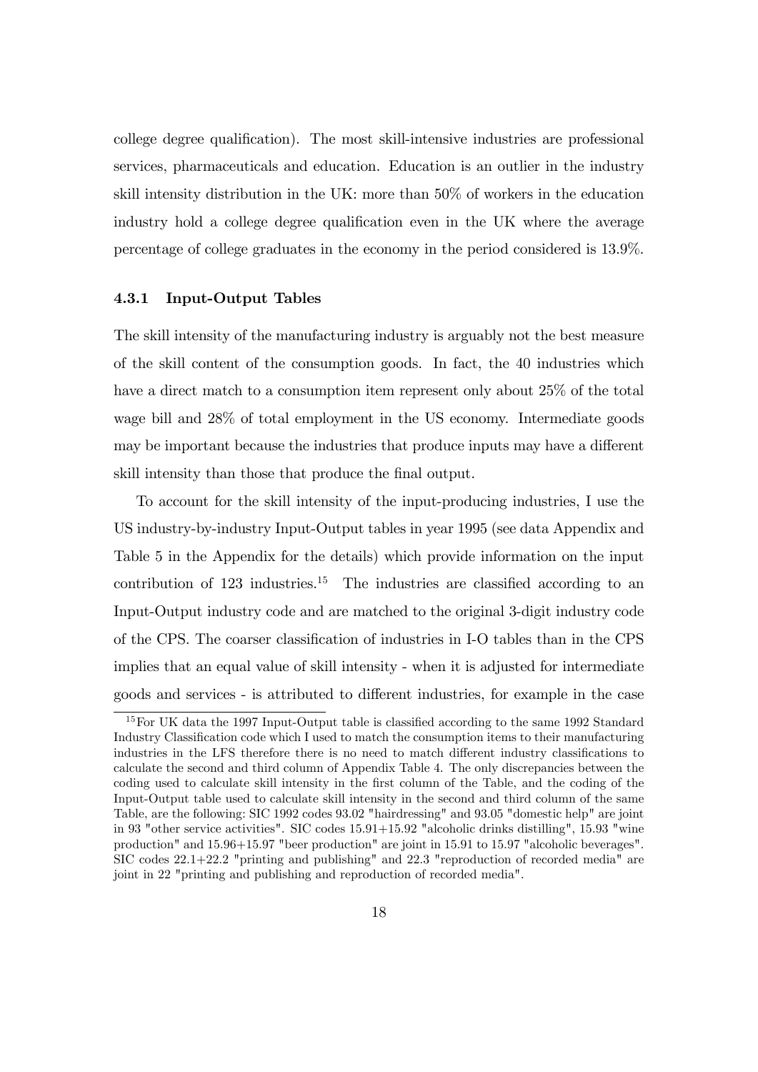college degree qualification). The most skill-intensive industries are professional services, pharmaceuticals and education. Education is an outlier in the industry skill intensity distribution in the UK: more than 50% of workers in the education industry hold a college degree qualification even in the UK where the average percentage of college graduates in the economy in the period considered is 13.9%.

### 4.3.1 Input-Output Tables

The skill intensity of the manufacturing industry is arguably not the best measure of the skill content of the consumption goods. In fact, the 40 industries which have a direct match to a consumption item represent only about 25% of the total wage bill and 28% of total employment in the US economy. Intermediate goods may be important because the industries that produce inputs may have a different skill intensity than those that produce the final output.

To account for the skill intensity of the input-producing industries, I use the US industry-by-industry Input-Output tables in year 1995 (see data Appendix and Table 5 in the Appendix for the details) which provide information on the input contribution of 123 industries.[15] The industries are classified according to an Input-Output industry code and are matched to the original 3-digit industry code of the CPS. The coarser classification of industries in I-O tables than in the CPS implies that an equal value of skill intensity - when it is adjusted for intermediate goods and services - is attributed to different industries, for example in the case

[15] For UK data the 1997 Input-Output table is classified according to the same 1992 Standard Industry Classification code which I used to match the consumption items to their manufacturing industries in the LFS therefore there is no need to match different industry classifications to calculate the second and third column of Appendix Table 4. The only discrepancies between the coding used to calculate skill intensity in the first column of the Table, and the coding of the Input-Output table used to calculate skill intensity in the second and third column of the same Table, are the following: SIC 1992 codes 93.02 "hairdressing" and 93.05 "domestic help" are joint in 93 "other service activities". SIC codes 15.91+15.92 "alcoholic drinks distilling", 15.93 "wine production" and 15.96+15.97 "beer production" are joint in 15.91 to 15.97 "alcoholic beverages". SIC codes 22.1+22.2 "printing and publishing" and 22.3 "reproduction of recorded media" are joint in 22 "printing and publishing and reproduction of recorded media".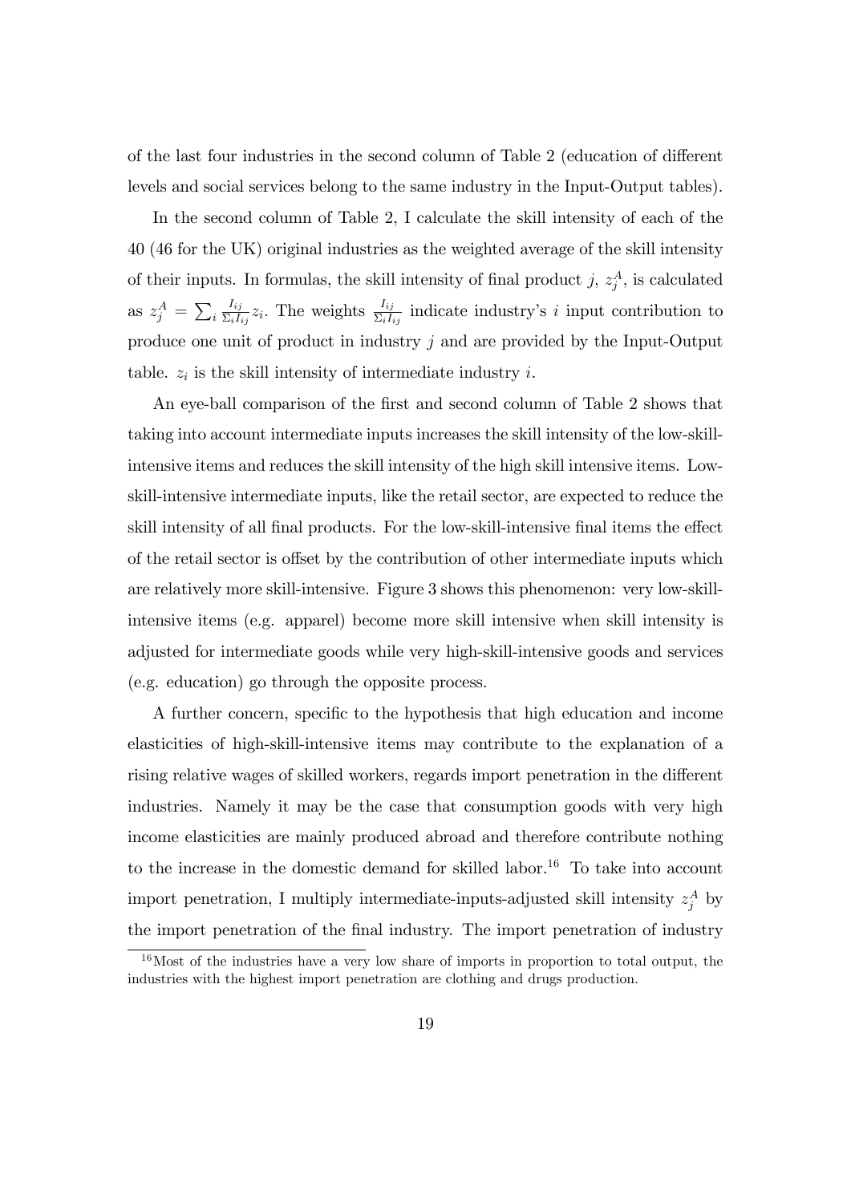of the last four industries in the second column of Table 2 (education of different levels and social services belong to the same industry in the Input-Output tables).

In the second column of Table 2, I calculate the skill intensity of each of the 40 (46 for the UK) original industries as the weighted average of the skill intensity of their inputs. In formulas, the skill intensity of final product $j$, $z_j^A$, is calculated as $z_j^A = \sum_i \frac{I_{ij}}{\Sigma_i I_{ij}} z_i$. The weights $\frac{I_{ij}}{\Sigma_i I_{ij}}$ indicate industry's $i$ input contribution to produce one unit of product in industry $j$ and are provided by the Input-Output table. $z_i$ is the skill intensity of intermediate industry $i$.

An eye-ball comparison of the first and second column of Table 2 shows that taking into account intermediate inputs increases the skill intensity of the low-skill-intensive items and reduces the skill intensity of the high skill intensive items. Low-skill-intensive intermediate inputs, like the retail sector, are expected to reduce the skill intensity of all final products. For the low-skill-intensive final items the effect of the retail sector is offset by the contribution of other intermediate inputs which are relatively more skill-intensive. Figure 3 shows this phenomenon: very low-skill-intensive items (e.g. apparel) become more skill intensive when skill intensity is adjusted for intermediate goods while very high-skill-intensive goods and services (e.g. education) go through the opposite process.

A further concern, specific to the hypothesis that high education and income elasticities of high-skill-intensive items may contribute to the explanation of a rising relative wages of skilled workers, regards import penetration in the different industries. Namely it may be the case that consumption goods with very high income elasticities are mainly produced abroad and therefore contribute nothing to the increase in the domestic demand for skilled labor.[16] To take into account import penetration, I multiply intermediate-inputs-adjusted skill intensity $z_j^A$ by the import penetration of the final industry. The import penetration of industry

[16] Most of the industries have a very low share of imports in proportion to total output, the industries with the highest import penetration are clothing and drugs production.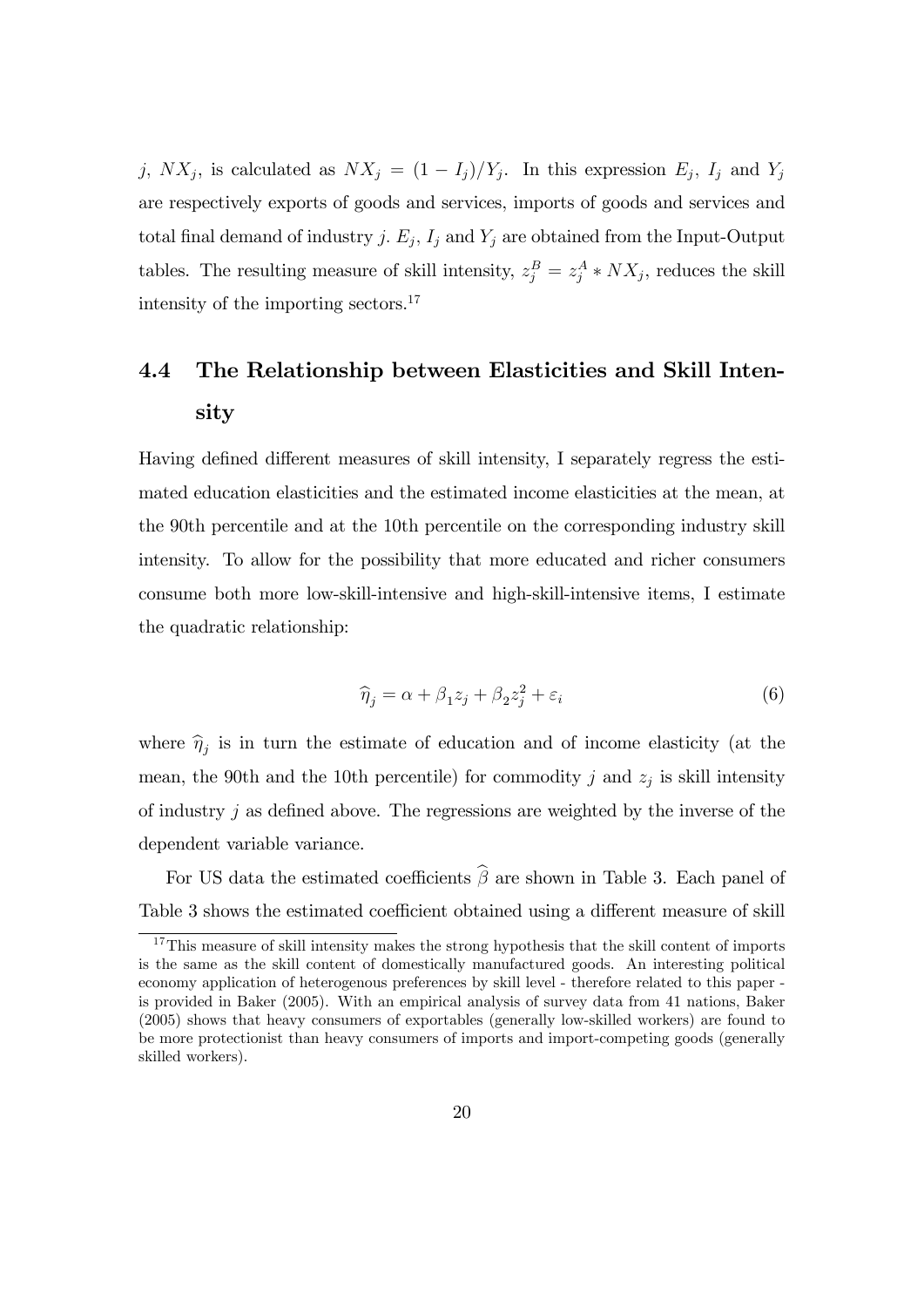$j$, $NX_j$, is calculated as $NX_j = (1 - I_j)/Y_j$. In this expression $E_j$, $I_j$ and $Y_j$ are respectively exports of goods and services, imports of goods and services and total final demand of industry $j$. $E_j$, $I_j$ and $Y_j$ are obtained from the Input-Output tables. The resulting measure of skill intensity, $z_j^B = z_j^A * NX_j$, reduces the skill intensity of the importing sectors.[17]

## 4.4 The Relationship between Elasticities and Skill Intensity

Having defined different measures of skill intensity, I separately regress the estimated education elasticities and the estimated income elasticities at the mean, at the 90th percentile and at the 10th percentile on the corresponding industry skill intensity. To allow for the possibility that more educated and richer consumers consume both more low-skill-intensive and high-skill-intensive items, I estimate the quadratic relationship:

$$\widehat{\eta}_j = \alpha + \beta_1 z_j + \beta_2 z_j^2 + \varepsilon_i \tag{6}$$

where $\widehat{\eta}_j$ is in turn the estimate of education and of income elasticity (at the mean, the 90th and the 10th percentile) for commodity $j$ and $z_j$ is skill intensity of industry $j$ as defined above. The regressions are weighted by the inverse of the dependent variable variance.

For US data the estimated coefficients $\widehat{\beta}$ are shown in Table 3. Each panel of Table 3 shows the estimated coefficient obtained using a different measure of skill

[17] This measure of skill intensity makes the strong hypothesis that the skill content of imports is the same as the skill content of domestically manufactured goods. An interesting political economy application of heterogenous preferences by skill level - therefore related to this paper - is provided in Baker (2005). With an empirical analysis of survey data from 41 nations, Baker (2005) shows that heavy consumers of exportables (generally low-skilled workers) are found to be more protectionist than heavy consumers of imports and import-competing goods (generally skilled workers).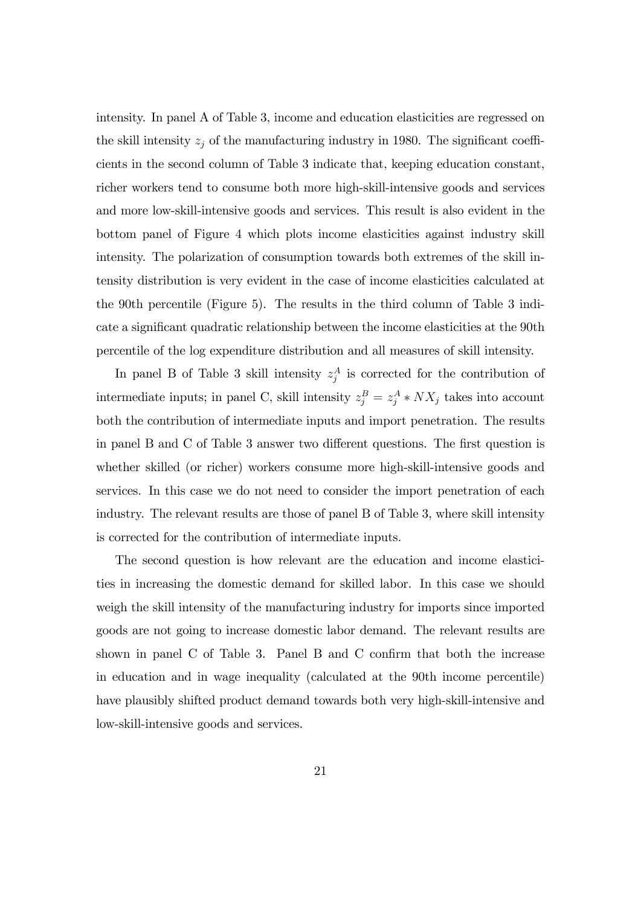intensity. In panel A of Table 3, income and education elasticities are regressed on the skill intensity $z_j$ of the manufacturing industry in 1980. The significant coefficients in the second column of Table 3 indicate that, keeping education constant, richer workers tend to consume both more high-skill-intensive goods and services and more low-skill-intensive goods and services. This result is also evident in the bottom panel of Figure 4 which plots income elasticities against industry skill intensity. The polarization of consumption towards both extremes of the skill intensity distribution is very evident in the case of income elasticities calculated at the 90th percentile (Figure 5). The results in the third column of Table 3 indicate a significant quadratic relationship between the income elasticities at the 90th percentile of the log expenditure distribution and all measures of skill intensity.

In panel B of Table 3 skill intensity $z_j^A$ is corrected for the contribution of intermediate inputs; in panel C, skill intensity $z_j^B = z_j^A * NX_j$ takes into account both the contribution of intermediate inputs and import penetration. The results in panel B and C of Table 3 answer two different questions. The first question is whether skilled (or richer) workers consume more high-skill-intensive goods and services. In this case we do not need to consider the import penetration of each industry. The relevant results are those of panel B of Table 3, where skill intensity is corrected for the contribution of intermediate inputs.

The second question is how relevant are the education and income elasticities in increasing the domestic demand for skilled labor. In this case we should weigh the skill intensity of the manufacturing industry for imports since imported goods are not going to increase domestic labor demand. The relevant results are shown in panel C of Table 3. Panel B and C confirm that both the increase in education and in wage inequality (calculated at the 90th income percentile) have plausibly shifted product demand towards both very high-skill-intensive and low-skill-intensive goods and services.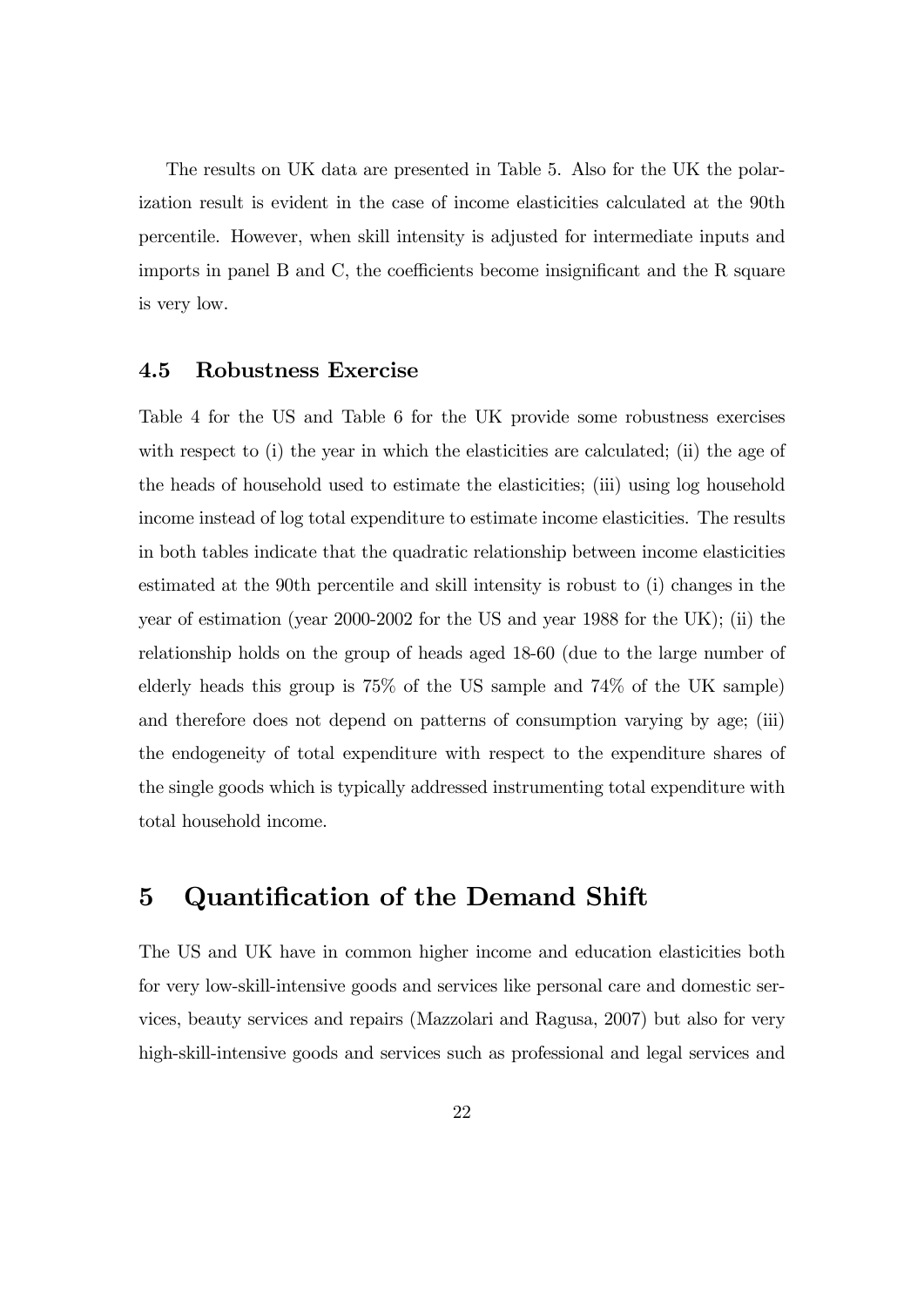The results on UK data are presented in Table 5. Also for the UK the polarization result is evident in the case of income elasticities calculated at the 90th percentile. However, when skill intensity is adjusted for intermediate inputs and imports in panel B and C, the coefficients become insignificant and the R square is very low.

### 4.5 Robustness Exercise

Table 4 for the US and Table 6 for the UK provide some robustness exercises with respect to (i) the year in which the elasticities are calculated; (ii) the age of the heads of household used to estimate the elasticities; (iii) using log household income instead of log total expenditure to estimate income elasticities. The results in both tables indicate that the quadratic relationship between income elasticities estimated at the 90th percentile and skill intensity is robust to (i) changes in the year of estimation (year 2000-2002 for the US and year 1988 for the UK); (ii) the relationship holds on the group of heads aged 18-60 (due to the large number of elderly heads this group is 75% of the US sample and 74% of the UK sample) and therefore does not depend on patterns of consumption varying by age; (iii) the endogeneity of total expenditure with respect to the expenditure shares of the single goods which is typically addressed instrumenting total expenditure with total household income.

## 5 Quantification of the Demand Shift

The US and UK have in common higher income and education elasticities both for very low-skill-intensive goods and services like personal care and domestic services, beauty services and repairs (Mazzolari and Ragusa, 2007) but also for very high-skill-intensive goods and services such as professional and legal services and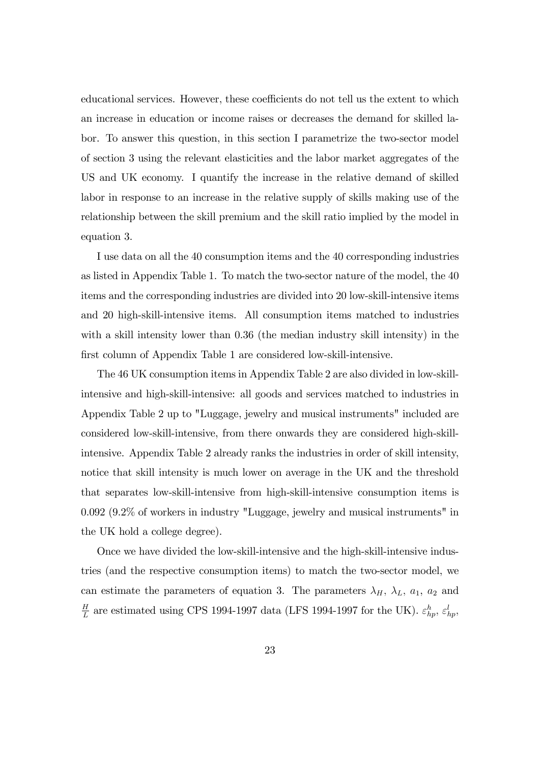educational services. However, these coefficients do not tell us the extent to which an increase in education or income raises or decreases the demand for skilled labor. To answer this question, in this section I parametrize the two-sector model of section 3 using the relevant elasticities and the labor market aggregates of the US and UK economy. I quantify the increase in the relative demand of skilled labor in response to an increase in the relative supply of skills making use of the relationship between the skill premium and the skill ratio implied by the model in equation 3.

I use data on all the 40 consumption items and the 40 corresponding industries as listed in Appendix Table 1. To match the two-sector nature of the model, the 40 items and the corresponding industries are divided into 20 low-skill-intensive items and 20 high-skill-intensive items. All consumption items matched to industries with a skill intensity lower than 0.36 (the median industry skill intensity) in the first column of Appendix Table 1 are considered low-skill-intensive.

The 46 UK consumption items in Appendix Table 2 are also divided in low-skill-intensive and high-skill-intensive: all goods and services matched to industries in Appendix Table 2 up to "Luggage, jewelry and musical instruments" included are considered low-skill-intensive, from there onwards they are considered high-skill-intensive. Appendix Table 2 already ranks the industries in order of skill intensity, notice that skill intensity is much lower on average in the UK and the threshold that separates low-skill-intensive from high-skill-intensive consumption items is 0.092 (9.2% of workers in industry "Luggage, jewelry and musical instruments" in the UK hold a college degree).

Once we have divided the low-skill-intensive and the high-skill-intensive industries (and the respective consumption items) to match the two-sector model, we can estimate the parameters of equation 3. The parameters $\lambda_H$, $\lambda_L$, $a_1$, $a_2$ and $\frac{H}{L}$ are estimated using CPS 1994-1997 data (LFS 1994-1997 for the UK). $\varepsilon^h_{hp}$, $\varepsilon^l_{hp}$,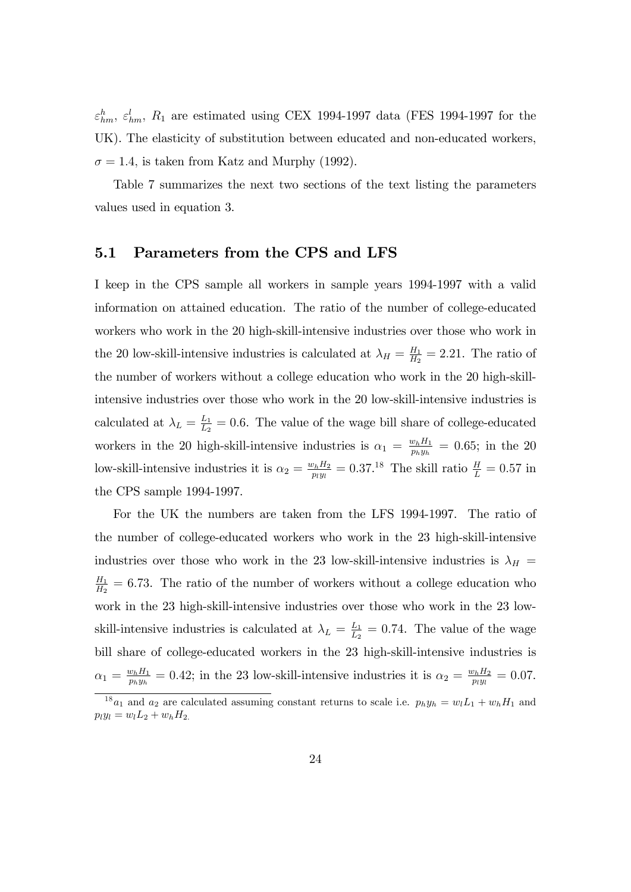$\varepsilon^h_{hm}$, $\varepsilon^l_{hm}$, $R_1$ are estimated using CEX 1994-1997 data (FES 1994-1997 for the UK). The elasticity of substitution between educated and non-educated workers, $\sigma = 1.4$, is taken from Katz and Murphy (1992).

Table 7 summarizes the next two sections of the text listing the parameters values used in equation 3.

## 5.1 Parameters from the CPS and LFS

I keep in the CPS sample all workers in sample years 1994-1997 with a valid information on attained education. The ratio of the number of college-educated workers who work in the 20 high-skill-intensive industries over those who work in the 20 low-skill-intensive industries is calculated at $\lambda_H = \frac{H_1}{H_2} = 2.21$. The ratio of the number of workers without a college education who work in the 20 high-skill-intensive industries over those who work in the 20 low-skill-intensive industries is calculated at $\lambda_L = \frac{L_1}{L_2} = 0.6$. The value of the wage bill share of college-educated workers in the 20 high-skill-intensive industries is $\alpha_1 = \frac{w_h H_1}{p_h y_h} = 0.65$; in the 20 low-skill-intensive industries it is $\alpha_2 = \frac{w_h H_2}{p_l y_l} = 0.37$.[18] The skill ratio $\frac{H}{L} = 0.57$ in the CPS sample 1994-1997.

For the UK the numbers are taken from the LFS 1994-1997. The ratio of the number of college-educated workers who work in the 23 high-skill-intensive industries over those who work in the 23 low-skill-intensive industries is $\lambda_H = \frac{H_1}{H_2} = 6.73$. The ratio of the number of workers without a college education who work in the 23 high-skill-intensive industries over those who work in the 23 low-skill-intensive industries is calculated at $\lambda_L = \frac{L_1}{L_2} = 0.74$. The value of the wage bill share of college-educated workers in the 23 high-skill-intensive industries is $\alpha_1 = \frac{w_h H_1}{p_h y_h} = 0.42$; in the 23 low-skill-intensive industries it is $\alpha_2 = \frac{w_h H_2}{p_l y_l} = 0.07$.

[18] $a_1$ and $a_2$ are calculated assuming constant returns to scale i.e. $p_h y_h = w_l L_1 + w_h H_1$ and $p_l y_l = w_l L_2 + w_h H_2$.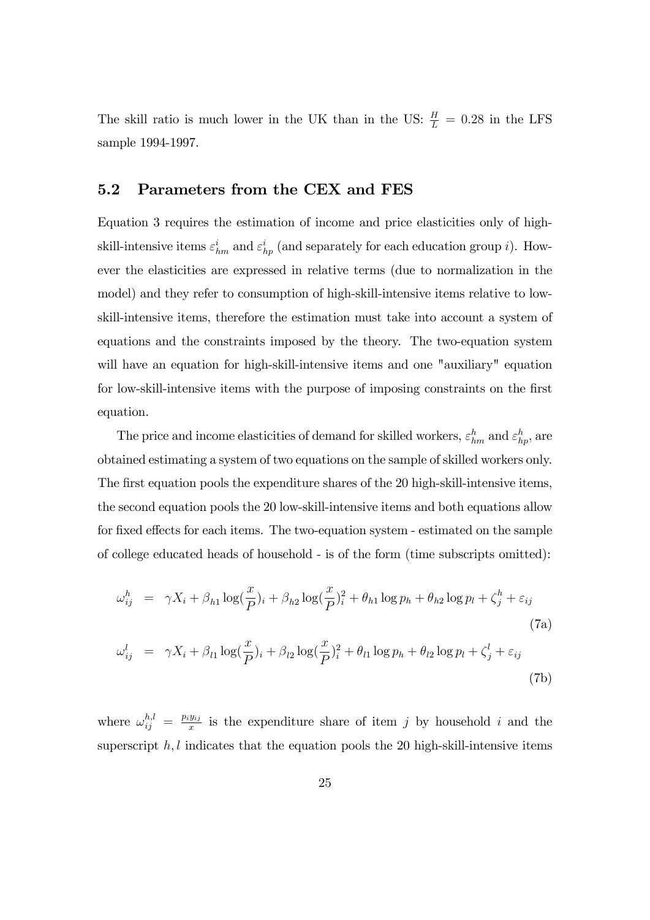The skill ratio is much lower in the UK than in the US: $\frac{H}{L} = 0.28$ in the LFS sample 1994-1997.

## 5.2 Parameters from the CEX and FES

Equation 3 requires the estimation of income and price elasticities only of high-skill-intensive items $\varepsilon^{i}_{hm}$ and $\varepsilon^{i}_{hp}$ (and separately for each education group $i$). However the elasticities are expressed in relative terms (due to normalization in the model) and they refer to consumption of high-skill-intensive items relative to low-skill-intensive items, therefore the estimation must take into account a system of equations and the constraints imposed by the theory. The two-equation system will have an equation for high-skill-intensive items and one "auxiliary" equation for low-skill-intensive items with the purpose of imposing constraints on the first equation.

The price and income elasticities of demand for skilled workers, $\varepsilon^{h}_{hm}$ and $\varepsilon^{h}_{hp}$, are obtained estimating a system of two equations on the sample of skilled workers only. The first equation pools the expenditure shares of the 20 high-skill-intensive items, the second equation pools the 20 low-skill-intensive items and both equations allow for fixed effects for each items. The two-equation system - estimated on the sample of college educated heads of household - is of the form (time subscripts omitted):

$$\omega^{h}_{ij} = \gamma X_i + \beta_{h1} \log(\frac{x}{P})_i + \beta_{h2} \log(\frac{x}{P})^2_i + \theta_{h1} \log p_h + \theta_{h2} \log p_l + \zeta^{h}_{j} + \varepsilon_{ij} \tag{7a}$$

$$\omega^{l}_{ij} = \gamma X_i + \beta_{l1} \log(\frac{x}{P})_i + \beta_{l2} \log(\frac{x}{P})^2_i + \theta_{l1} \log p_h + \theta_{l2} \log p_l + \zeta^{l}_{j} + \varepsilon_{ij} \tag{7b}$$

where $\omega^{h,l}_{ij} = \frac{p_i y_{ij}}{x}$ is the expenditure share of item $j$ by household $i$ and the superscript $h, l$ indicates that the equation pools the 20 high-skill-intensive items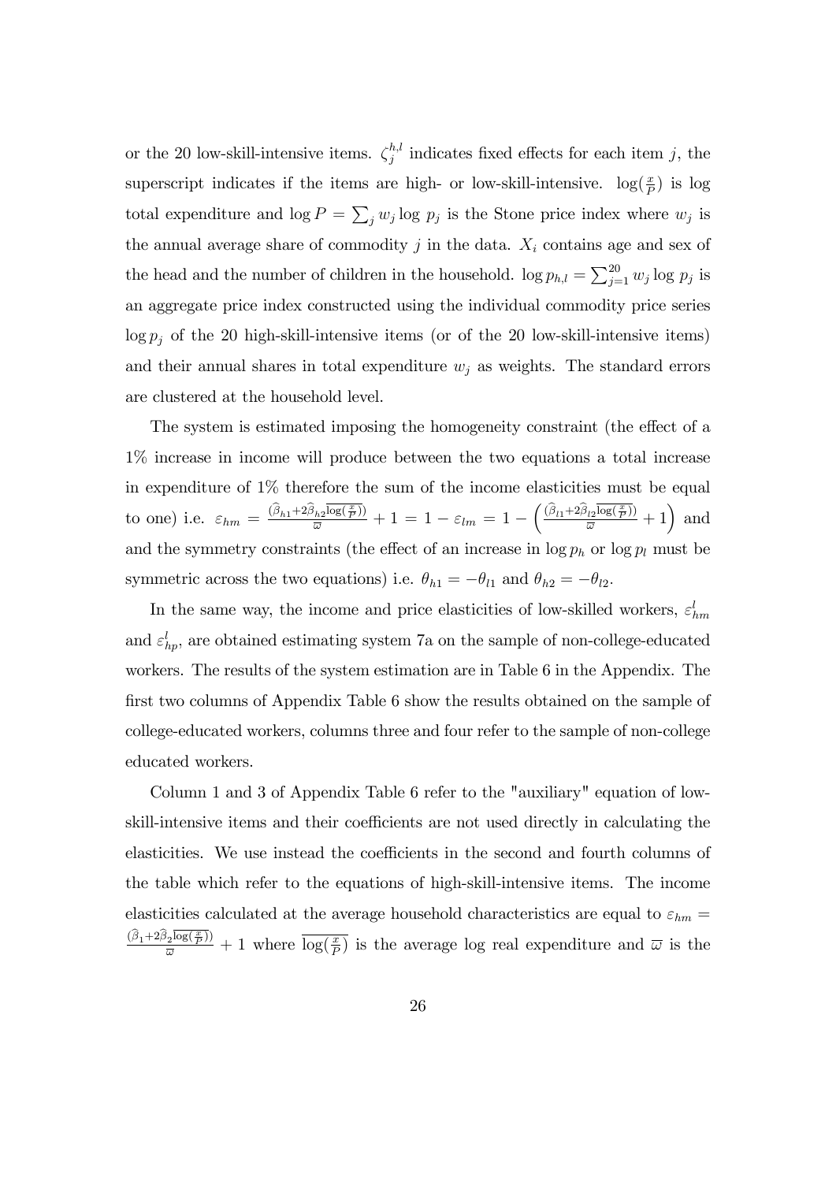or the 20 low-skill-intensive items. $\zeta_j^{h,l}$ indicates fixed effects for each item $j$, the superscript indicates if the items are high- or low-skill-intensive. $\log(\frac{x}{P})$ is log total expenditure and $\log P = \sum_j w_j \log\, p_j$ is the Stone price index where $w_j$ is the annual average share of commodity $j$ in the data. $X_i$ contains age and sex of the head and the number of children in the household. $\log p_{h,l} = \sum_{j=1}^{20} w_j \log\, p_j$ is an aggregate price index constructed using the individual commodity price series $\log p_j$ of the 20 high-skill-intensive items (or of the 20 low-skill-intensive items) and their annual shares in total expenditure $w_j$ as weights. The standard errors are clustered at the household level.

The system is estimated imposing the homogeneity constraint (the effect of a 1% increase in income will produce between the two equations a total increase in expenditure of 1% therefore the sum of the income elasticities must be equal to one) i.e. $\varepsilon_{hm} = \frac{(\widehat{\beta}_{h1} + 2\widehat{\beta}_{h2}\overline{\log(\frac{x}{P})})}{\overline{\omega}} + 1 = 1 - \varepsilon_{lm} = 1 - \left(\frac{(\widehat{\beta}_{l1} + 2\widehat{\beta}_{l2}\overline{\log(\frac{x}{P})})}{\overline{\omega}} + 1\right)$ and and the symmetry constraints (the effect of an increase in $\log p_h$ or $\log p_l$ must be symmetric across the two equations) i.e. $\theta_{h1} = -\theta_{l1}$ and $\theta_{h2} = -\theta_{l2}$.

In the same way, the income and price elasticities of low-skilled workers, $\varepsilon_{hm}^l$ and $\varepsilon_{hp}^l$, are obtained estimating system 7a on the sample of non-college-educated workers. The results of the system estimation are in Table 6 in the Appendix. The first two columns of Appendix Table 6 show the results obtained on the sample of college-educated workers, columns three and four refer to the sample of non-college educated workers.

Column 1 and 3 of Appendix Table 6 refer to the "auxiliary" equation of low-skill-intensive items and their coefficients are not used directly in calculating the elasticities. We use instead the coefficients in the second and fourth columns of the table which refer to the equations of high-skill-intensive items. The income elasticities calculated at the average household characteristics are equal to $\varepsilon_{hm} = \frac{(\widehat{\beta}_1 + 2\widehat{\beta}_2\overline{\log(\frac{x}{P})})}{\overline{\omega}} + 1$ where $\overline{\log(\frac{x}{P})}$ is the average log real expenditure and $\overline{\omega}$ is the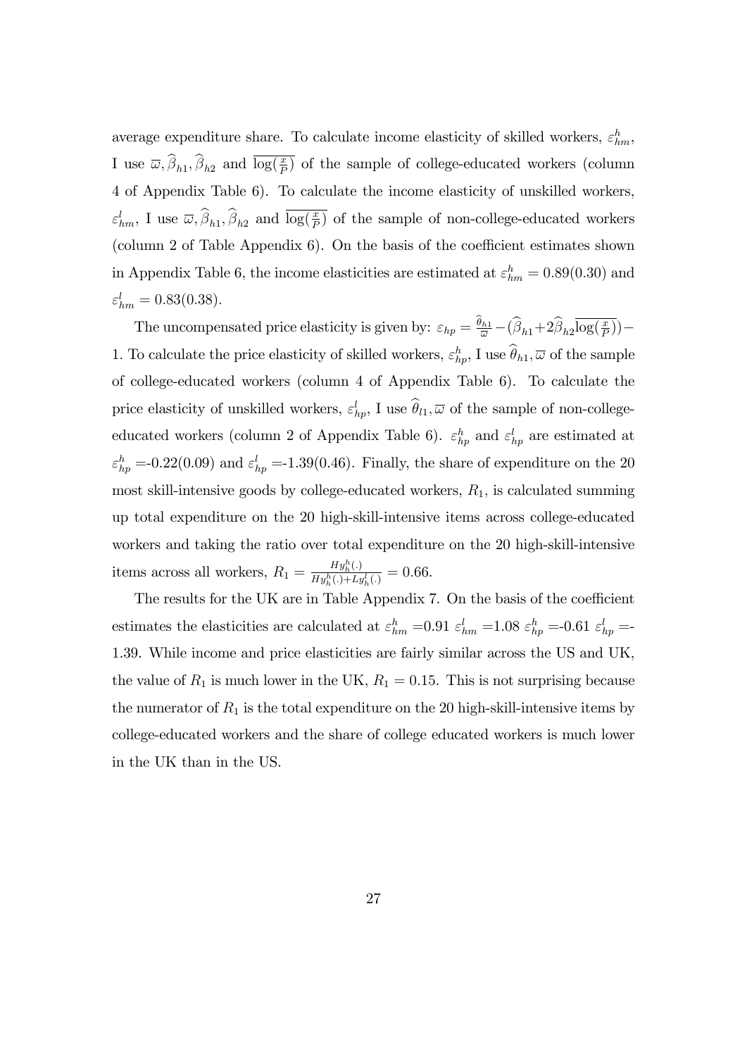average expenditure share. To calculate income elasticity of skilled workers, $\varepsilon^h_{hm}$, I use $\overline{\varpi}, \widehat{\beta}_{h1}, \widehat{\beta}_{h2}$ and $\overline{\log(\frac{x}{P})}$ of the sample of college-educated workers (column 4 of Appendix Table 6). To calculate the income elasticity of unskilled workers, $\varepsilon^l_{hm}$, I use $\overline{\varpi}, \widehat{\beta}_{h1}, \widehat{\beta}_{h2}$ and $\overline{\log(\frac{x}{P})}$ of the sample of non-college-educated workers (column 2 of Table Appendix 6). On the basis of the coefficient estimates shown in Appendix Table 6, the income elasticities are estimated at $\varepsilon^h_{hm} = 0.89(0.30)$ and $\varepsilon^l_{hm} = 0.83(0.38)$.

The uncompensated price elasticity is given by: $\varepsilon_{hp} = \frac{\widehat{\theta}_{h1}}{\overline{\varpi}} - (\widehat{\beta}_{h1} + 2\widehat{\beta}_{h2}\overline{\log(\frac{x}{P})}) - 1$. To calculate the price elasticity of skilled workers, $\varepsilon^h_{hp}$, I use $\widehat{\theta}_{h1}, \overline{\varpi}$ of the sample of college-educated workers (column 4 of Appendix Table 6). To calculate the price elasticity of unskilled workers, $\varepsilon^l_{hp}$, I use $\widehat{\theta}_{l1}, \overline{\varpi}$ of the sample of non-college-educated workers (column 2 of Appendix Table 6). $\varepsilon^h_{hp}$ and $\varepsilon^l_{hp}$ are estimated at $\varepsilon^h_{hp}$ =-0.22(0.09) and $\varepsilon^l_{hp}$ =-1.39(0.46). Finally, the share of expenditure on the 20 most skill-intensive goods by college-educated workers, $R_1$, is calculated summing up total expenditure on the 20 high-skill-intensive items across college-educated workers and taking the ratio over total expenditure on the 20 high-skill-intensive items across all workers, $R_1 = \frac{Hy^h_h(.)}{Hy^h_h(.)+Ly^l_h(.)} = 0.66$.

The results for the UK are in Table Appendix 7. On the basis of the coefficient estimates the elasticities are calculated at $\varepsilon^h_{hm}$ =0.91 $\varepsilon^l_{hm}$ =1.08 $\varepsilon^h_{hp}$ =-0.61 $\varepsilon^l_{hp}$ =-1.39. While income and price elasticities are fairly similar across the US and UK, the value of $R_1$ is much lower in the UK, $R_1 = 0.15$. This is not surprising because the numerator of $R_1$ is the total expenditure on the 20 high-skill-intensive items by college-educated workers and the share of college educated workers is much lower in the UK than in the US.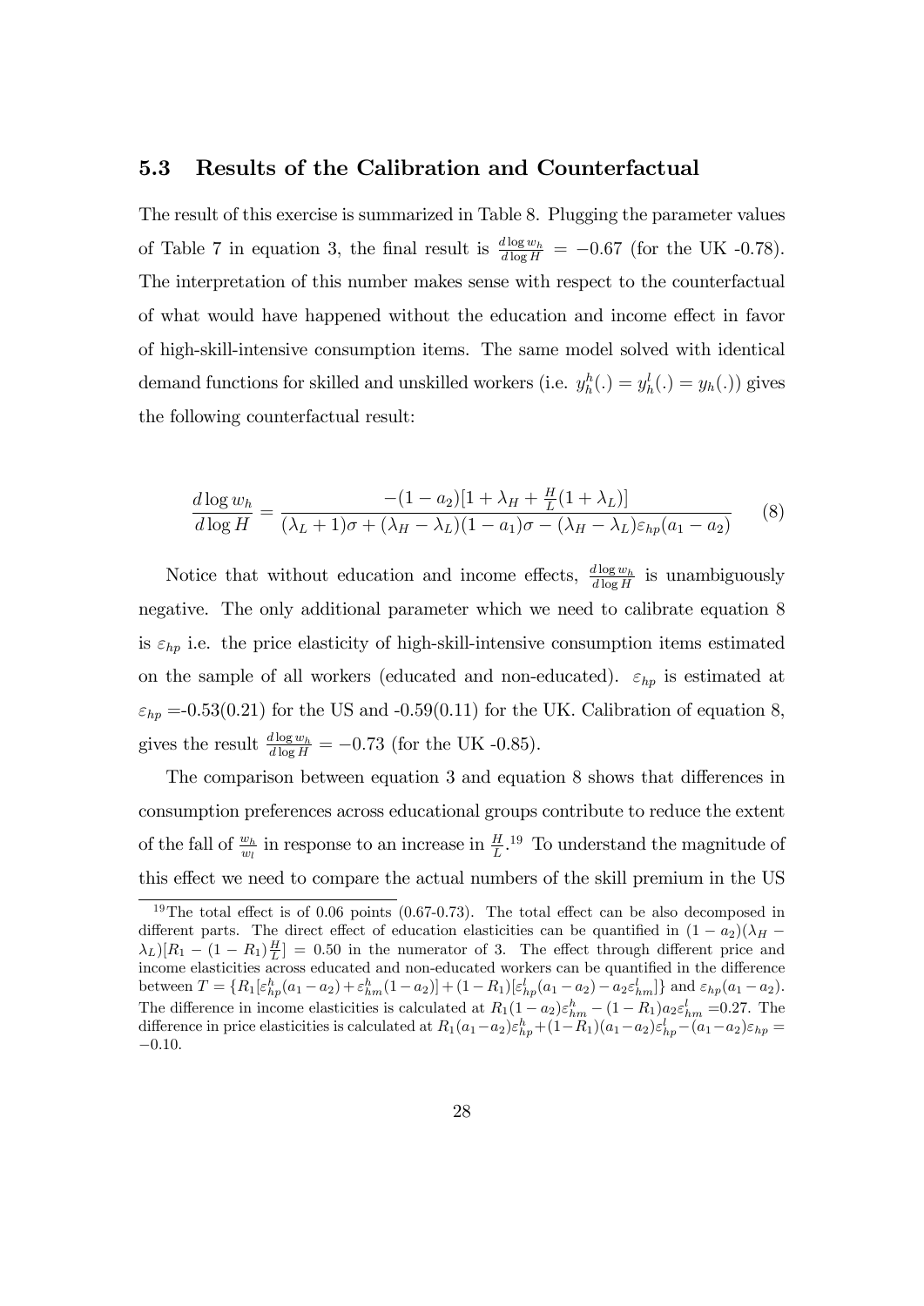### 5.3 Results of the Calibration and Counterfactual

The result of this exercise is summarized in Table 8. Plugging the parameter values of Table 7 in equation 3, the final result is $\frac{d \log w_h}{d \log H} = -0.67$ (for the UK -0.78). The interpretation of this number makes sense with respect to the counterfactual of what would have happened without the education and income effect in favor of high-skill-intensive consumption items. The same model solved with identical demand functions for skilled and unskilled workers (i.e. $y_h^h(.) = y_h^l(.) = y_h(.)$) gives the following counterfactual result:

$$\frac{d \log w_h}{d \log H} = \frac{-(1-a_2)[1+\lambda_H + \frac{H}{L}(1+\lambda_L)]}{(\lambda_L+1)\sigma + (\lambda_H - \lambda_L)(1-a_1)\sigma - (\lambda_H - \lambda_L)\varepsilon_{hp}(a_1 - a_2)} \tag{8}$$

Notice that without education and income effects, $\frac{d \log w_h}{d \log H}$ is unambiguously negative. The only additional parameter which we need to calibrate equation 8 is $\varepsilon_{hp}$ i.e. the price elasticity of high-skill-intensive consumption items estimated on the sample of all workers (educated and non-educated). $\varepsilon_{hp}$ is estimated at $\varepsilon_{hp}$ =-0.53(0.21) for the US and -0.59(0.11) for the UK. Calibration of equation 8, gives the result $\frac{d \log w_h}{d \log H} = -0.73$ (for the UK -0.85).

The comparison between equation 3 and equation 8 shows that differences in consumption preferences across educational groups contribute to reduce the extent of the fall of $\frac{w_h}{w_l}$ in response to an increase in $\frac{H}{L}$.[19] To understand the magnitude of this effect we need to compare the actual numbers of the skill premium in the US

[19] The total effect is of 0.06 points (0.67-0.73). The total effect can be also decomposed in different parts. The direct effect of education elasticities can be quantified in $(1-a_2)(\lambda_H - \lambda_L)[R_1 - (1-R_1)\frac{H}{L}] = 0.50$ in the numerator of 3. The effect through different price and income elasticities across educated and non-educated workers can be quantified in the difference between $T = \{R_1[\varepsilon_{hp}^h(a_1-a_2) + \varepsilon_{hm}^h(1-a_2)] + (1-R_1)[\varepsilon_{hp}^l(a_1-a_2) - a_2\varepsilon_{hm}^l]\}$ and $\varepsilon_{hp}(a_1-a_2)$. The difference in income elasticities is calculated at $R_1(1-a_2)\varepsilon_{hm}^h - (1-R_1)a_2\varepsilon_{hm}^l$ =0.27. The difference in price elasticities is calculated at $R_1(a_1-a_2)\varepsilon_{hp}^h + (1-R_1)(a_1-a_2)\varepsilon_{hp}^l - (a_1-a_2)\varepsilon_{hp} = -0.10$.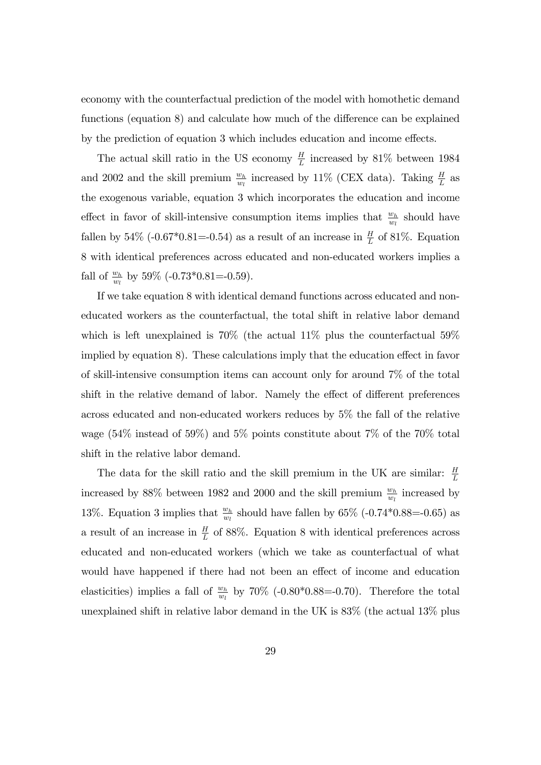economy with the counterfactual prediction of the model with homothetic demand functions (equation 8) and calculate how much of the difference can be explained by the prediction of equation 3 which includes education and income effects.

The actual skill ratio in the US economy $\frac{H}{L}$ increased by 81% between 1984 and 2002 and the skill premium $\frac{w_h}{w_l}$ increased by 11% (CEX data). Taking $\frac{H}{L}$ as the exogenous variable, equation 3 which incorporates the education and income effect in favor of skill-intensive consumption items implies that $\frac{w_h}{w_l}$ should have fallen by 54% (-0.67*0.81=-0.54) as a result of an increase in $\frac{H}{L}$ of 81%. Equation 8 with identical preferences across educated and non-educated workers implies a fall of $\frac{w_h}{w_l}$ by 59% (-0.73*0.81=-0.59).

If we take equation 8 with identical demand functions across educated and non-educated workers as the counterfactual, the total shift in relative labor demand which is left unexplained is 70% (the actual 11% plus the counterfactual 59% implied by equation 8). These calculations imply that the education effect in favor of skill-intensive consumption items can account only for around 7% of the total shift in the relative demand of labor. Namely the effect of different preferences across educated and non-educated workers reduces by 5% the fall of the relative wage (54% instead of 59%) and 5% points constitute about 7% of the 70% total shift in the relative labor demand.

The data for the skill ratio and the skill premium in the UK are similar: $\frac{H}{L}$ increased by 88% between 1982 and 2000 and the skill premium $\frac{w_h}{w_l}$ increased by 13%. Equation 3 implies that $\frac{w_h}{w_l}$ should have fallen by 65% (-0.74*0.88=-0.65) as a result of an increase in $\frac{H}{L}$ of 88%. Equation 8 with identical preferences across educated and non-educated workers (which we take as counterfactual of what would have happened if there had not been an effect of income and education elasticities) implies a fall of $\frac{w_h}{w_l}$ by 70% (-0.80*0.88=-0.70). Therefore the total unexplained shift in relative labor demand in the UK is 83% (the actual 13% plus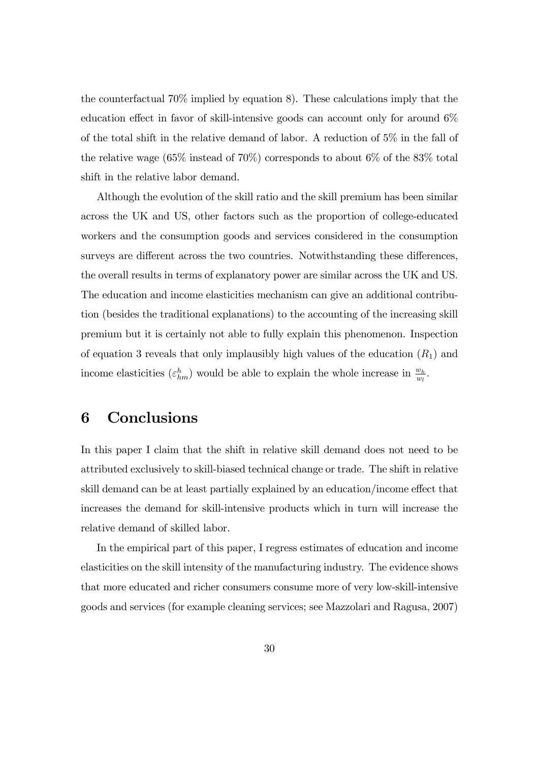the counterfactual 70% implied by equation 8). These calculations imply that the education effect in favor of skill-intensive goods can account only for around 6% of the total shift in the relative demand of labor. A reduction of 5% in the fall of the relative wage (65% instead of 70%) corresponds to about 6% of the 83% total shift in the relative labor demand.

Although the evolution of the skill ratio and the skill premium has been similar across the UK and US, other factors such as the proportion of college-educated workers and the consumption goods and services considered in the consumption surveys are different across the two countries. Notwithstanding these differences, the overall results in terms of explanatory power are similar across the UK and US. The education and income elasticities mechanism can give an additional contribution (besides the traditional explanations) to the accounting of the increasing skill premium but it is certainly not able to fully explain this phenomenon. Inspection of equation 3 reveals that only implausibly high values of the education ($R_1$) and income elasticities ($\varepsilon^h_{hm}$) would be able to explain the whole increase in $\frac{w_h}{w_l}$.

# 6 Conclusions

In this paper I claim that the shift in relative skill demand does not need to be attributed exclusively to skill-biased technical change or trade. The shift in relative skill demand can be at least partially explained by an education/income effect that increases the demand for skill-intensive products which in turn will increase the relative demand of skilled labor.

In the empirical part of this paper, I regress estimates of education and income elasticities on the skill intensity of the manufacturing industry. The evidence shows that more educated and richer consumers consume more of very low-skill-intensive goods and services (for example cleaning services; see Mazzolari and Ragusa, 2007)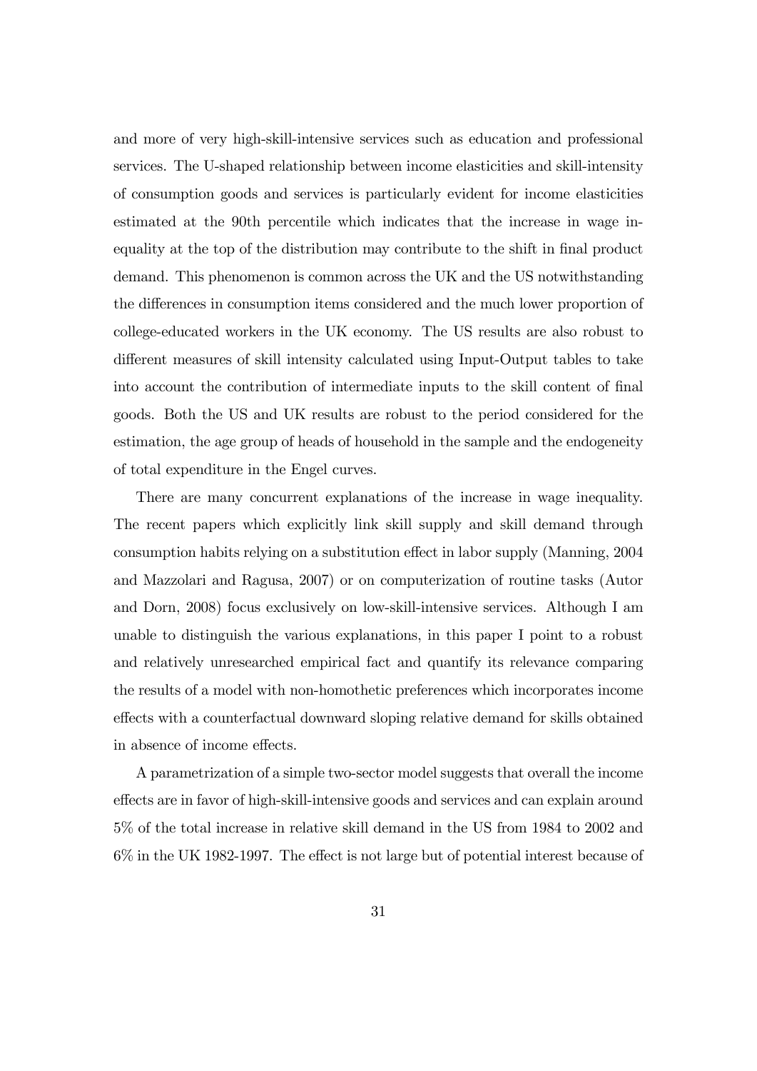and more of very high-skill-intensive services such as education and professional services. The U-shaped relationship between income elasticities and skill-intensity of consumption goods and services is particularly evident for income elasticities estimated at the 90th percentile which indicates that the increase in wage inequality at the top of the distribution may contribute to the shift in final product demand. This phenomenon is common across the UK and the US notwithstanding the differences in consumption items considered and the much lower proportion of college-educated workers in the UK economy. The US results are also robust to different measures of skill intensity calculated using Input-Output tables to take into account the contribution of intermediate inputs to the skill content of final goods. Both the US and UK results are robust to the period considered for the estimation, the age group of heads of household in the sample and the endogeneity of total expenditure in the Engel curves.

There are many concurrent explanations of the increase in wage inequality. The recent papers which explicitly link skill supply and skill demand through consumption habits relying on a substitution effect in labor supply (Manning, 2004 and Mazzolari and Ragusa, 2007) or on computerization of routine tasks (Autor and Dorn, 2008) focus exclusively on low-skill-intensive services. Although I am unable to distinguish the various explanations, in this paper I point to a robust and relatively unresearched empirical fact and quantify its relevance comparing the results of a model with non-homothetic preferences which incorporates income effects with a counterfactual downward sloping relative demand for skills obtained in absence of income effects.

A parametrization of a simple two-sector model suggests that overall the income effects are in favor of high-skill-intensive goods and services and can explain around 5% of the total increase in relative skill demand in the US from 1984 to 2002 and 6% in the UK 1982-1997. The effect is not large but of potential interest because of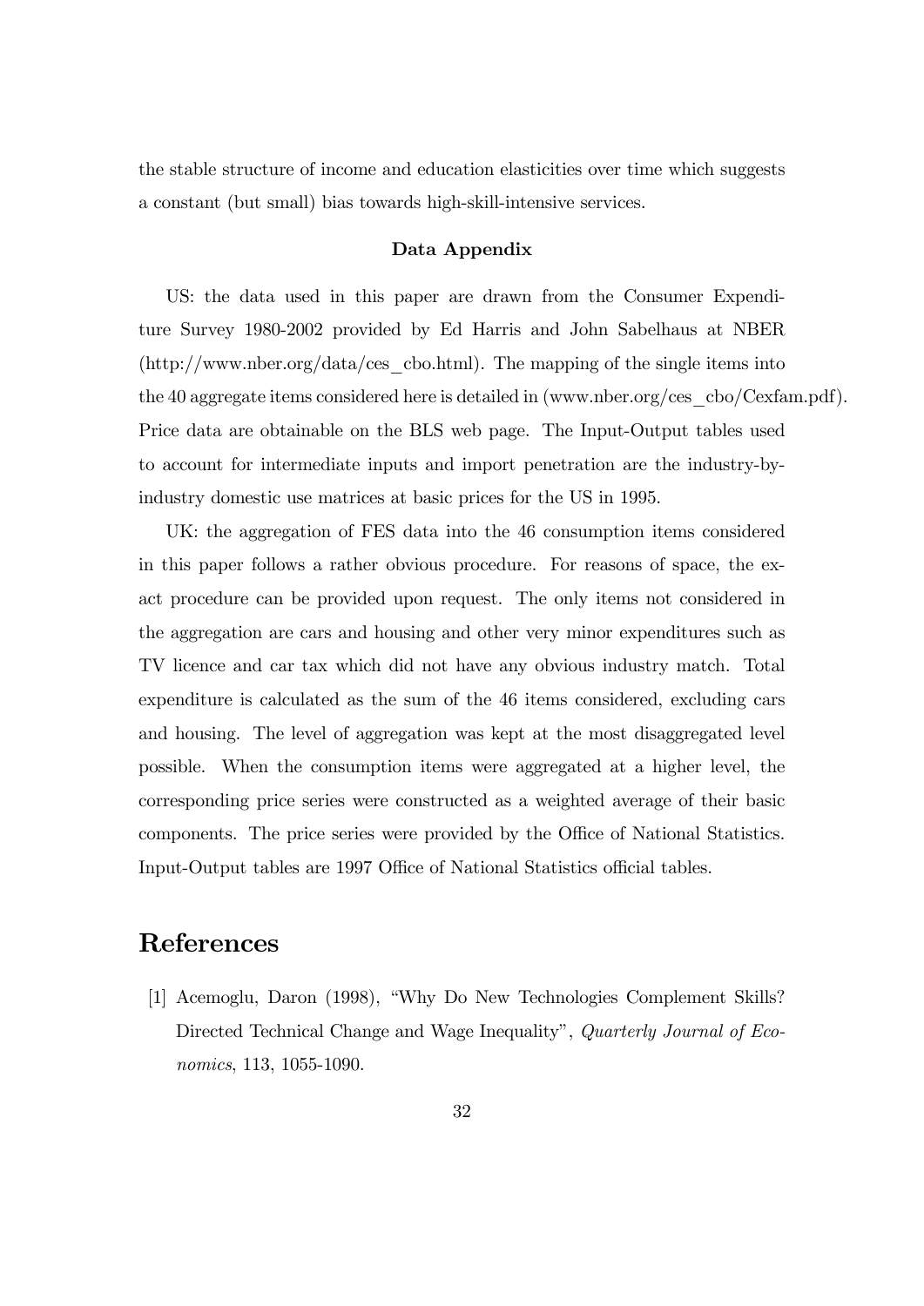the stable structure of income and education elasticities over time which suggests a constant (but small) bias towards high-skill-intensive services.

**Data Appendix**

US: the data used in this paper are drawn from the Consumer Expenditure Survey 1980-2002 provided by Ed Harris and John Sabelhaus at NBER (http://www.nber.org/data/ces_cbo.html). The mapping of the single items into the 40 aggregate items considered here is detailed in (www.nber.org/ces_cbo/Cexfam.pdf). Price data are obtainable on the BLS web page. The Input-Output tables used to account for intermediate inputs and import penetration are the industry-by-industry domestic use matrices at basic prices for the US in 1995.

UK: the aggregation of FES data into the 46 consumption items considered in this paper follows a rather obvious procedure. For reasons of space, the exact procedure can be provided upon request. The only items not considered in the aggregation are cars and housing and other very minor expenditures such as TV licence and car tax which did not have any obvious industry match. Total expenditure is calculated as the sum of the 46 items considered, excluding cars and housing. The level of aggregation was kept at the most disaggregated level possible. When the consumption items were aggregated at a higher level, the corresponding price series were constructed as a weighted average of their basic components. The price series were provided by the Office of National Statistics. Input-Output tables are 1997 Office of National Statistics official tables.

# References

[1] Acemoglu, Daron (1998), "Why Do New Technologies Complement Skills? Directed Technical Change and Wage Inequality", *Quarterly Journal of Economics*, 113, 1055-1090.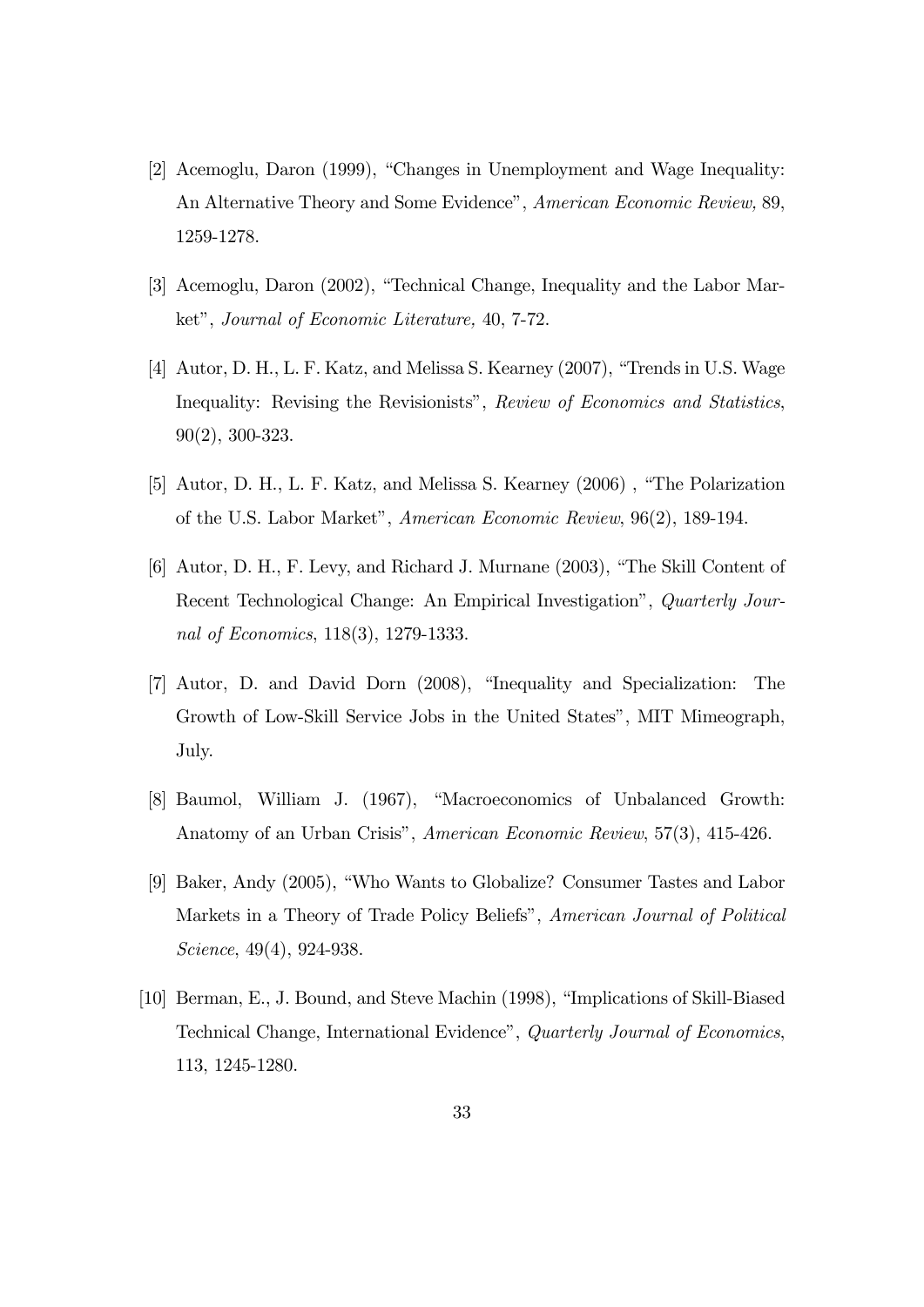[2] Acemoglu, Daron (1999), "Changes in Unemployment and Wage Inequality: An Alternative Theory and Some Evidence", *American Economic Review,* 89, 1259-1278.

[3] Acemoglu, Daron (2002), "Technical Change, Inequality and the Labor Market", *Journal of Economic Literature,* 40, 7-72.

[4] Autor, D. H., L. F. Katz, and Melissa S. Kearney (2007), "Trends in U.S. Wage Inequality: Revising the Revisionists", *Review of Economics and Statistics*, 90(2), 300-323.

[5] Autor, D. H., L. F. Katz, and Melissa S. Kearney (2006) , "The Polarization of the U.S. Labor Market", *American Economic Review*, 96(2), 189-194.

[6] Autor, D. H., F. Levy, and Richard J. Murnane (2003), "The Skill Content of Recent Technological Change: An Empirical Investigation", *Quarterly Journal of Economics*, 118(3), 1279-1333.

[7] Autor, D. and David Dorn (2008), "Inequality and Specialization: The Growth of Low-Skill Service Jobs in the United States", MIT Mimeograph, July.

[8] Baumol, William J. (1967), "Macroeconomics of Unbalanced Growth: Anatomy of an Urban Crisis", *American Economic Review*, 57(3), 415-426.

[9] Baker, Andy (2005), "Who Wants to Globalize? Consumer Tastes and Labor Markets in a Theory of Trade Policy Beliefs", *American Journal of Political Science*, 49(4), 924-938.

[10] Berman, E., J. Bound, and Steve Machin (1998), "Implications of Skill-Biased Technical Change, International Evidence", *Quarterly Journal of Economics*, 113, 1245-1280.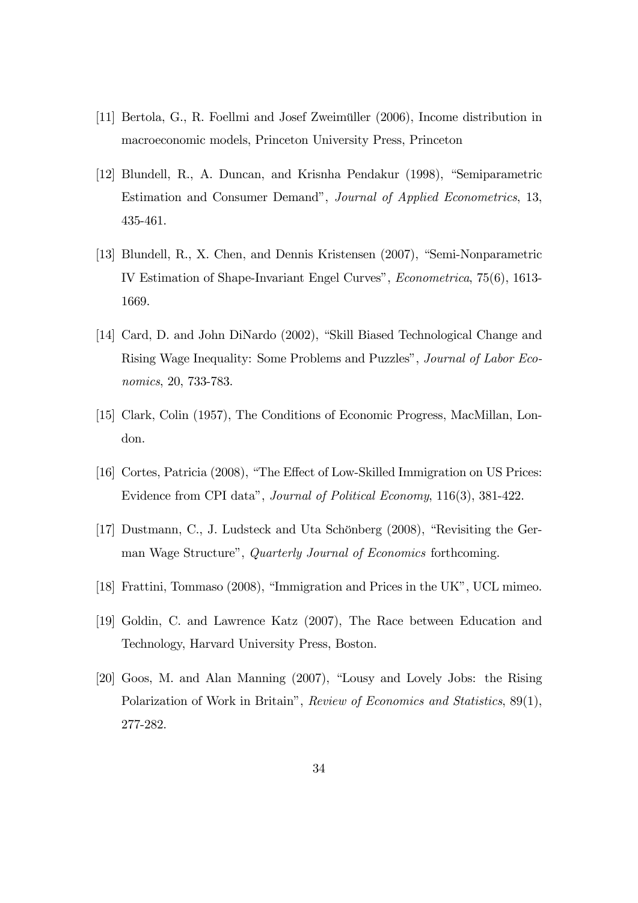[11] Bertola, G., R. Foellmi and Josef Zweimüller (2006), Income distribution in macroeconomic models, Princeton University Press, Princeton

[12] Blundell, R., A. Duncan, and Krisnha Pendakur (1998), "Semiparametric Estimation and Consumer Demand", *Journal of Applied Econometrics*, 13, 435-461.

[13] Blundell, R., X. Chen, and Dennis Kristensen (2007), "Semi-Nonparametric IV Estimation of Shape-Invariant Engel Curves", *Econometrica*, 75(6), 1613-1669.

[14] Card, D. and John DiNardo (2002), "Skill Biased Technological Change and Rising Wage Inequality: Some Problems and Puzzles", *Journal of Labor Economics*, 20, 733-783.

[15] Clark, Colin (1957), The Conditions of Economic Progress, MacMillan, London.

[16] Cortes, Patricia (2008), "The Effect of Low-Skilled Immigration on US Prices: Evidence from CPI data", *Journal of Political Economy*, 116(3), 381-422.

[17] Dustmann, C., J. Ludsteck and Uta Schönberg (2008), "Revisiting the German Wage Structure", *Quarterly Journal of Economics* forthcoming.

[18] Frattini, Tommaso (2008), "Immigration and Prices in the UK", UCL mimeo.

[19] Goldin, C. and Lawrence Katz (2007), The Race between Education and Technology, Harvard University Press, Boston.

[20] Goos, M. and Alan Manning (2007), "Lousy and Lovely Jobs: the Rising Polarization of Work in Britain", *Review of Economics and Statistics*, 89(1), 277-282.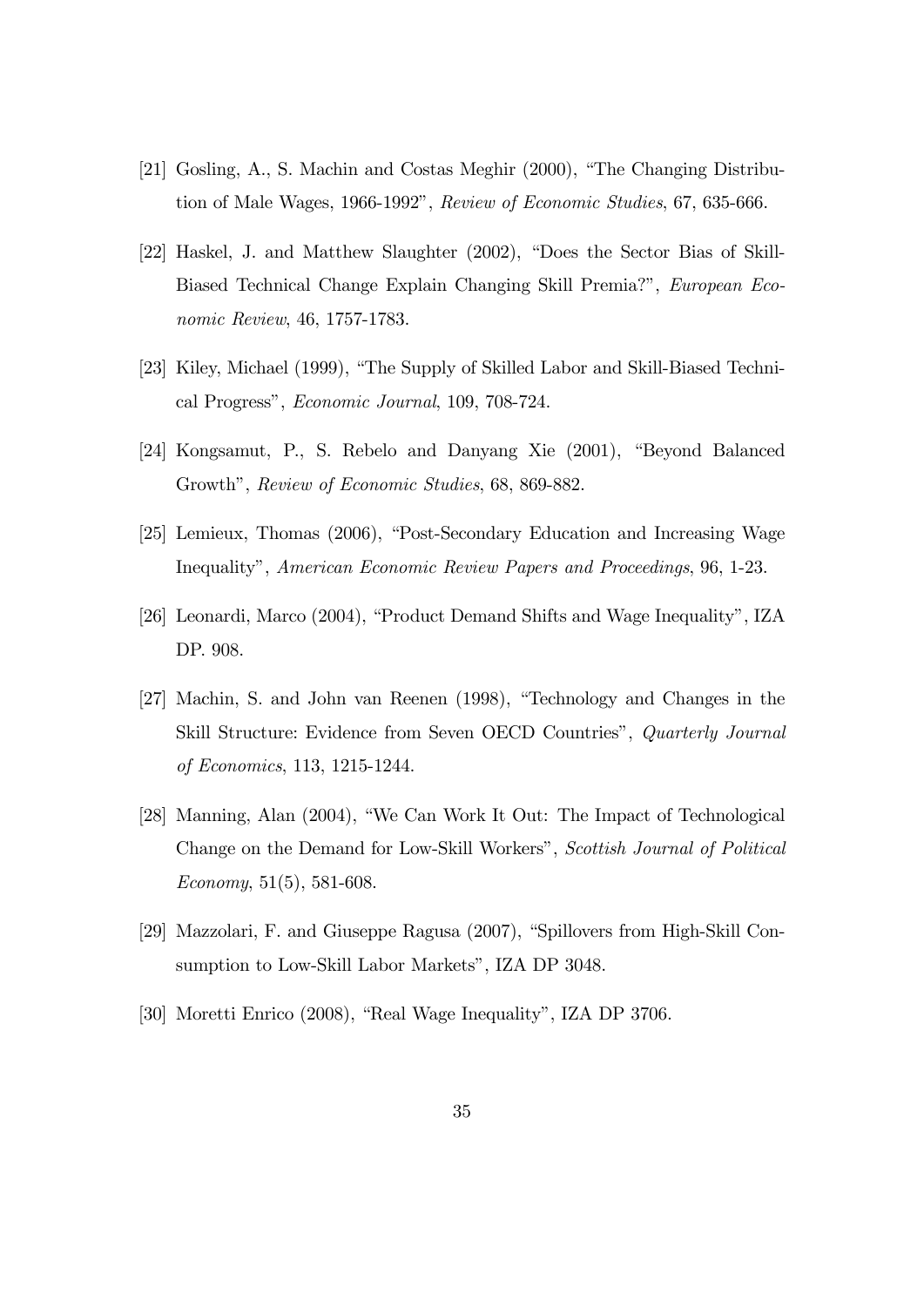[21] Gosling, A., S. Machin and Costas Meghir (2000), "The Changing Distribution of Male Wages, 1966-1992", *Review of Economic Studies*, 67, 635-666.

[22] Haskel, J. and Matthew Slaughter (2002), "Does the Sector Bias of Skill-Biased Technical Change Explain Changing Skill Premia?", *European Economic Review*, 46, 1757-1783.

[23] Kiley, Michael (1999), "The Supply of Skilled Labor and Skill-Biased Technical Progress", *Economic Journal*, 109, 708-724.

[24] Kongsamut, P., S. Rebelo and Danyang Xie (2001), "Beyond Balanced Growth", *Review of Economic Studies*, 68, 869-882.

[25] Lemieux, Thomas (2006), "Post-Secondary Education and Increasing Wage Inequality", *American Economic Review Papers and Proceedings*, 96, 1-23.

[26] Leonardi, Marco (2004), "Product Demand Shifts and Wage Inequality", IZA DP. 908.

[27] Machin, S. and John van Reenen (1998), "Technology and Changes in the Skill Structure: Evidence from Seven OECD Countries", *Quarterly Journal of Economics*, 113, 1215-1244.

[28] Manning, Alan (2004), "We Can Work It Out: The Impact of Technological Change on the Demand for Low-Skill Workers", *Scottish Journal of Political Economy*, 51(5), 581-608.

[29] Mazzolari, F. and Giuseppe Ragusa (2007), "Spillovers from High-Skill Consumption to Low-Skill Labor Markets", IZA DP 3048.

[30] Moretti Enrico (2008), "Real Wage Inequality", IZA DP 3706.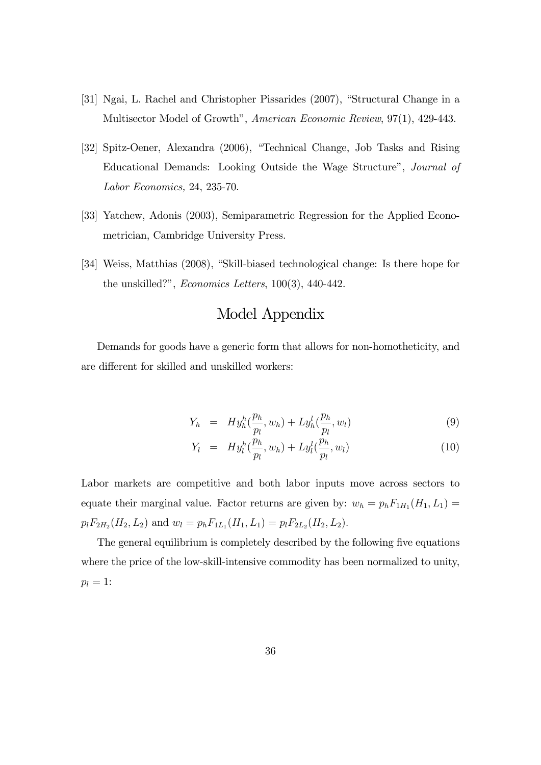[31] Ngai, L. Rachel and Christopher Pissarides (2007), "Structural Change in a Multisector Model of Growth", *American Economic Review*, 97(1), 429-443.

[32] Spitz-Oener, Alexandra (2006), "Technical Change, Job Tasks and Rising Educational Demands: Looking Outside the Wage Structure", *Journal of Labor Economics,* 24, 235-70.

[33] Yatchew, Adonis (2003), Semiparametric Regression for the Applied Econometrician, Cambridge University Press.

[34] Weiss, Matthias (2008), "Skill-biased technological change: Is there hope for the unskilled?", *Economics Letters*, 100(3), 440-442.

# Model Appendix

Demands for goods have a generic form that allows for non-homotheticity, and are different for skilled and unskilled workers:

$$Y_h = Hy_h^h(\frac{p_h}{p_l}, w_h) + Ly_h^l(\frac{p_h}{p_l}, w_l) \tag{9}$$

$$Y_l = Hy_l^h(\frac{p_h}{p_l}, w_h) + Ly_l^l(\frac{p_h}{p_l}, w_l) \tag{10}$$

Labor markets are competitive and both labor inputs move across sectors to equate their marginal value. Factor returns are given by: $w_h = p_h F_{1H_1}(H_1, L_1) = p_l F_{2H_2}(H_2, L_2)$ and $w_l = p_h F_{1L_1}(H_1, L_1) = p_l F_{2L_2}(H_2, L_2)$.

The general equilibrium is completely described by the following five equations where the price of the low-skill-intensive commodity has been normalized to unity, $p_l = 1$: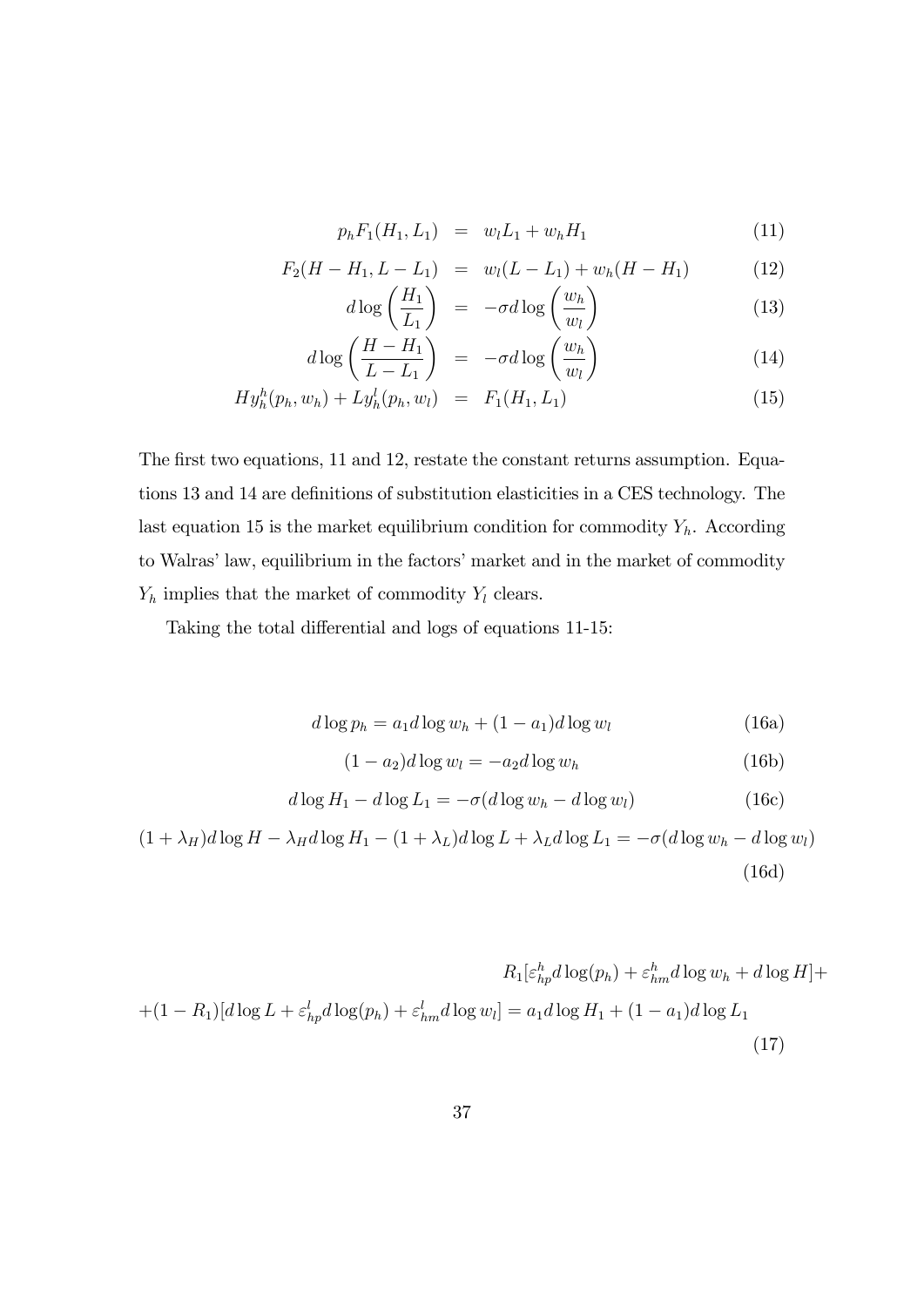$$p_h F_1(H_1, L_1) = w_l L_1 + w_h H_1 \tag{11}$$

$$F_2(H - H_1, L - L_1) = w_l(L - L_1) + w_h(H - H_1) \tag{12}$$

$$d\log\left(\frac{H_1}{L_1}\right) = -\sigma d\log\left(\frac{w_h}{w_l}\right) \tag{13}$$

$$d\log\left(\frac{H - H_1}{L - L_1}\right) = -\sigma d\log\left(\frac{w_h}{w_l}\right) \tag{14}$$

$$H y_h^h(p_h, w_h) + L y_h^l(p_h, w_l) = F_1(H_1, L_1) \tag{15}$$

The first two equations, 11 and 12, restate the constant returns assumption. Equations 13 and 14 are definitions of substitution elasticities in a CES technology. The last equation 15 is the market equilibrium condition for commodity $Y_h$. According to Walras' law, equilibrium in the factors' market and in the market of commodity $Y_h$ implies that the market of commodity $Y_l$ clears.

Taking the total differential and logs of equations 11-15:

$$d\log p_h = a_1 d\log w_h + (1 - a_1) d\log w_l \tag{16a}$$

$$(1 - a_2) d\log w_l = -a_2 d\log w_h \tag{16b}$$

$$d\log H_1 - d\log L_1 = -\sigma(d\log w_h - d\log w_l) \tag{16c}$$

$$(1 + \lambda_H) d\log H - \lambda_H d\log H_1 - (1 + \lambda_L) d\log L + \lambda_L d\log L_1 = -\sigma(d\log w_h - d\log w_l) \tag{16d}$$

$$R_1[\varepsilon_{hp}^h d\log(p_h) + \varepsilon_{hm}^h d\log w_h + d\log H] + $$
$$+(1 - R_1)[d\log L + \varepsilon_{hp}^l d\log(p_h) + \varepsilon_{hm}^l d\log w_l] = a_1 d\log H_1 + (1 - a_1) d\log L_1 \tag{17}$$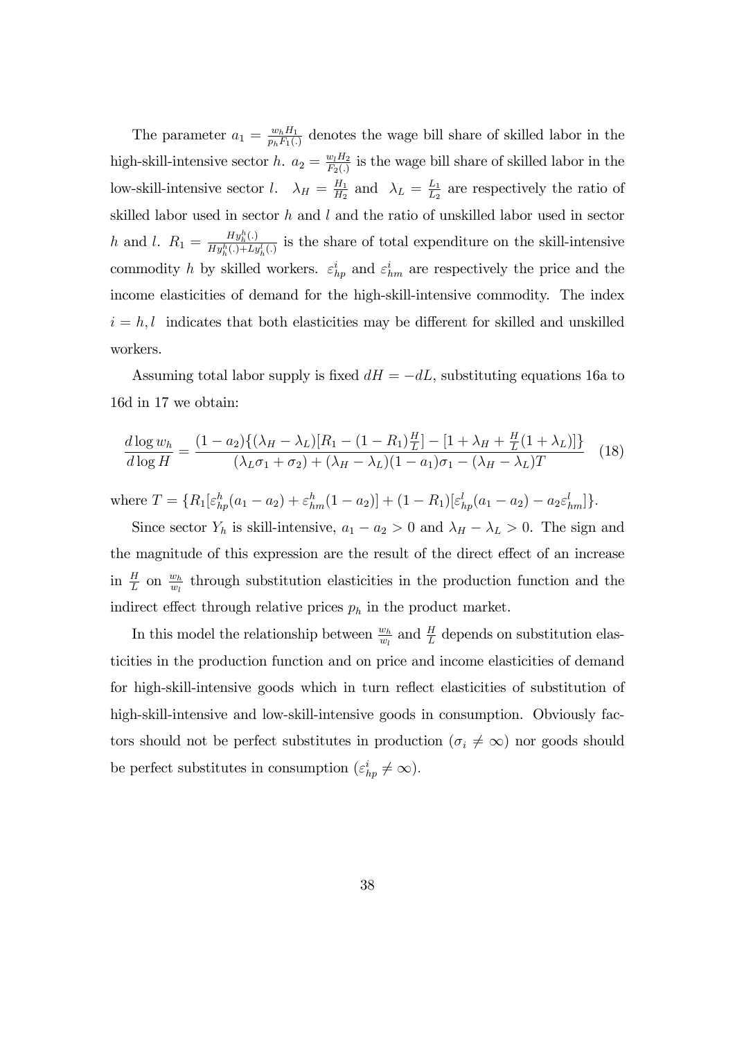The parameter $a_1 = \frac{w_h H_1}{p_h F_1(.)}$ denotes the wage bill share of skilled labor in the high-skill-intensive sector $h$. $a_2 = \frac{w_l H_2}{F_2(.)}$ is the wage bill share of skilled labor in the low-skill-intensive sector $l$. $\lambda_H = \frac{H_1}{H_2}$ and $\lambda_L = \frac{L_1}{L_2}$ are respectively the ratio of skilled labor used in sector $h$ and $l$ and the ratio of unskilled labor used in sector $h$ and $l$. $R_1 = \frac{H y_h^h(.)}{H y_h^h(.) + L y_h^l(.)}$ is the share of total expenditure on the skill-intensive commodity $h$ by skilled workers. $\varepsilon_{hp}^i$ and $\varepsilon_{hm}^i$ are respectively the price and the income elasticities of demand for the high-skill-intensive commodity. The index $i = h, l$ indicates that both elasticities may be different for skilled and unskilled workers.

Assuming total labor supply is fixed $dH = -dL$, substituting equations 16a to 16d in 17 we obtain:

$$\frac{d \log w_h}{d \log H} = \frac{(1 - a_2)\{(\lambda_H - \lambda_L)[R_1 - (1 - R_1)\frac{H}{L}] - [1 + \lambda_H + \frac{H}{L}(1 + \lambda_L)]\}}{(\lambda_L \sigma_1 + \sigma_2) + (\lambda_H - \lambda_L)(1 - a_1)\sigma_1 - (\lambda_H - \lambda_L)T} \quad (18)$$

where $T = \{R_1[\varepsilon_{hp}^h(a_1 - a_2) + \varepsilon_{hm}^h(1 - a_2)] + (1 - R_1)[\varepsilon_{hp}^l(a_1 - a_2) - a_2 \varepsilon_{hm}^l]\}$.

Since sector $Y_h$ is skill-intensive, $a_1 - a_2 > 0$ and $\lambda_H - \lambda_L > 0$. The sign and the magnitude of this expression are the result of the direct effect of an increase in $\frac{H}{L}$ on $\frac{w_h}{w_l}$ through substitution elasticities in the production function and the indirect effect through relative prices $p_h$ in the product market.

In this model the relationship between $\frac{w_h}{w_l}$ and $\frac{H}{L}$ depends on substitution elasticities in the production function and on price and income elasticities of demand for high-skill-intensive goods which in turn reflect elasticities of substitution of high-skill-intensive and low-skill-intensive goods in consumption. Obviously factors should not be perfect substitutes in production ($\sigma_i \neq \infty$) nor goods should be perfect substitutes in consumption ($\varepsilon_{hp}^i \neq \infty$).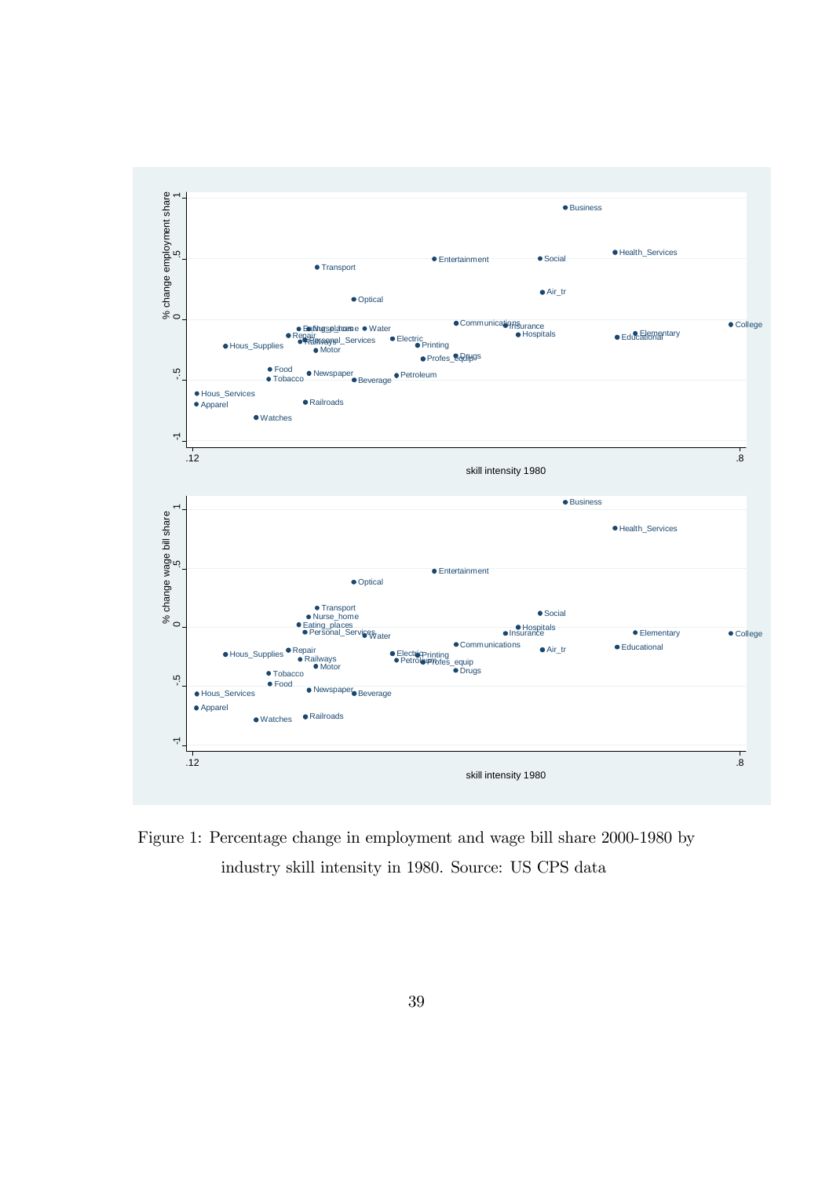Figure 1: Percentage change in employment and wage bill share 2000-1980 by industry skill intensity in 1980. Source: US CPS data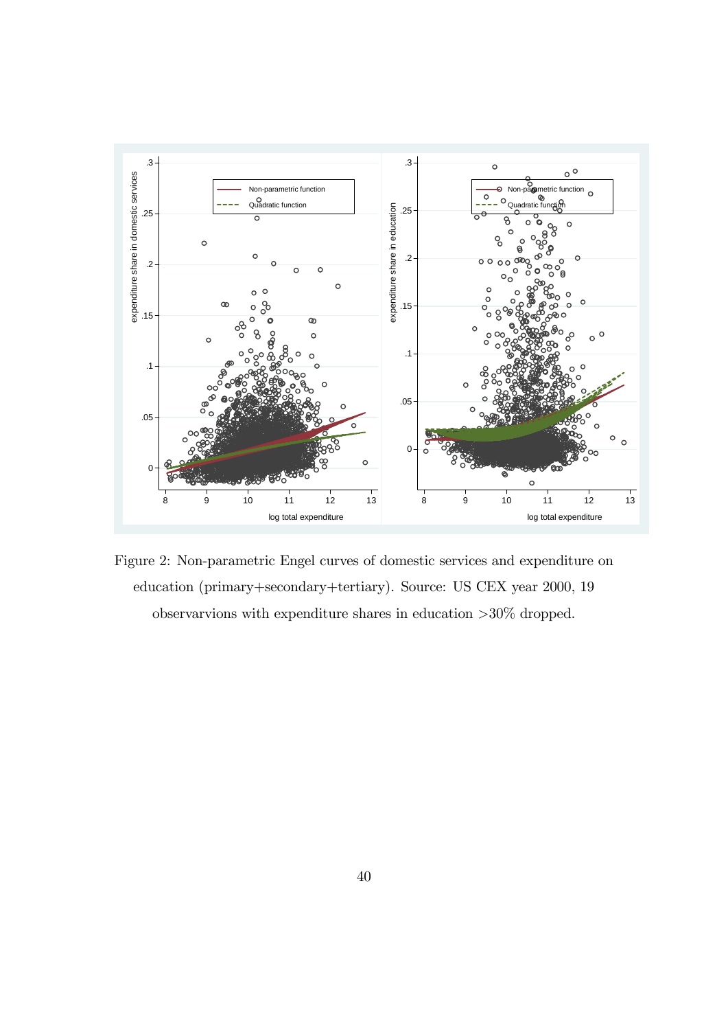Figure 2: Non-parametric Engel curves of domestic services and expenditure on education (primary+secondary+tertiary). Source: US CEX year 2000, 19 observarvions with expenditure shares in education >30% dropped.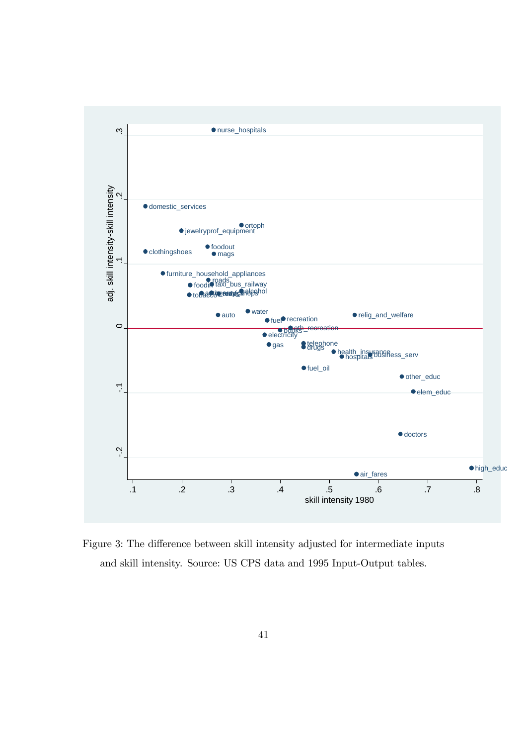Figure 3: The difference between skill intensity adjusted for intermediate inputs and skill intensity. Source: US CPS data and 1995 Input-Output tables.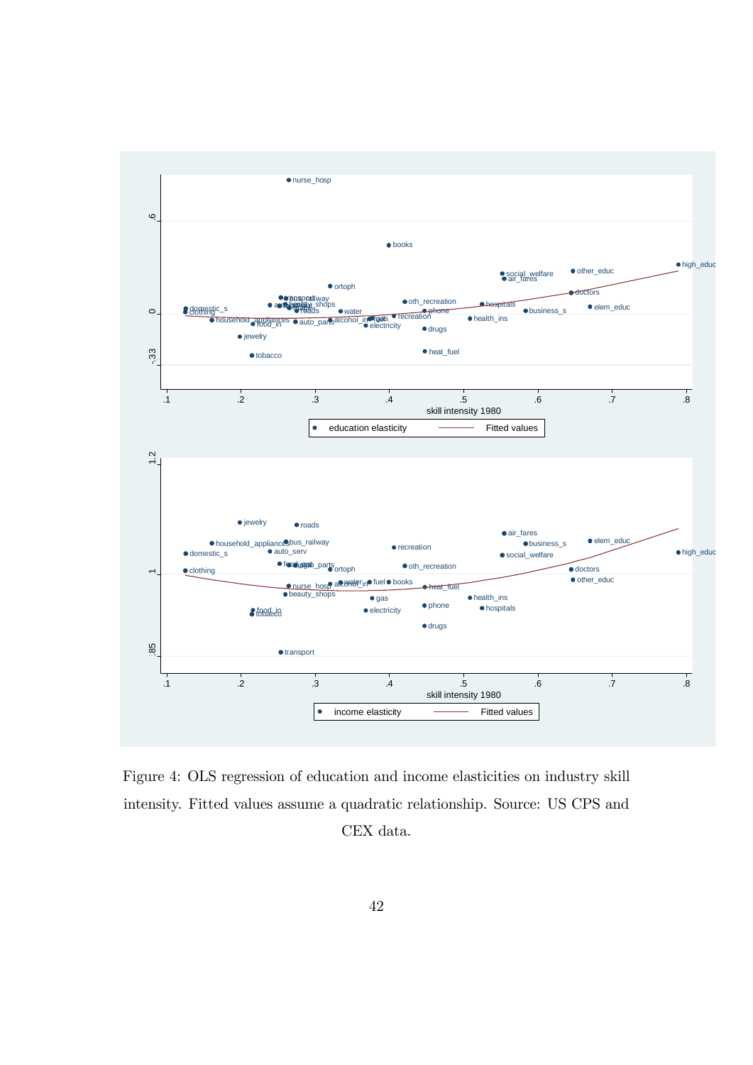Figure 4: OLS regression of education and income elasticities on industry skill intensity. Fitted values assume a quadratic relationship. Source: US CPS and CEX data.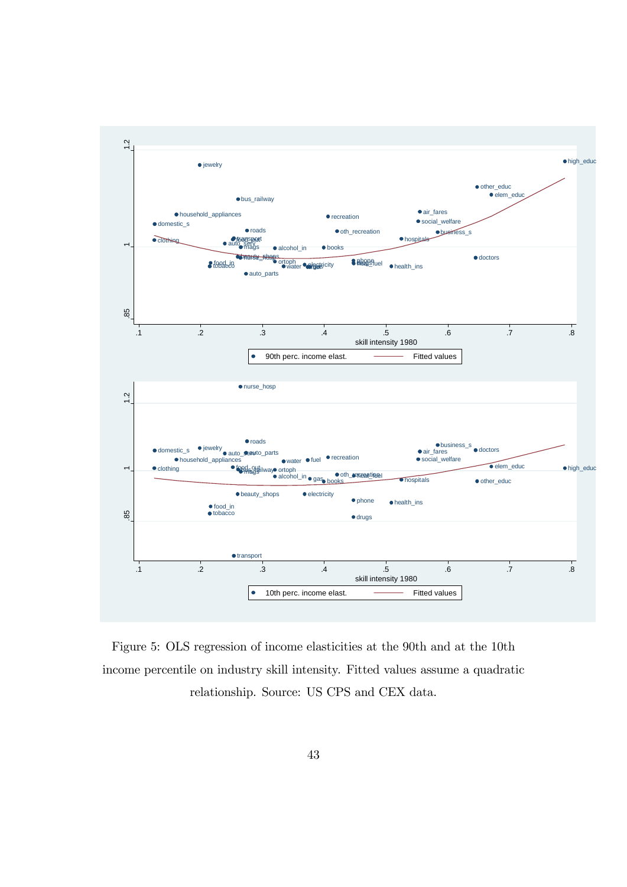Figure 5: OLS regression of income elasticities at the 90th and at the 10th income percentile on industry skill intensity. Fitted values assume a quadratic relationship. Source: US CPS and CEX data.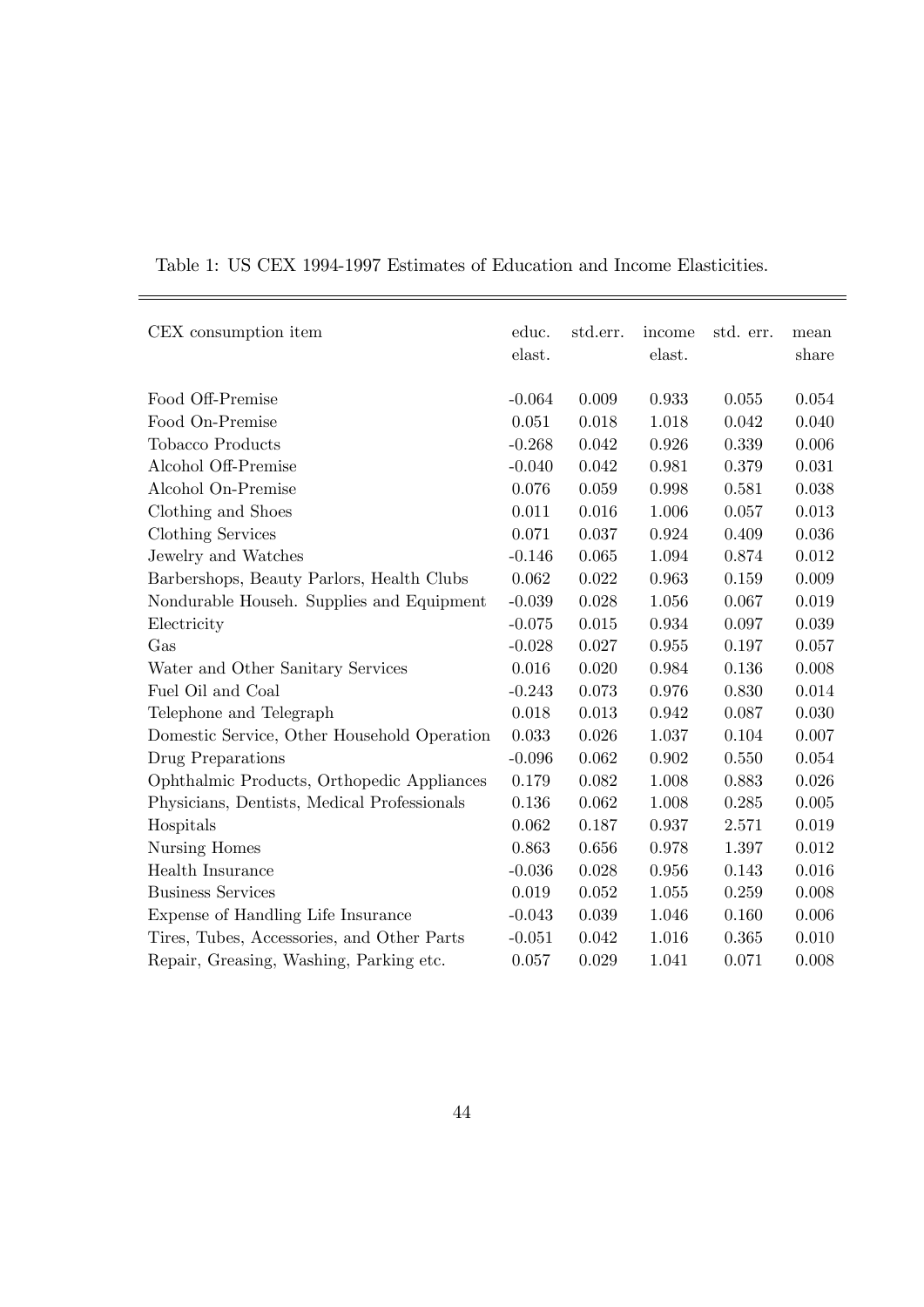Table 1: US CEX 1994-1997 Estimates of Education and Income Elasticities.

| CEX consumption item | educ. elast. | std.err. | income elast. | std. err. | mean share |
|---|---|---|---|---|---|
| Food Off-Premise | -0.064 | 0.009 | 0.933 | 0.055 | 0.054 |
| Food On-Premise | 0.051 | 0.018 | 1.018 | 0.042 | 0.040 |
| Tobacco Products | -0.268 | 0.042 | 0.926 | 0.339 | 0.006 |
| Alcohol Off-Premise | -0.040 | 0.042 | 0.981 | 0.379 | 0.031 |
| Alcohol On-Premise | 0.076 | 0.059 | 0.998 | 0.581 | 0.038 |
| Clothing and Shoes | 0.011 | 0.016 | 1.006 | 0.057 | 0.013 |
| Clothing Services | 0.071 | 0.037 | 0.924 | 0.409 | 0.036 |
| Jewelry and Watches | -0.146 | 0.065 | 1.094 | 0.874 | 0.012 |
| Barbershops, Beauty Parlors, Health Clubs | 0.062 | 0.022 | 0.963 | 0.159 | 0.009 |
| Nondurable Househ. Supplies and Equipment | -0.039 | 0.028 | 1.056 | 0.067 | 0.019 |
| Electricity | -0.075 | 0.015 | 0.934 | 0.097 | 0.039 |
| Gas | -0.028 | 0.027 | 0.955 | 0.197 | 0.057 |
| Water and Other Sanitary Services | 0.016 | 0.020 | 0.984 | 0.136 | 0.008 |
| Fuel Oil and Coal | -0.243 | 0.073 | 0.976 | 0.830 | 0.014 |
| Telephone and Telegraph | 0.018 | 0.013 | 0.942 | 0.087 | 0.030 |
| Domestic Service, Other Household Operation | 0.033 | 0.026 | 1.037 | 0.104 | 0.007 |
| Drug Preparations | -0.096 | 0.062 | 0.902 | 0.550 | 0.054 |
| Ophthalmic Products, Orthopedic Appliances | 0.179 | 0.082 | 1.008 | 0.883 | 0.026 |
| Physicians, Dentists, Medical Professionals | 0.136 | 0.062 | 1.008 | 0.285 | 0.005 |
| Hospitals | 0.062 | 0.187 | 0.937 | 2.571 | 0.019 |
| Nursing Homes | 0.863 | 0.656 | 0.978 | 1.397 | 0.012 |
| Health Insurance | -0.036 | 0.028 | 0.956 | 0.143 | 0.016 |
| Business Services | 0.019 | 0.052 | 1.055 | 0.259 | 0.008 |
| Expense of Handling Life Insurance | -0.043 | 0.039 | 1.046 | 0.160 | 0.006 |
| Tires, Tubes, Accessories, and Other Parts | -0.051 | 0.042 | 1.016 | 0.365 | 0.010 |
| Repair, Greasing, Washing, Parking etc. | 0.057 | 0.029 | 1.041 | 0.071 | 0.008 |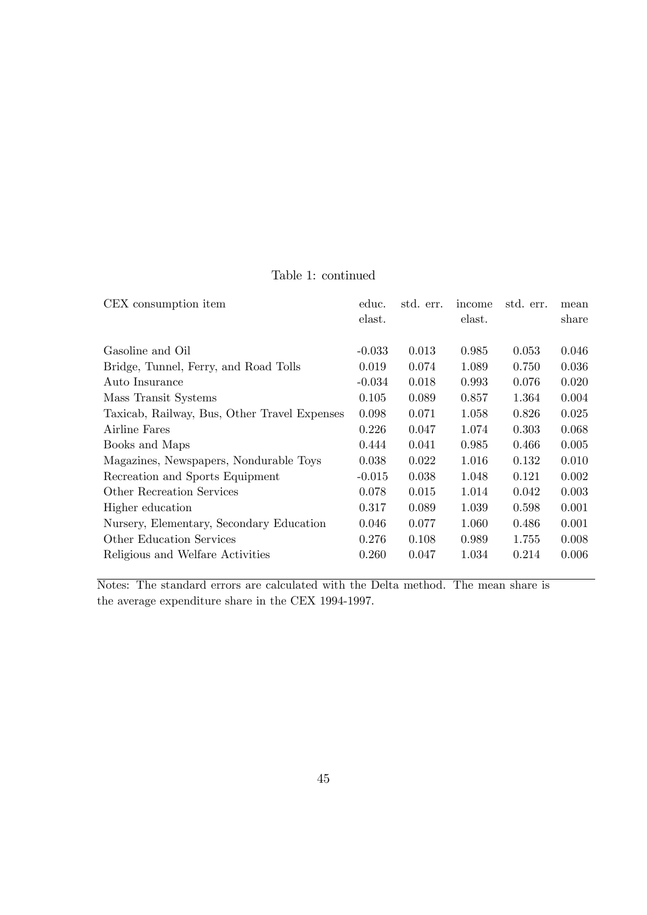Table 1: continued

| CEX consumption item | educ. elast. | std. err. | income elast. | std. err. | mean share |
|---|---|---|---|---|---|
| Gasoline and Oil | -0.033 | 0.013 | 0.985 | 0.053 | 0.046 |
| Bridge, Tunnel, Ferry, and Road Tolls | 0.019 | 0.074 | 1.089 | 0.750 | 0.036 |
| Auto Insurance | -0.034 | 0.018 | 0.993 | 0.076 | 0.020 |
| Mass Transit Systems | 0.105 | 0.089 | 0.857 | 1.364 | 0.004 |
| Taxicab, Railway, Bus, Other Travel Expenses | 0.098 | 0.071 | 1.058 | 0.826 | 0.025 |
| Airline Fares | 0.226 | 0.047 | 1.074 | 0.303 | 0.068 |
| Books and Maps | 0.444 | 0.041 | 0.985 | 0.466 | 0.005 |
| Magazines, Newspapers, Nondurable Toys | 0.038 | 0.022 | 1.016 | 0.132 | 0.010 |
| Recreation and Sports Equipment | -0.015 | 0.038 | 1.048 | 0.121 | 0.002 |
| Other Recreation Services | 0.078 | 0.015 | 1.014 | 0.042 | 0.003 |
| Higher education | 0.317 | 0.089 | 1.039 | 0.598 | 0.001 |
| Nursery, Elementary, Secondary Education | 0.046 | 0.077 | 1.060 | 0.486 | 0.001 |
| Other Education Services | 0.276 | 0.108 | 0.989 | 1.755 | 0.008 |
| Religious and Welfare Activities | 0.260 | 0.047 | 1.034 | 0.214 | 0.006 |

Notes: The standard errors are calculated with the Delta method. The mean share is the average expenditure share in the CEX 1994-1997.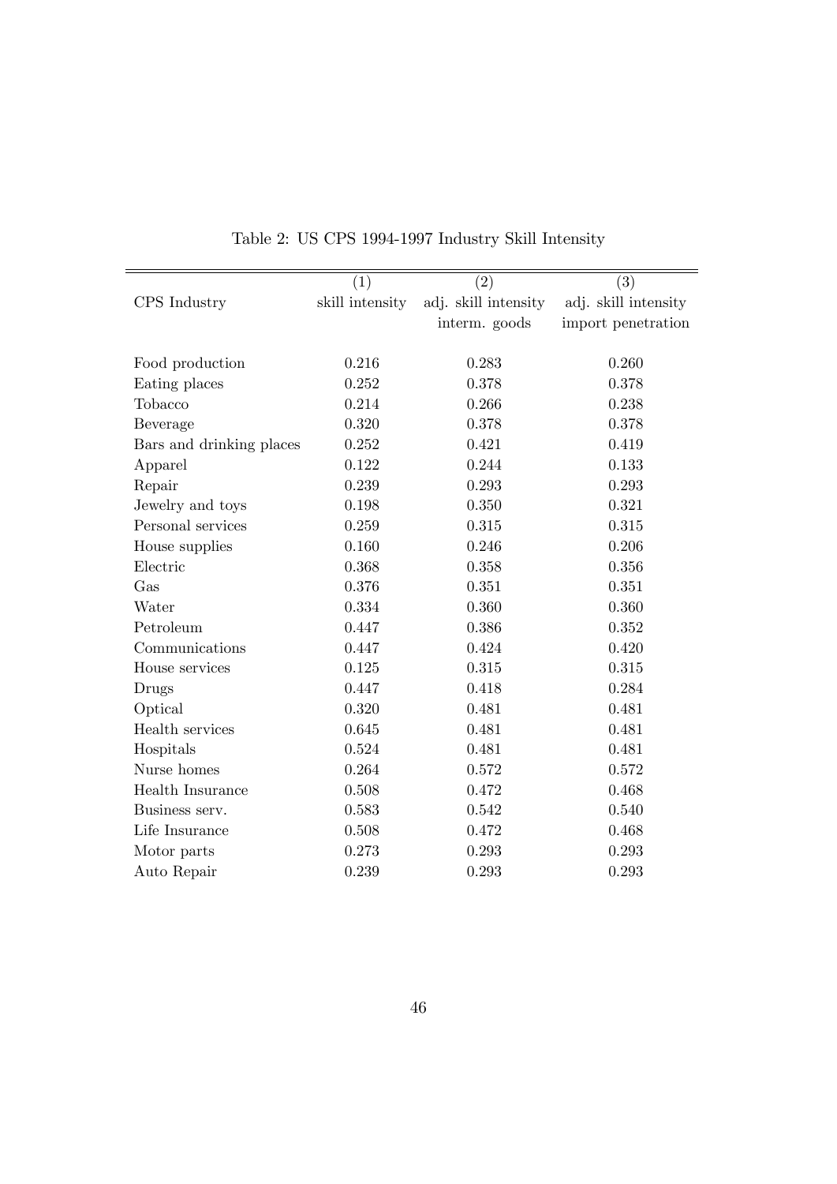Table 2: US CPS 1994-1997 Industry Skill Intensity

| CPS Industry | (1) skill intensity | (2) adj. skill intensity interm. goods | (3) adj. skill intensity import penetration |
|---|---|---|---|
| Food production | 0.216 | 0.283 | 0.260 |
| Eating places | 0.252 | 0.378 | 0.378 |
| Tobacco | 0.214 | 0.266 | 0.238 |
| Beverage | 0.320 | 0.378 | 0.378 |
| Bars and drinking places | 0.252 | 0.421 | 0.419 |
| Apparel | 0.122 | 0.244 | 0.133 |
| Repair | 0.239 | 0.293 | 0.293 |
| Jewelry and toys | 0.198 | 0.350 | 0.321 |
| Personal services | 0.259 | 0.315 | 0.315 |
| House supplies | 0.160 | 0.246 | 0.206 |
| Electric | 0.368 | 0.358 | 0.356 |
| Gas | 0.376 | 0.351 | 0.351 |
| Water | 0.334 | 0.360 | 0.360 |
| Petroleum | 0.447 | 0.386 | 0.352 |
| Communications | 0.447 | 0.424 | 0.420 |
| House services | 0.125 | 0.315 | 0.315 |
| Drugs | 0.447 | 0.418 | 0.284 |
| Optical | 0.320 | 0.481 | 0.481 |
| Health services | 0.645 | 0.481 | 0.481 |
| Hospitals | 0.524 | 0.481 | 0.481 |
| Nurse homes | 0.264 | 0.572 | 0.572 |
| Health Insurance | 0.508 | 0.472 | 0.468 |
| Business serv. | 0.583 | 0.542 | 0.540 |
| Life Insurance | 0.508 | 0.472 | 0.468 |
| Motor parts | 0.273 | 0.293 | 0.293 |
| Auto Repair | 0.239 | 0.293 | 0.293 |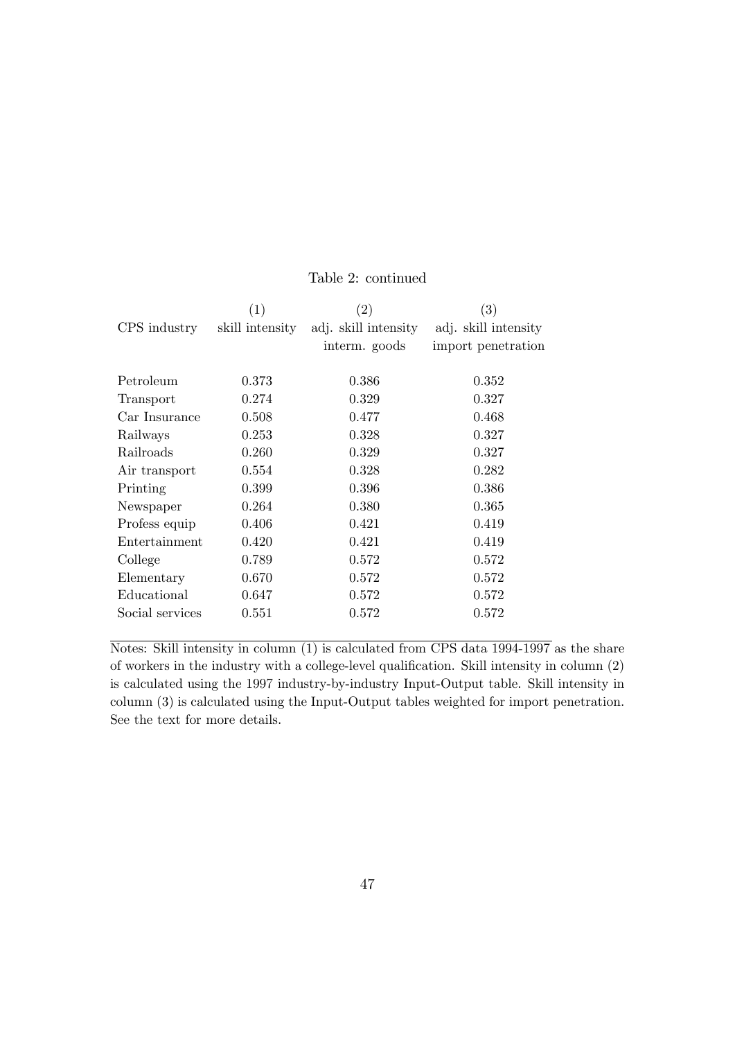Table 2: continued

| CPS industry | (1)<br>skill intensity | (2)<br>adj. skill intensity<br>interm. goods | (3)<br>adj. skill intensity<br>import penetration |
|---|---|---|---|
| Petroleum | 0.373 | 0.386 | 0.352 |
| Transport | 0.274 | 0.329 | 0.327 |
| Car Insurance | 0.508 | 0.477 | 0.468 |
| Railways | 0.253 | 0.328 | 0.327 |
| Railroads | 0.260 | 0.329 | 0.327 |
| Air transport | 0.554 | 0.328 | 0.282 |
| Printing | 0.399 | 0.396 | 0.386 |
| Newspaper | 0.264 | 0.380 | 0.365 |
| Profess equip | 0.406 | 0.421 | 0.419 |
| Entertainment | 0.420 | 0.421 | 0.419 |
| College | 0.789 | 0.572 | 0.572 |
| Elementary | 0.670 | 0.572 | 0.572 |
| Educational | 0.647 | 0.572 | 0.572 |
| Social services | 0.551 | 0.572 | 0.572 |

Notes: Skill intensity in column (1) is calculated from CPS data 1994-1997 as the share of workers in the industry with a college-level qualification. Skill intensity in column (2) is calculated using the 1997 industry-by-industry Input-Output table. Skill intensity in column (3) is calculated using the Input-Output tables weighted for import penetration. See the text for more details.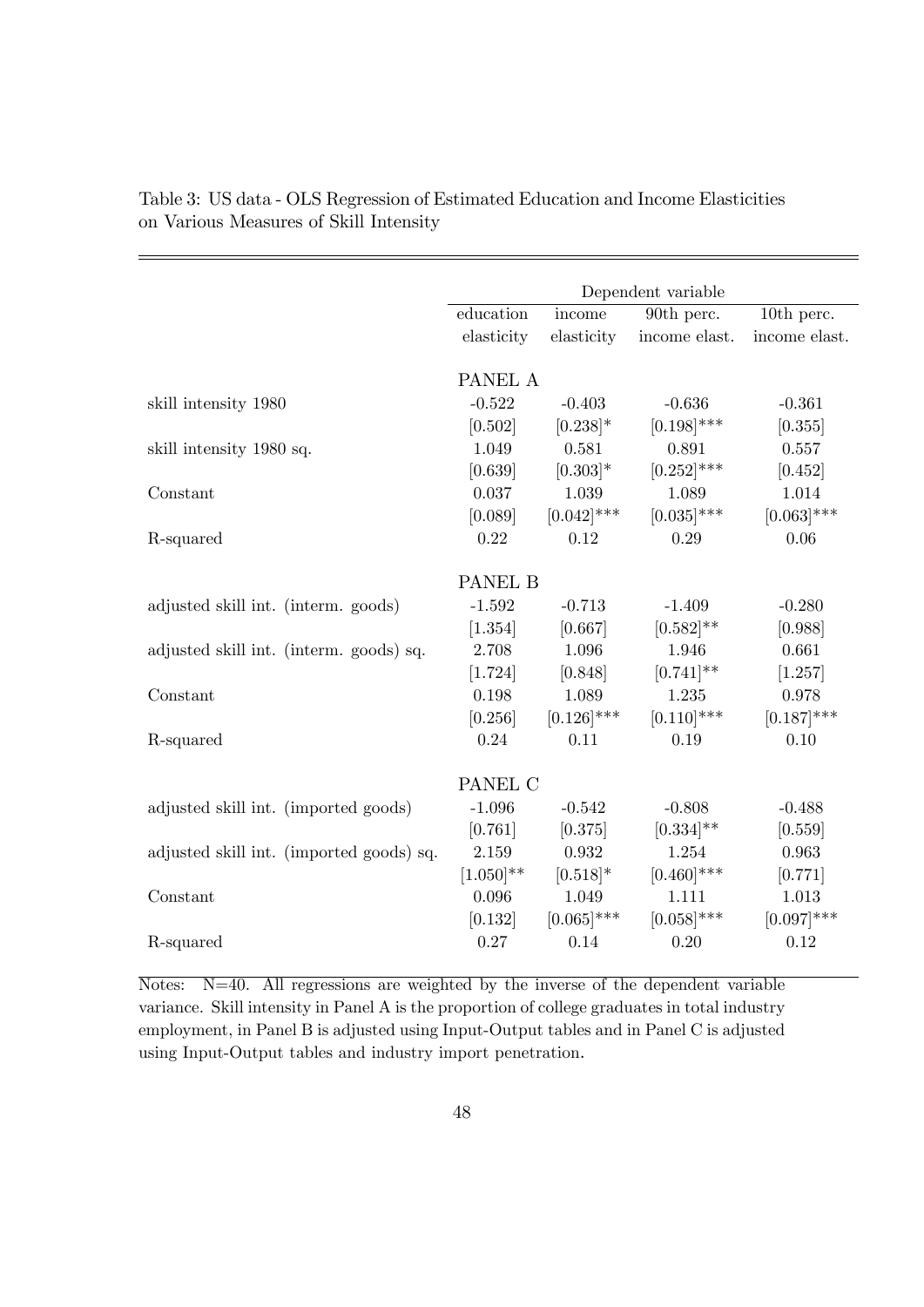Table 3: US data - OLS Regression of Estimated Education and Income Elasticities on Various Measures of Skill Intensity

| | Dependent variable | | | |
|---|---|---|---|---|
| | education elasticity | income elasticity | 90th perc. income elast. | 10th perc. income elast. |
| | PANEL A | | | |
| skill intensity 1980 | -0.522 | -0.403 | -0.636 | -0.361 |
| | [0.502] | [0.238]* | [0.198]*** | [0.355] |
| skill intensity 1980 sq. | 1.049 | 0.581 | 0.891 | 0.557 |
| | [0.639] | [0.303]* | [0.252]*** | [0.452] |
| Constant | 0.037 | 1.039 | 1.089 | 1.014 |
| | [0.089] | [0.042]*** | [0.035]*** | [0.063]*** |
| R-squared | 0.22 | 0.12 | 0.29 | 0.06 |
| | PANEL B | | | |
| adjusted skill int. (interm. goods) | -1.592 | -0.713 | -1.409 | -0.280 |
| | [1.354] | [0.667] | [0.582]** | [0.988] |
| adjusted skill int. (interm. goods) sq. | 2.708 | 1.096 | 1.946 | 0.661 |
| | [1.724] | [0.848] | [0.741]** | [1.257] |
| Constant | 0.198 | 1.089 | 1.235 | 0.978 |
| | [0.256] | [0.126]*** | [0.110]*** | [0.187]*** |
| R-squared | 0.24 | 0.11 | 0.19 | 0.10 |
| | PANEL C | | | |
| adjusted skill int. (imported goods) | -1.096 | -0.542 | -0.808 | -0.488 |
| | [0.761] | [0.375] | [0.334]** | [0.559] |
| adjusted skill int. (imported goods) sq. | 2.159 | 0.932 | 1.254 | 0.963 |
| | [1.050]** | [0.518]* | [0.460]*** | [0.771] |
| Constant | 0.096 | 1.049 | 1.111 | 1.013 |
| | [0.132] | [0.065]*** | [0.058]*** | [0.097]*** |
| R-squared | 0.27 | 0.14 | 0.20 | 0.12 |

Notes: N=40. All regressions are weighted by the inverse of the dependent variable variance. Skill intensity in Panel A is the proportion of college graduates in total industry employment, in Panel B is adjusted using Input-Output tables and in Panel C is adjusted using Input-Output tables and industry import penetration.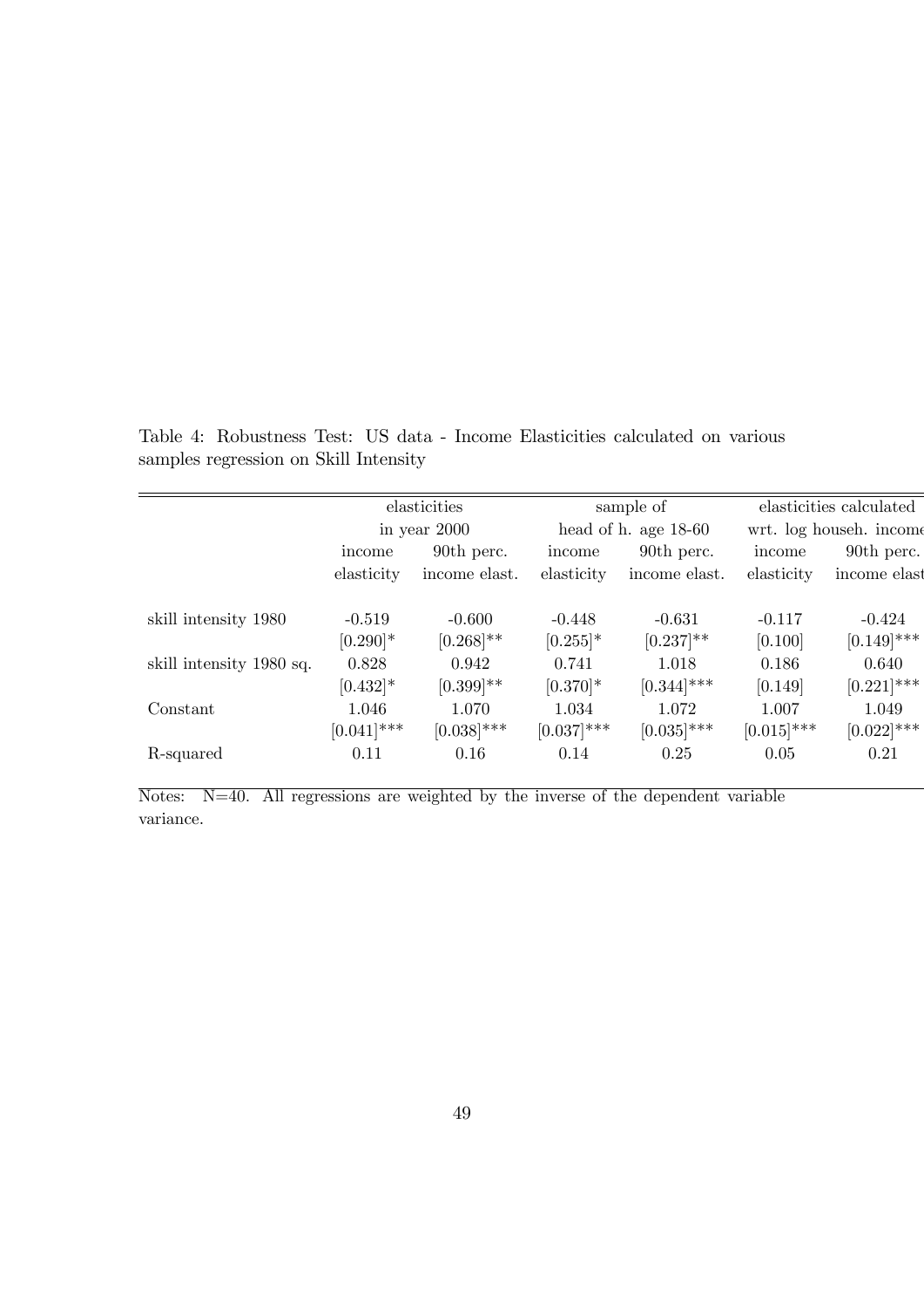Table 4: Robustness Test: US data - Income Elasticities calculated on various samples regression on Skill Intensity

| | elasticities in year 2000 | | sample of head of h. age 18-60 | | elasticities calculated wrt. log househ. income | |
|---|---|---|---|---|---|---|
| | income elasticity | 90th perc. income elast. | income elasticity | 90th perc. income elast. | income elasticity | 90th perc. income elast |
| skill intensity 1980 | -0.519 | -0.600 | -0.448 | -0.631 | -0.117 | -0.424 |
| | [0.290]* | [0.268]** | [0.255]* | [0.237]** | [0.100] | [0.149]*** |
| skill intensity 1980 sq. | 0.828 | 0.942 | 0.741 | 1.018 | 0.186 | 0.640 |
| | [0.432]* | [0.399]** | [0.370]* | [0.344]*** | [0.149] | [0.221]*** |
| Constant | 1.046 | 1.070 | 1.034 | 1.072 | 1.007 | 1.049 |
| | [0.041]*** | [0.038]*** | [0.037]*** | [0.035]*** | [0.015]*** | [0.022]*** |
| R-squared | 0.11 | 0.16 | 0.14 | 0.25 | 0.05 | 0.21 |

Notes: N=40. All regressions are weighted by the inverse of the dependent variable variance.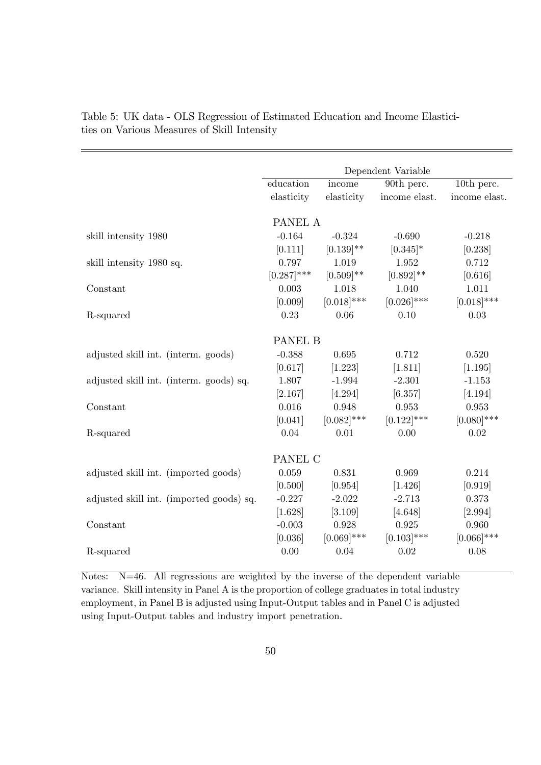Table 5: UK data - OLS Regression of Estimated Education and Income Elasticities on Various Measures of Skill Intensity

| | Dependent Variable | | | |
|---|---|---|---|---|
| | education elasticity | income elasticity | 90th perc. income elast. | 10th perc. income elast. |
| | PANEL A | | | |
| skill intensity 1980 | -0.164 | -0.324 | -0.690 | -0.218 |
| | [0.111] | [0.139]** | [0.345]* | [0.238] |
| skill intensity 1980 sq. | 0.797 | 1.019 | 1.952 | 0.712 |
| | [0.287]*** | [0.509]** | [0.892]** | [0.616] |
| Constant | 0.003 | 1.018 | 1.040 | 1.011 |
| | [0.009] | [0.018]*** | [0.026]*** | [0.018]*** |
| R-squared | 0.23 | 0.06 | 0.10 | 0.03 |
| | PANEL B | | | |
| adjusted skill int. (interm. goods) | -0.388 | 0.695 | 0.712 | 0.520 |
| | [0.617] | [1.223] | [1.811] | [1.195] |
| adjusted skill int. (interm. goods) sq. | 1.807 | -1.994 | -2.301 | -1.153 |
| | [2.167] | [4.294] | [6.357] | [4.194] |
| Constant | 0.016 | 0.948 | 0.953 | 0.953 |
| | [0.041] | [0.082]*** | [0.122]*** | [0.080]*** |
| R-squared | 0.04 | 0.01 | 0.00 | 0.02 |
| | PANEL C | | | |
| adjusted skill int. (imported goods) | 0.059 | 0.831 | 0.969 | 0.214 |
| | [0.500] | [0.954] | [1.426] | [0.919] |
| adjusted skill int. (imported goods) sq. | -0.227 | -2.022 | -2.713 | 0.373 |
| | [1.628] | [3.109] | [4.648] | [2.994] |
| Constant | -0.003 | 0.928 | 0.925 | 0.960 |
| | [0.036] | [0.069]*** | [0.103]*** | [0.066]*** |
| R-squared | 0.00 | 0.04 | 0.02 | 0.08 |

Notes: N=46. All regressions are weighted by the inverse of the dependent variable variance. Skill intensity in Panel A is the proportion of college graduates in total industry employment, in Panel B is adjusted using Input-Output tables and in Panel C is adjusted using Input-Output tables and industry import penetration.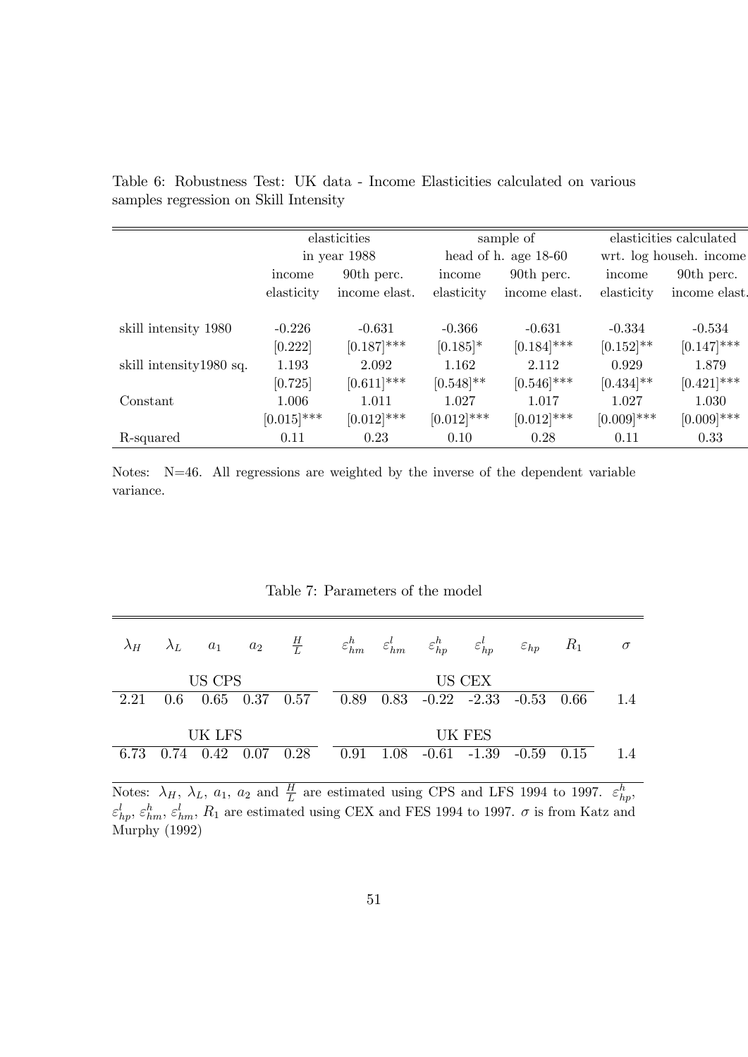Table 6: Robustness Test: UK data - Income Elasticities calculated on various samples regression on Skill Intensity

| | elasticities in year 1988 | | sample of head of h. age 18-60 | | elasticities calculated wrt. log househ. income | |
|---|---|---|---|---|---|---|
| | income elasticity | 90th perc. income elast. | income elasticity | 90th perc. income elast. | income elasticity | 90th perc. income elast. |
| skill intensity 1980 | -0.226 | -0.631 | -0.366 | -0.631 | -0.334 | -0.534 |
| | [0.222] | [0.187]*** | [0.185]* | [0.184]*** | [0.152]** | [0.147]*** |
| skill intensity1980 sq. | 1.193 | 2.092 | 1.162 | 2.112 | 0.929 | 1.879 |
| | [0.725] | [0.611]*** | [0.548]** | [0.546]*** | [0.434]** | [0.421]*** |
| Constant | 1.006 | 1.011 | 1.027 | 1.017 | 1.027 | 1.030 |
| | [0.015]*** | [0.012]*** | [0.012]*** | [0.012]*** | [0.009]*** | [0.009]*** |
| R-squared | 0.11 | 0.23 | 0.10 | 0.28 | 0.11 | 0.33 |

Notes: N=46. All regressions are weighted by the inverse of the dependent variable variance.

Table 7: Parameters of the model

| $\lambda_H$ | $\lambda_L$ | $a_1$ | $a_2$ | $\frac{H}{L}$ | $\varepsilon^h_{hm}$ | $\varepsilon^l_{hm}$ | $\varepsilon^h_{hp}$ | $\varepsilon^l_{hp}$ | $\varepsilon_{hp}$ | $R_1$ | $\sigma$ |
|---|---|---|---|---|---|---|---|---|---|---|---|
| US CPS | | | | | US CEX | | | | | | |
| 2.21 | 0.6 | 0.65 | 0.37 | 0.57 | 0.89 | 0.83 | -0.22 | -2.33 | -0.53 | 0.66 | 1.4 |
| UK LFS | | | | | UK FES | | | | | | |
| 6.73 | 0.74 | 0.42 | 0.07 | 0.28 | 0.91 | 1.08 | -0.61 | -1.39 | -0.59 | 0.15 | 1.4 |

Notes: $\lambda_H$, $\lambda_L$, $a_1$, $a_2$ and $\frac{H}{L}$ are estimated using CPS and LFS 1994 to 1997. $\varepsilon^h_{hp}$, $\varepsilon^l_{hp}$, $\varepsilon^h_{hm}$, $\varepsilon^l_{hm}$, $R_1$ are estimated using CEX and FES 1994 to 1997. $\sigma$ is from Katz and Murphy (1992)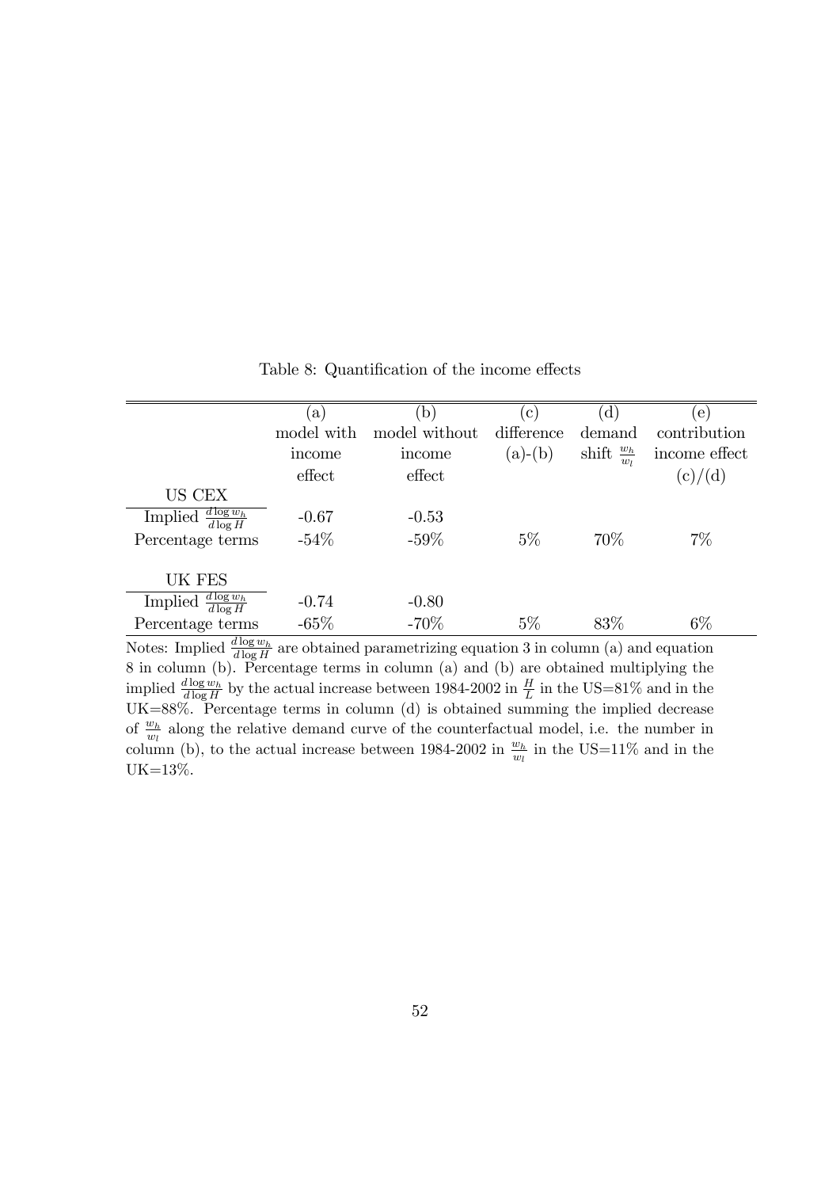Table 8: Quantification of the income effects

| | (a) model with income effect | (b) model without income effect | (c) difference (a)-(b) | (d) demand shift $\frac{w_h}{w_l}$ | (e) contribution income effect (c)/(d) |
|---|---|---|---|---|---|
| US CEX | | | | | |
| Implied $\frac{d \log w_h}{d \log H}$ | -0.67 | -0.53 | | | |
| Percentage terms | -54% | -59% | 5% | 70% | 7% |
| UK FES | | | | | |
| Implied $\frac{d \log w_h}{d \log H}$ | -0.74 | -0.80 | | | |
| Percentage terms | -65% | -70% | 5% | 83% | 6% |

Notes: Implied $\frac{d \log w_h}{d \log H}$ are obtained parametrizing equation 3 in column (a) and equation 8 in column (b). Percentage terms in column (a) and (b) are obtained multiplying the implied $\frac{d \log w_h}{d \log H}$ by the actual increase between 1984-2002 in $\frac{H}{L}$ in the US=81% and in the UK=88%. Percentage terms in column (d) is obtained summing the implied decrease of $\frac{w_h}{w_l}$ along the relative demand curve of the counterfactual model, i.e. the number in column (b), to the actual increase between 1984-2002 in $\frac{w_h}{w_l}$ in the US=11% and in the UK=13%.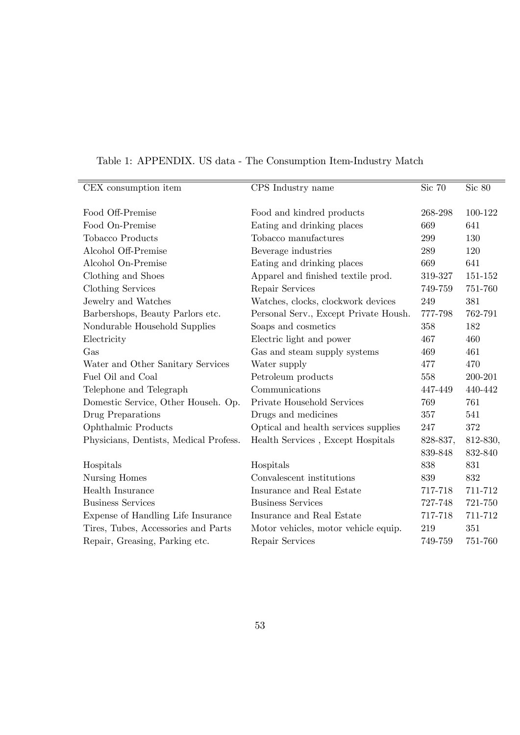Table 1: APPENDIX. US data - The Consumption Item-Industry Match

| CEX consumption item | CPS Industry name | Sic 70 | Sic 80 |
|---|---|---|---|
| Food Off-Premise | Food and kindred products | 268-298 | 100-122 |
| Food On-Premise | Eating and drinking places | 669 | 641 |
| Tobacco Products | Tobacco manufactures | 299 | 130 |
| Alcohol Off-Premise | Beverage industries | 289 | 120 |
| Alcohol On-Premise | Eating and drinking places | 669 | 641 |
| Clothing and Shoes | Apparel and finished textile prod. | 319-327 | 151-152 |
| Clothing Services | Repair Services | 749-759 | 751-760 |
| Jewelry and Watches | Watches, clocks, clockwork devices | 249 | 381 |
| Barbershops, Beauty Parlors etc. | Personal Serv., Except Private Housh. | 777-798 | 762-791 |
| Nondurable Household Supplies | Soaps and cosmetics | 358 | 182 |
| Electricity | Electric light and power | 467 | 460 |
| Gas | Gas and steam supply systems | 469 | 461 |
| Water and Other Sanitary Services | Water supply | 477 | 470 |
| Fuel Oil and Coal | Petroleum products | 558 | 200-201 |
| Telephone and Telegraph | Communications | 447-449 | 440-442 |
| Domestic Service, Other Househ. Op. | Private Household Services | 769 | 761 |
| Drug Preparations | Drugs and medicines | 357 | 541 |
| Ophthalmic Products | Optical and health services supplies | 247 | 372 |
| Physicians, Dentists, Medical Profess. | Health Services , Except Hospitals | 828-837, 839-848 | 812-830, 832-840 |
| Hospitals | Hospitals | 838 | 831 |
| Nursing Homes | Convalescent institutions | 839 | 832 |
| Health Insurance | Insurance and Real Estate | 717-718 | 711-712 |
| Business Services | Business Services | 727-748 | 721-750 |
| Expense of Handling Life Insurance | Insurance and Real Estate | 717-718 | 711-712 |
| Tires, Tubes, Accessories and Parts | Motor vehicles, motor vehicle equip. | 219 | 351 |
| Repair, Greasing, Parking etc. | Repair Services | 749-759 | 751-760 |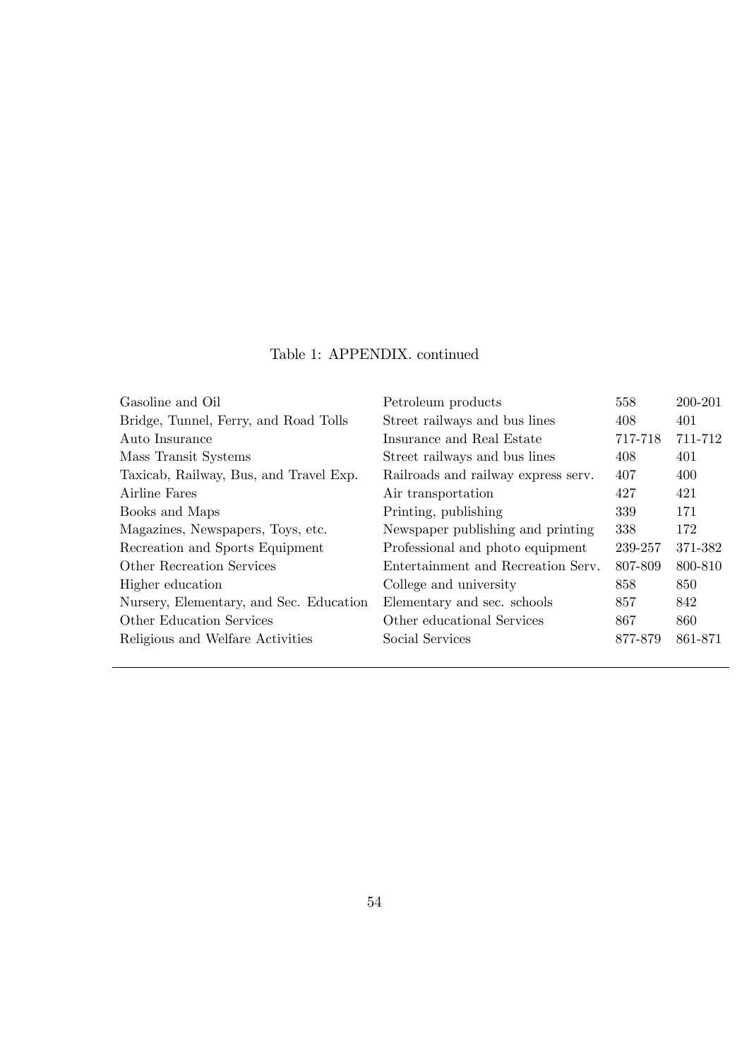Table 1: APPENDIX. continued

| | | | |
|---|---|---|---|
| Gasoline and Oil | Petroleum products | 558 | 200-201 |
| Bridge, Tunnel, Ferry, and Road Tolls | Street railways and bus lines | 408 | 401 |
| Auto Insurance | Insurance and Real Estate | 717-718 | 711-712 |
| Mass Transit Systems | Street railways and bus lines | 408 | 401 |
| Taxicab, Railway, Bus, and Travel Exp. | Railroads and railway express serv. | 407 | 400 |
| Airline Fares | Air transportation | 427 | 421 |
| Books and Maps | Printing, publishing | 339 | 171 |
| Magazines, Newspapers, Toys, etc. | Newspaper publishing and printing | 338 | 172 |
| Recreation and Sports Equipment | Professional and photo equipment | 239-257 | 371-382 |
| Other Recreation Services | Entertainment and Recreation Serv. | 807-809 | 800-810 |
| Higher education | College and university | 858 | 850 |
| Nursery, Elementary, and Sec. Education | Elementary and sec. schools | 857 | 842 |
| Other Education Services | Other educational Services | 867 | 860 |
| Religious and Welfare Activities | Social Services | 877-879 | 861-871 |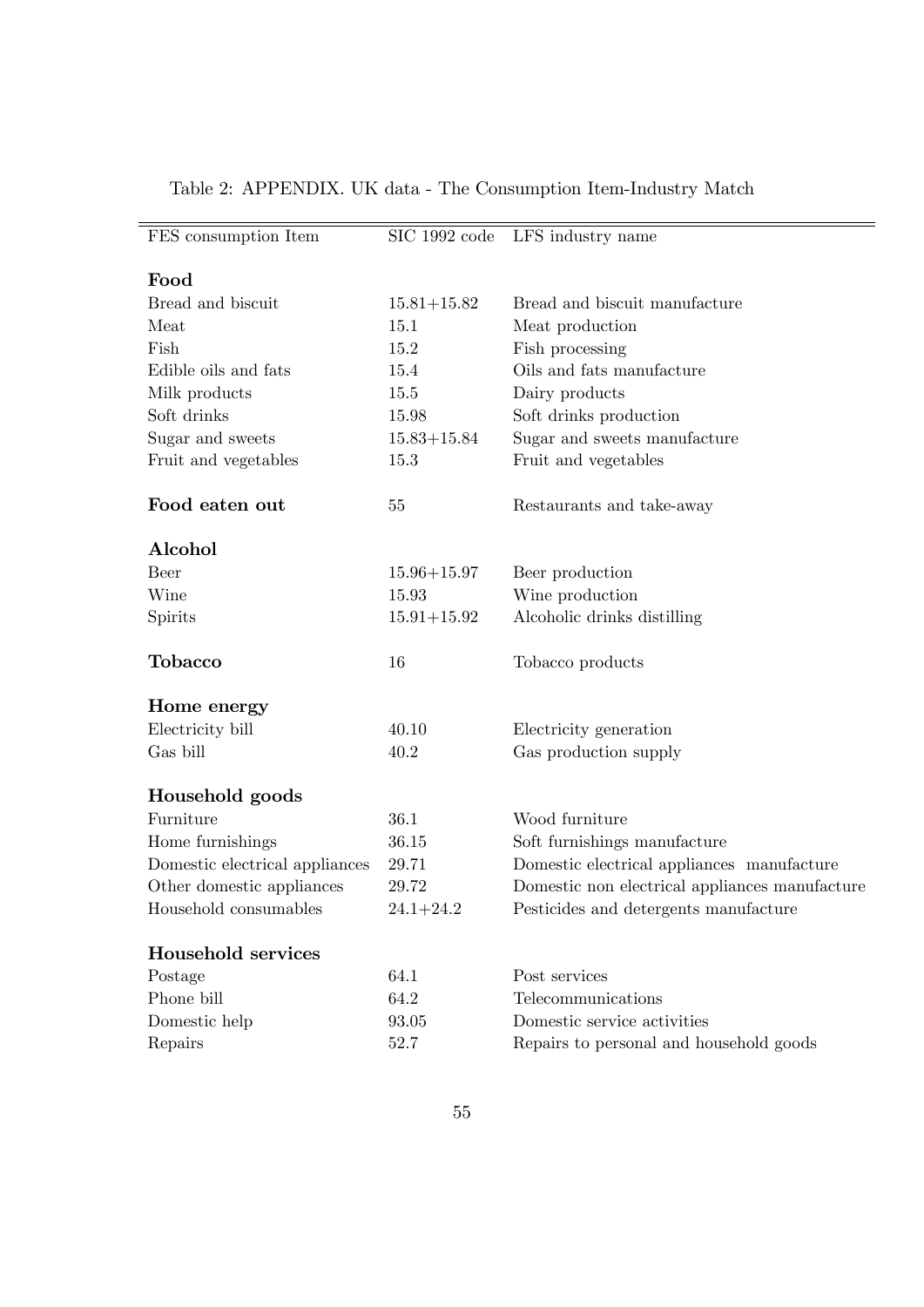Table 2: APPENDIX. UK data - The Consumption Item-Industry Match

| FES consumption Item | SIC 1992 code | LFS industry name |
|---|---|---|
| **Food** | | |
| Bread and biscuit | 15.81+15.82 | Bread and biscuit manufacture |
| Meat | 15.1 | Meat production |
| Fish | 15.2 | Fish processing |
| Edible oils and fats | 15.4 | Oils and fats manufacture |
| Milk products | 15.5 | Dairy products |
| Soft drinks | 15.98 | Soft drinks production |
| Sugar and sweets | 15.83+15.84 | Sugar and sweets manufacture |
| Fruit and vegetables | 15.3 | Fruit and vegetables |
| **Food eaten out** | 55 | Restaurants and take-away |
| **Alcohol** | | |
| Beer | 15.96+15.97 | Beer production |
| Wine | 15.93 | Wine production |
| Spirits | 15.91+15.92 | Alcoholic drinks distilling |
| **Tobacco** | 16 | Tobacco products |
| **Home energy** | | |
| Electricity bill | 40.10 | Electricity generation |
| Gas bill | 40.2 | Gas production supply |
| **Household goods** | | |
| Furniture | 36.1 | Wood furniture |
| Home furnishings | 36.15 | Soft furnishings manufacture |
| Domestic electrical appliances | 29.71 | Domestic electrical appliances manufacture |
| Other domestic appliances | 29.72 | Domestic non electrical appliances manufacture |
| Household consumables | 24.1+24.2 | Pesticides and detergents manufacture |
| **Household services** | | |
| Postage | 64.1 | Post services |
| Phone bill | 64.2 | Telecommunications |
| Domestic help | 93.05 | Domestic service activities |
| Repairs | 52.7 | Repairs to personal and household goods |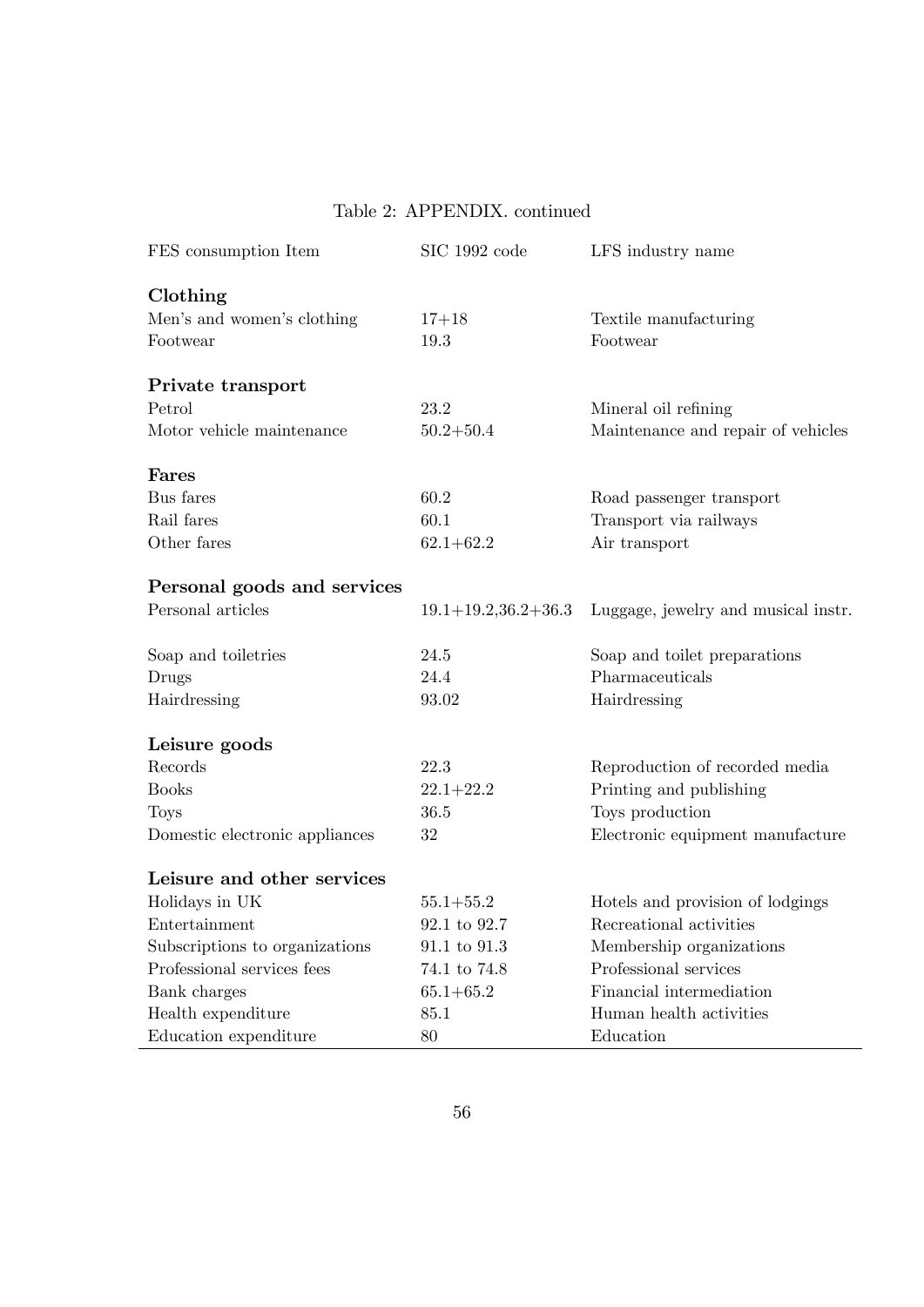Table 2: APPENDIX. continued

| FES consumption Item | SIC 1992 code | LFS industry name |
|---|---|---|
| **Clothing** | | |
| Men's and women's clothing | 17+18 | Textile manufacturing |
| Footwear | 19.3 | Footwear |
| **Private transport** | | |
| Petrol | 23.2 | Mineral oil refining |
| Motor vehicle maintenance | 50.2+50.4 | Maintenance and repair of vehicles |
| **Fares** | | |
| Bus fares | 60.2 | Road passenger transport |
| Rail fares | 60.1 | Transport via railways |
| Other fares | 62.1+62.2 | Air transport |
| **Personal goods and services** | | |
| Personal articles | 19.1+19.2,36.2+36.3 | Luggage, jewelry and musical instr. |
| Soap and toiletries | 24.5 | Soap and toilet preparations |
| Drugs | 24.4 | Pharmaceuticals |
| Hairdressing | 93.02 | Hairdressing |
| **Leisure goods** | | |
| Records | 22.3 | Reproduction of recorded media |
| Books | 22.1+22.2 | Printing and publishing |
| Toys | 36.5 | Toys production |
| Domestic electronic appliances | 32 | Electronic equipment manufacture |
| **Leisure and other services** | | |
| Holidays in UK | 55.1+55.2 | Hotels and provision of lodgings |
| Entertainment | 92.1 to 92.7 | Recreational activities |
| Subscriptions to organizations | 91.1 to 91.3 | Membership organizations |
| Professional services fees | 74.1 to 74.8 | Professional services |
| Bank charges | 65.1+65.2 | Financial intermediation |
| Health expenditure | 85.1 | Human health activities |
| Education expenditure | 80 | Education |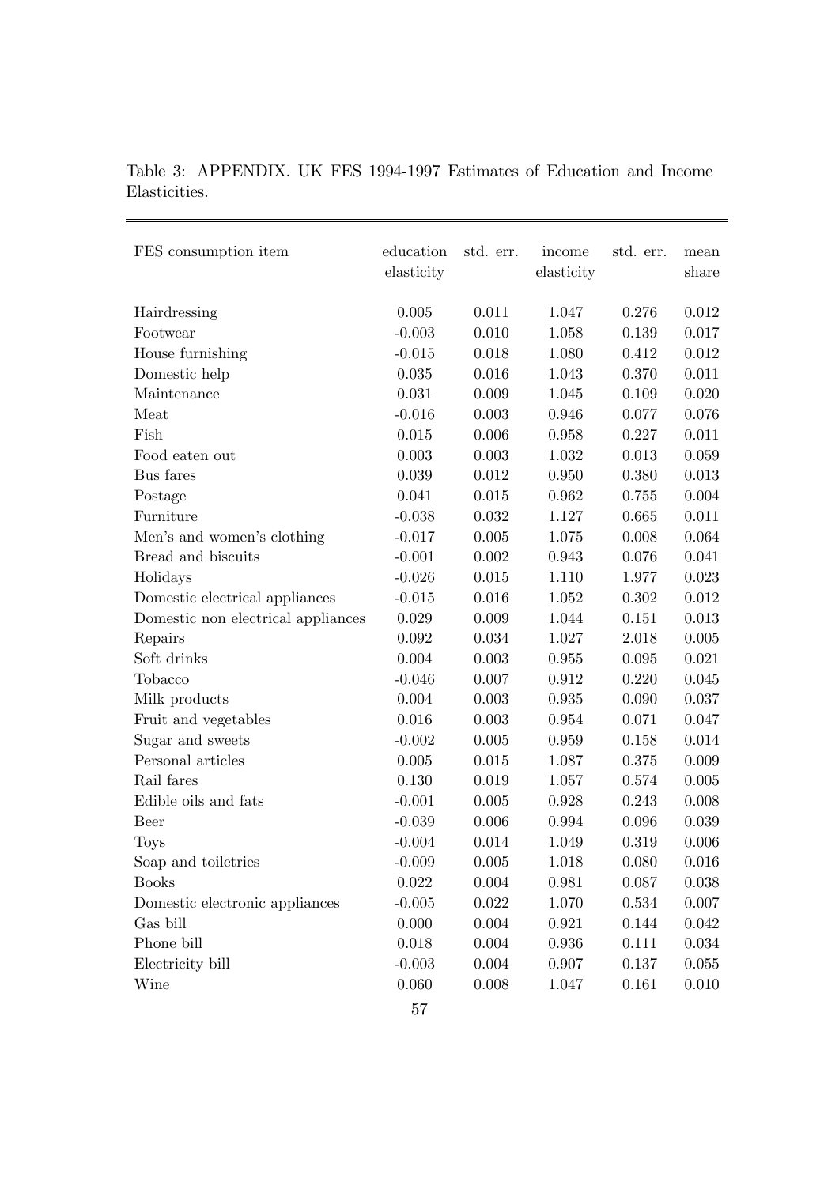Table 3: APPENDIX. UK FES 1994-1997 Estimates of Education and Income Elasticities.

| FES consumption item | education elasticity | std. err. | income elasticity | std. err. | mean share |
|---|---|---|---|---|---|
| Hairdressing | 0.005 | 0.011 | 1.047 | 0.276 | 0.012 |
| Footwear | -0.003 | 0.010 | 1.058 | 0.139 | 0.017 |
| House furnishing | -0.015 | 0.018 | 1.080 | 0.412 | 0.012 |
| Domestic help | 0.035 | 0.016 | 1.043 | 0.370 | 0.011 |
| Maintenance | 0.031 | 0.009 | 1.045 | 0.109 | 0.020 |
| Meat | -0.016 | 0.003 | 0.946 | 0.077 | 0.076 |
| Fish | 0.015 | 0.006 | 0.958 | 0.227 | 0.011 |
| Food eaten out | 0.003 | 0.003 | 1.032 | 0.013 | 0.059 |
| Bus fares | 0.039 | 0.012 | 0.950 | 0.380 | 0.013 |
| Postage | 0.041 | 0.015 | 0.962 | 0.755 | 0.004 |
| Furniture | -0.038 | 0.032 | 1.127 | 0.665 | 0.011 |
| Men's and women's clothing | -0.017 | 0.005 | 1.075 | 0.008 | 0.064 |
| Bread and biscuits | -0.001 | 0.002 | 0.943 | 0.076 | 0.041 |
| Holidays | -0.026 | 0.015 | 1.110 | 1.977 | 0.023 |
| Domestic electrical appliances | -0.015 | 0.016 | 1.052 | 0.302 | 0.012 |
| Domestic non electrical appliances | 0.029 | 0.009 | 1.044 | 0.151 | 0.013 |
| Repairs | 0.092 | 0.034 | 1.027 | 2.018 | 0.005 |
| Soft drinks | 0.004 | 0.003 | 0.955 | 0.095 | 0.021 |
| Tobacco | -0.046 | 0.007 | 0.912 | 0.220 | 0.045 |
| Milk products | 0.004 | 0.003 | 0.935 | 0.090 | 0.037 |
| Fruit and vegetables | 0.016 | 0.003 | 0.954 | 0.071 | 0.047 |
| Sugar and sweets | -0.002 | 0.005 | 0.959 | 0.158 | 0.014 |
| Personal articles | 0.005 | 0.015 | 1.087 | 0.375 | 0.009 |
| Rail fares | 0.130 | 0.019 | 1.057 | 0.574 | 0.005 |
| Edible oils and fats | -0.001 | 0.005 | 0.928 | 0.243 | 0.008 |
| Beer | -0.039 | 0.006 | 0.994 | 0.096 | 0.039 |
| Toys | -0.004 | 0.014 | 1.049 | 0.319 | 0.006 |
| Soap and toiletries | -0.009 | 0.005 | 1.018 | 0.080 | 0.016 |
| Books | 0.022 | 0.004 | 0.981 | 0.087 | 0.038 |
| Domestic electronic appliances | -0.005 | 0.022 | 1.070 | 0.534 | 0.007 |
| Gas bill | 0.000 | 0.004 | 0.921 | 0.144 | 0.042 |
| Phone bill | 0.018 | 0.004 | 0.936 | 0.111 | 0.034 |
| Electricity bill | -0.003 | 0.004 | 0.907 | 0.137 | 0.055 |
| Wine | 0.060 | 0.008 | 1.047 | 0.161 | 0.010 |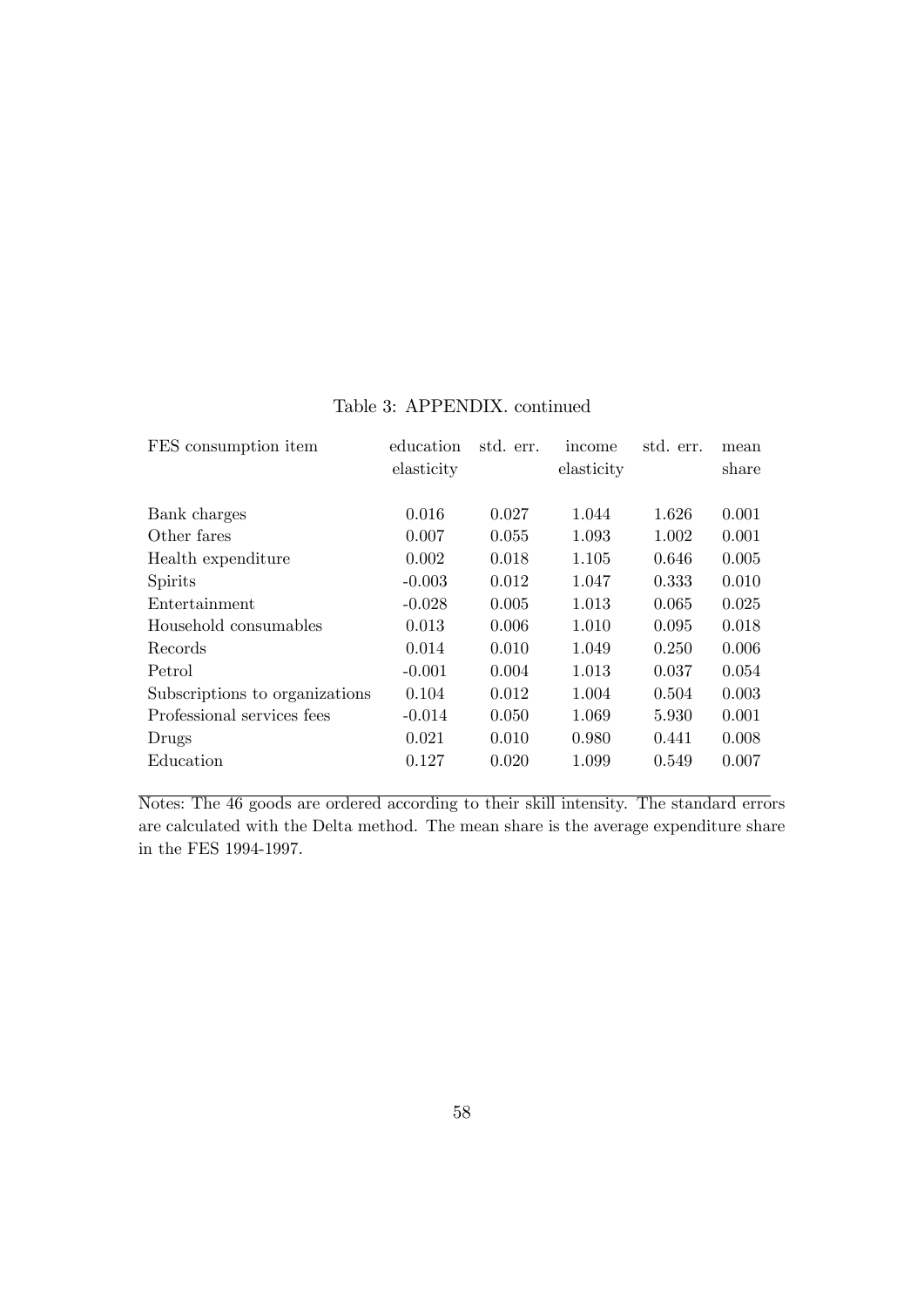Table 3: APPENDIX. continued

| FES consumption item | education elasticity | std. err. | income elasticity | std. err. | mean share |
|---|---|---|---|---|---|
| Bank charges | 0.016 | 0.027 | 1.044 | 1.626 | 0.001 |
| Other fares | 0.007 | 0.055 | 1.093 | 1.002 | 0.001 |
| Health expenditure | 0.002 | 0.018 | 1.105 | 0.646 | 0.005 |
| Spirits | -0.003 | 0.012 | 1.047 | 0.333 | 0.010 |
| Entertainment | -0.028 | 0.005 | 1.013 | 0.065 | 0.025 |
| Household consumables | 0.013 | 0.006 | 1.010 | 0.095 | 0.018 |
| Records | 0.014 | 0.010 | 1.049 | 0.250 | 0.006 |
| Petrol | -0.001 | 0.004 | 1.013 | 0.037 | 0.054 |
| Subscriptions to organizations | 0.104 | 0.012 | 1.004 | 0.504 | 0.003 |
| Professional services fees | -0.014 | 0.050 | 1.069 | 5.930 | 0.001 |
| Drugs | 0.021 | 0.010 | 0.980 | 0.441 | 0.008 |
| Education | 0.127 | 0.020 | 1.099 | 0.549 | 0.007 |

Notes: The 46 goods are ordered according to their skill intensity. The standard errors are calculated with the Delta method. The mean share is the average expenditure share in the FES 1994-1997.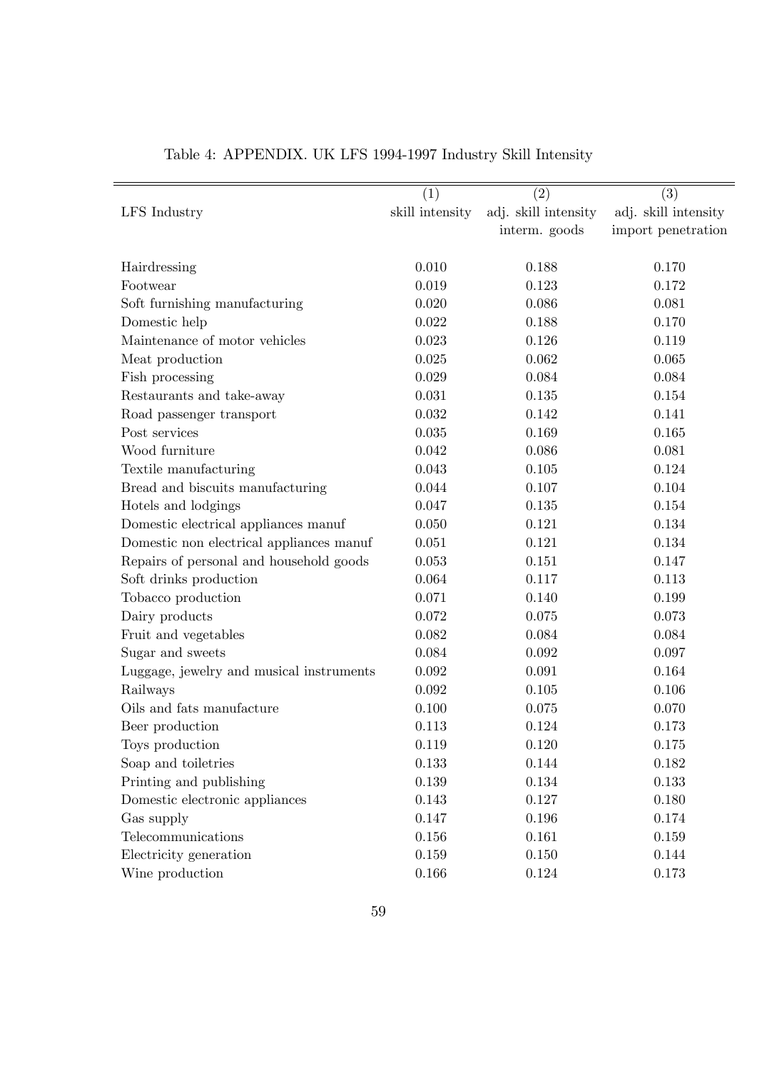Table 4: APPENDIX. UK LFS 1994-1997 Industry Skill Intensity

| LFS Industry | (1) skill intensity | (2) adj. skill intensity interm. goods | (3) adj. skill intensity import penetration |
|---|---|---|---|
| Hairdressing | 0.010 | 0.188 | 0.170 |
| Footwear | 0.019 | 0.123 | 0.172 |
| Soft furnishing manufacturing | 0.020 | 0.086 | 0.081 |
| Domestic help | 0.022 | 0.188 | 0.170 |
| Maintenance of motor vehicles | 0.023 | 0.126 | 0.119 |
| Meat production | 0.025 | 0.062 | 0.065 |
| Fish processing | 0.029 | 0.084 | 0.084 |
| Restaurants and take-away | 0.031 | 0.135 | 0.154 |
| Road passenger transport | 0.032 | 0.142 | 0.141 |
| Post services | 0.035 | 0.169 | 0.165 |
| Wood furniture | 0.042 | 0.086 | 0.081 |
| Textile manufacturing | 0.043 | 0.105 | 0.124 |
| Bread and biscuits manufacturing | 0.044 | 0.107 | 0.104 |
| Hotels and lodgings | 0.047 | 0.135 | 0.154 |
| Domestic electrical appliances manuf | 0.050 | 0.121 | 0.134 |
| Domestic non electrical appliances manuf | 0.051 | 0.121 | 0.134 |
| Repairs of personal and household goods | 0.053 | 0.151 | 0.147 |
| Soft drinks production | 0.064 | 0.117 | 0.113 |
| Tobacco production | 0.071 | 0.140 | 0.199 |
| Dairy products | 0.072 | 0.075 | 0.073 |
| Fruit and vegetables | 0.082 | 0.084 | 0.084 |
| Sugar and sweets | 0.084 | 0.092 | 0.097 |
| Luggage, jewelry and musical instruments | 0.092 | 0.091 | 0.164 |
| Railways | 0.092 | 0.105 | 0.106 |
| Oils and fats manufacture | 0.100 | 0.075 | 0.070 |
| Beer production | 0.113 | 0.124 | 0.173 |
| Toys production | 0.119 | 0.120 | 0.175 |
| Soap and toiletries | 0.133 | 0.144 | 0.182 |
| Printing and publishing | 0.139 | 0.134 | 0.133 |
| Domestic electronic appliances | 0.143 | 0.127 | 0.180 |
| Gas supply | 0.147 | 0.196 | 0.174 |
| Telecommunications | 0.156 | 0.161 | 0.159 |
| Electricity generation | 0.159 | 0.150 | 0.144 |
| Wine production | 0.166 | 0.124 | 0.173 |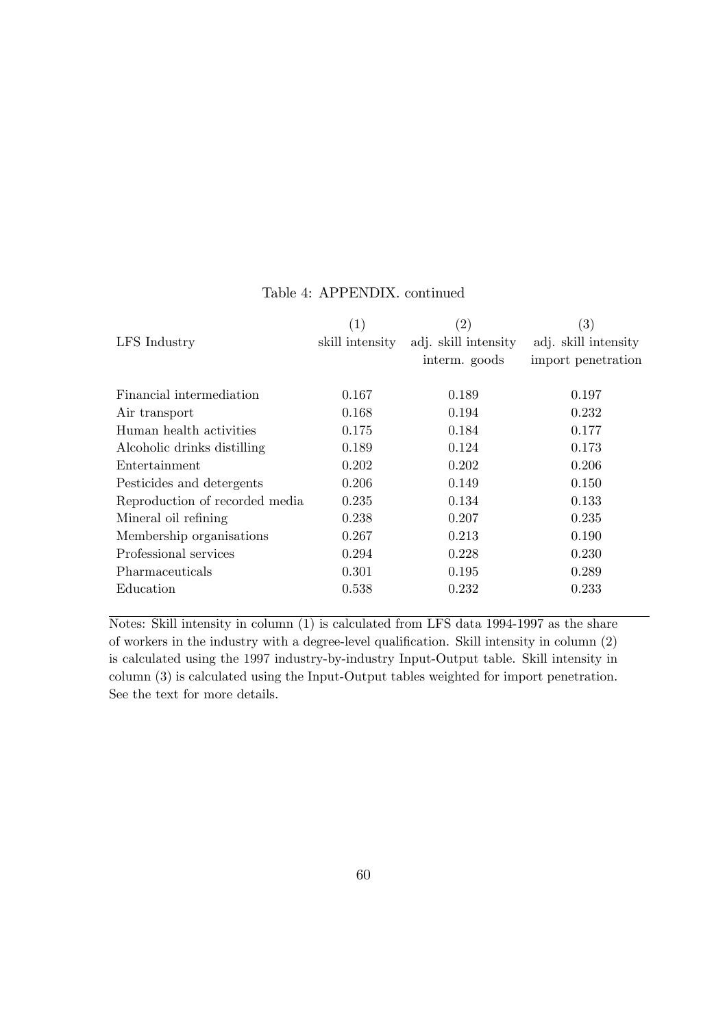Table 4: APPENDIX. continued

| LFS Industry | (1) skill intensity | (2) adj. skill intensity interm. goods | (3) adj. skill intensity import penetration |
|---|---|---|---|
| Financial intermediation | 0.167 | 0.189 | 0.197 |
| Air transport | 0.168 | 0.194 | 0.232 |
| Human health activities | 0.175 | 0.184 | 0.177 |
| Alcoholic drinks distilling | 0.189 | 0.124 | 0.173 |
| Entertainment | 0.202 | 0.202 | 0.206 |
| Pesticides and detergents | 0.206 | 0.149 | 0.150 |
| Reproduction of recorded media | 0.235 | 0.134 | 0.133 |
| Mineral oil refining | 0.238 | 0.207 | 0.235 |
| Membership organisations | 0.267 | 0.213 | 0.190 |
| Professional services | 0.294 | 0.228 | 0.230 |
| Pharmaceuticals | 0.301 | 0.195 | 0.289 |
| Education | 0.538 | 0.232 | 0.233 |

Notes: Skill intensity in column (1) is calculated from LFS data 1994-1997 as the share of workers in the industry with a degree-level qualification. Skill intensity in column (2) is calculated using the 1997 industry-by-industry Input-Output table. Skill intensity in column (3) is calculated using the Input-Output tables weighted for import penetration. See the text for more details.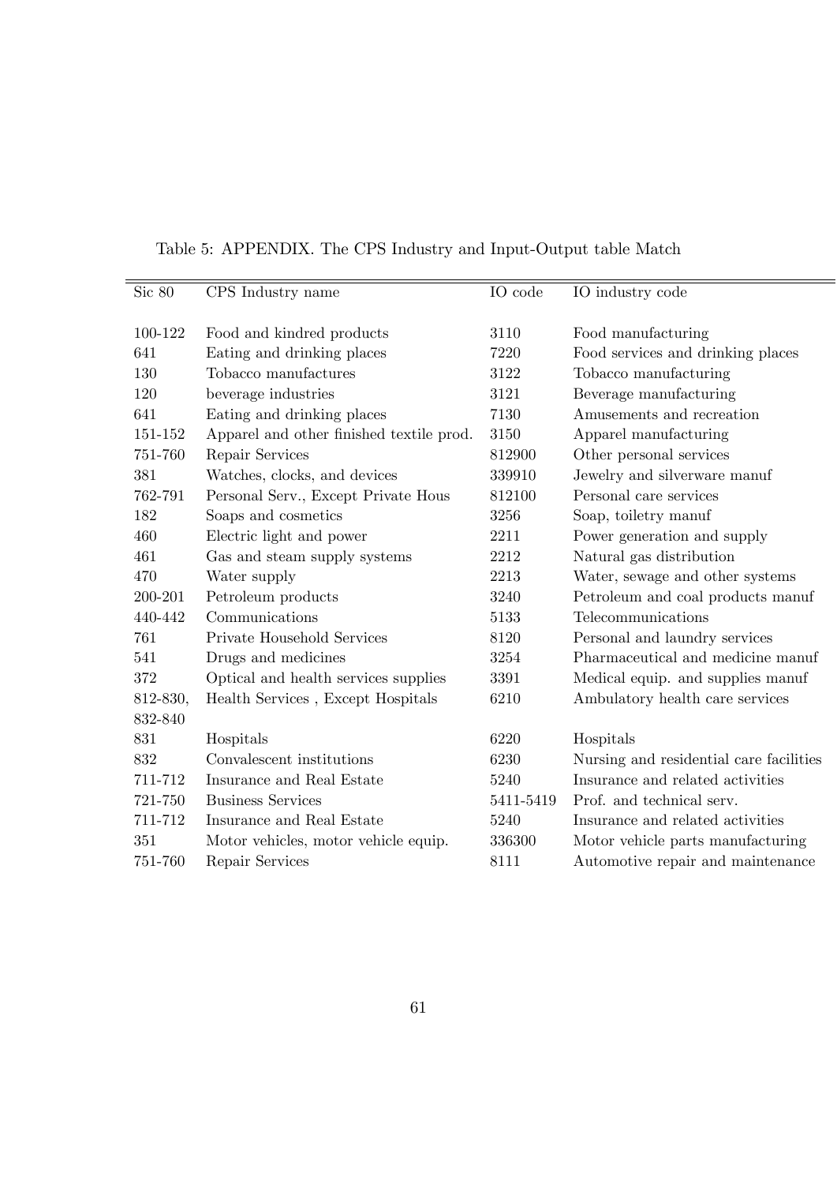Table 5: APPENDIX. The CPS Industry and Input-Output table Match

| Sic 80 | CPS Industry name | IO code | IO industry code |
|---|---|---|---|
| 100-122 | Food and kindred products | 3110 | Food manufacturing |
| 641 | Eating and drinking places | 7220 | Food services and drinking places |
| 130 | Tobacco manufactures | 3122 | Tobacco manufacturing |
| 120 | beverage industries | 3121 | Beverage manufacturing |
| 641 | Eating and drinking places | 7130 | Amusements and recreation |
| 151-152 | Apparel and other finished textile prod. | 3150 | Apparel manufacturing |
| 751-760 | Repair Services | 812900 | Other personal services |
| 381 | Watches, clocks, and devices | 339910 | Jewelry and silverware manuf |
| 762-791 | Personal Serv., Except Private Hous | 812100 | Personal care services |
| 182 | Soaps and cosmetics | 3256 | Soap, toiletry manuf |
| 460 | Electric light and power | 2211 | Power generation and supply |
| 461 | Gas and steam supply systems | 2212 | Natural gas distribution |
| 470 | Water supply | 2213 | Water, sewage and other systems |
| 200-201 | Petroleum products | 3240 | Petroleum and coal products manuf |
| 440-442 | Communications | 5133 | Telecommunications |
| 761 | Private Household Services | 8120 | Personal and laundry services |
| 541 | Drugs and medicines | 3254 | Pharmaceutical and medicine manuf |
| 372 | Optical and health services supplies | 3391 | Medical equip. and supplies manuf |
| 812-830, 832-840 | Health Services , Except Hospitals | 6210 | Ambulatory health care services |
| 831 | Hospitals | 6220 | Hospitals |
| 832 | Convalescent institutions | 6230 | Nursing and residential care facilities |
| 711-712 | Insurance and Real Estate | 5240 | Insurance and related activities |
| 721-750 | Business Services | 5411-5419 | Prof. and technical serv. |
| 711-712 | Insurance and Real Estate | 5240 | Insurance and related activities |
| 351 | Motor vehicles, motor vehicle equip. | 336300 | Motor vehicle parts manufacturing |
| 751-760 | Repair Services | 8111 | Automotive repair and maintenance |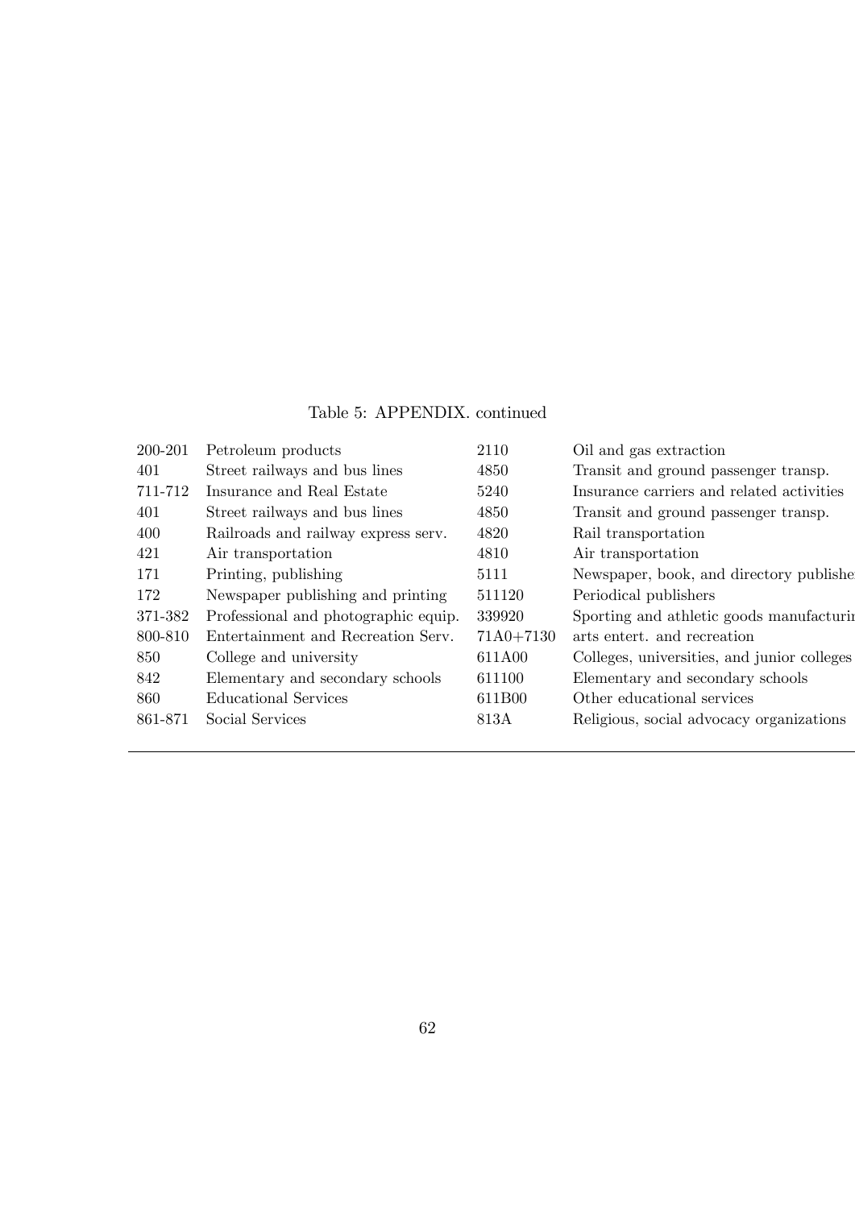Table 5: APPENDIX. continued

| | | | |
|---|---|---|---|
| 200-201 | Petroleum products | 2110 | Oil and gas extraction |
| 401 | Street railways and bus lines | 4850 | Transit and ground passenger transp. |
| 711-712 | Insurance and Real Estate | 5240 | Insurance carriers and related activities |
| 401 | Street railways and bus lines | 4850 | Transit and ground passenger transp. |
| 400 | Railroads and railway express serv. | 4820 | Rail transportation |
| 421 | Air transportation | 4810 | Air transportation |
| 171 | Printing, publishing | 5111 | Newspaper, book, and directory publishe |
| 172 | Newspaper publishing and printing | 511120 | Periodical publishers |
| 371-382 | Professional and photographic equip. | 339920 | Sporting and athletic goods manufacturi |
| 800-810 | Entertainment and Recreation Serv. | 71A0+7130 | arts entert. and recreation |
| 850 | College and university | 611A00 | Colleges, universities, and junior colleges |
| 842 | Elementary and secondary schools | 611100 | Elementary and secondary schools |
| 860 | Educational Services | 611B00 | Other educational services |
| 861-871 | Social Services | 813A | Religious, social advocacy organizations |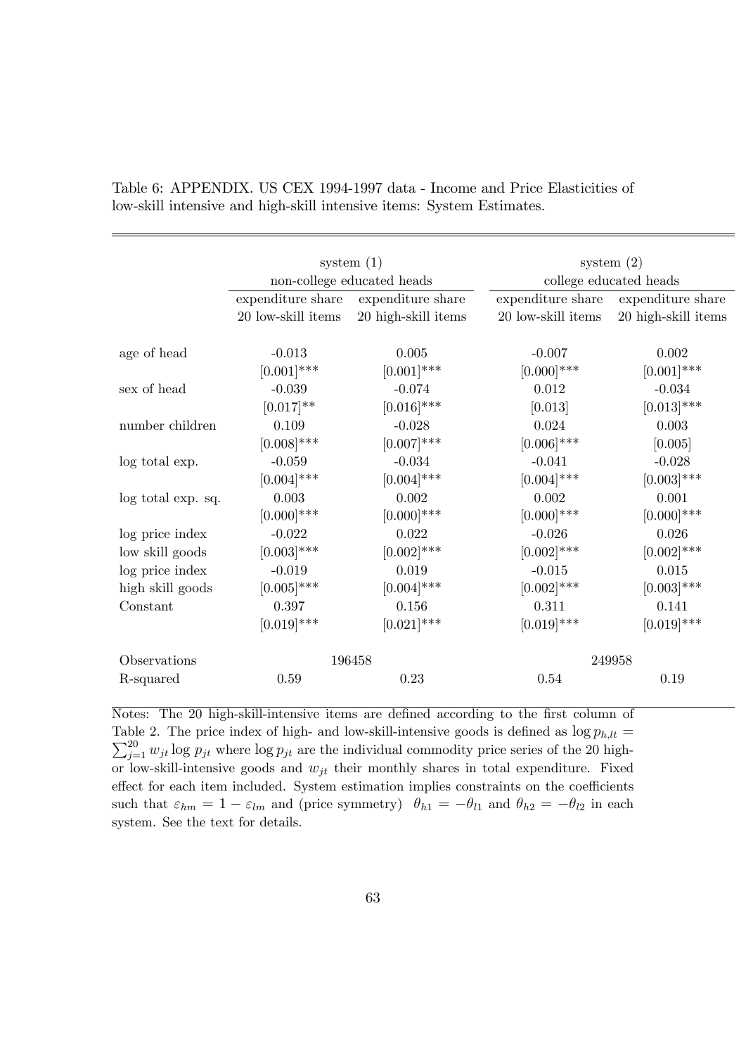Table 6: APPENDIX. US CEX 1994-1997 data - Income and Price Elasticities of low-skill intensive and high-skill intensive items: System Estimates.

| | system (1) non-college educated heads | | system (2) college educated heads | |
|---|---|---|---|---|
| | expenditure share 20 low-skill items | expenditure share 20 high-skill items | expenditure share 20 low-skill items | expenditure share 20 high-skill items |
| age of head | -0.013 | 0.005 | -0.007 | 0.002 |
| | [0.001]*** | [0.001]*** | [0.000]*** | [0.001]*** |
| sex of head | -0.039 | -0.074 | 0.012 | -0.034 |
| | [0.017]** | [0.016]*** | [0.013] | [0.013]*** |
| number children | 0.109 | -0.028 | 0.024 | 0.003 |
| | [0.008]*** | [0.007]*** | [0.006]*** | [0.005] |
| log total exp. | -0.059 | -0.034 | -0.041 | -0.028 |
| | [0.004]*** | [0.004]*** | [0.004]*** | [0.003]*** |
| log total exp. sq. | 0.003 | 0.002 | 0.002 | 0.001 |
| | [0.000]*** | [0.000]*** | [0.000]*** | [0.000]*** |
| log price index low skill goods | -0.022 | 0.022 | -0.026 | 0.026 |
| | [0.003]*** | [0.002]*** | [0.002]*** | [0.002]*** |
| log price index high skill goods | -0.019 | 0.019 | -0.015 | 0.015 |
| | [0.005]*** | [0.004]*** | [0.002]*** | [0.003]*** |
| Constant | 0.397 | 0.156 | 0.311 | 0.141 |
| | [0.019]*** | [0.021]*** | [0.019]*** | [0.019]*** |
| Observations | 196458 | | 249958 | |
| R-squared | 0.59 | 0.23 | 0.54 | 0.19 |

Notes: The 20 high-skill-intensive items are defined according to the first column of Table 2. The price index of high- and low-skill-intensive goods is defined as $\log p_{h,lt} = \sum_{j=1}^{20} w_{jt} \log p_{jt}$ where $\log p_{jt}$ are the individual commodity price series of the 20 high- or low-skill-intensive goods and $w_{jt}$ their monthly shares in total expenditure. Fixed effect for each item included. System estimation implies constraints on the coefficients such that $\varepsilon_{hm} = 1 - \varepsilon_{lm}$ and (price symmetry) $\theta_{h1} = -\theta_{l1}$ and $\theta_{h2} = -\theta_{l2}$ in each system. See the text for details.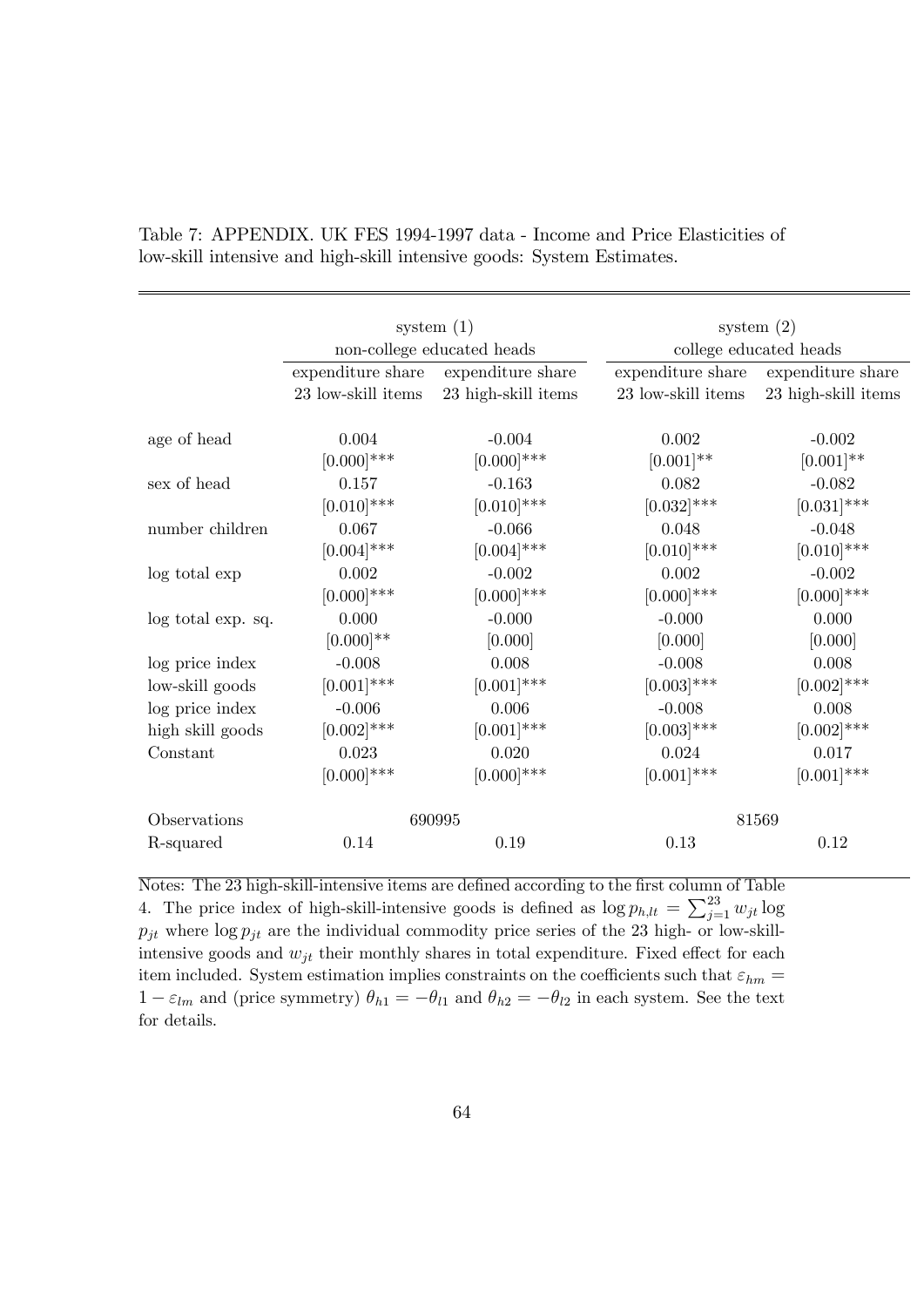Table 7: APPENDIX. UK FES 1994-1997 data - Income and Price Elasticities of low-skill intensive and high-skill intensive goods: System Estimates.

| | system (1) | | system (2) | |
|---|---|---|---|---|
| | non-college educated heads | | college educated heads | |
| | expenditure share 23 low-skill items | expenditure share 23 high-skill items | expenditure share 23 low-skill items | expenditure share 23 high-skill items |
| age of head | 0.004 | -0.004 | 0.002 | -0.002 |
| | [0.000]*** | [0.000]*** | [0.001]** | [0.001]** |
| sex of head | 0.157 | -0.163 | 0.082 | -0.082 |
| | [0.010]*** | [0.010]*** | [0.032]*** | [0.031]*** |
| number children | 0.067 | -0.066 | 0.048 | -0.048 |
| | [0.004]*** | [0.004]*** | [0.010]*** | [0.010]*** |
| log total exp | 0.002 | -0.002 | 0.002 | -0.002 |
| | [0.000]*** | [0.000]*** | [0.000]*** | [0.000]*** |
| log total exp. sq. | 0.000 | -0.000 | -0.000 | 0.000 |
| | [0.000]** | [0.000] | [0.000] | [0.000] |
| log price index low-skill goods | -0.008 | 0.008 | -0.008 | 0.008 |
| | [0.001]*** | [0.001]*** | [0.003]*** | [0.002]*** |
| log price index high skill goods | -0.006 | 0.006 | -0.008 | 0.008 |
| | [0.002]*** | [0.001]*** | [0.003]*** | [0.002]*** |
| Constant | 0.023 | 0.020 | 0.024 | 0.017 |
| | [0.000]*** | [0.000]*** | [0.001]*** | [0.001]*** |
| Observations | 690995 | | 81569 | |
| R-squared | 0.14 | 0.19 | 0.13 | 0.12 |

Notes: The 23 high-skill-intensive items are defined according to the first column of Table 4. The price index of high-skill-intensive goods is defined as $\log p_{h,lt} = \sum_{j=1}^{23} w_{jt} \log p_{jt}$ where $\log p_{jt}$ are the individual commodity price series of the 23 high- or low-skill-intensive goods and $w_{jt}$ their monthly shares in total expenditure. Fixed effect for each item included. System estimation implies constraints on the coefficients such that $\varepsilon_{hm} = 1 - \varepsilon_{lm}$ and (price symmetry) $\theta_{h1} = -\theta_{l1}$ and $\theta_{h2} = -\theta_{l2}$ in each system. See the text for details.